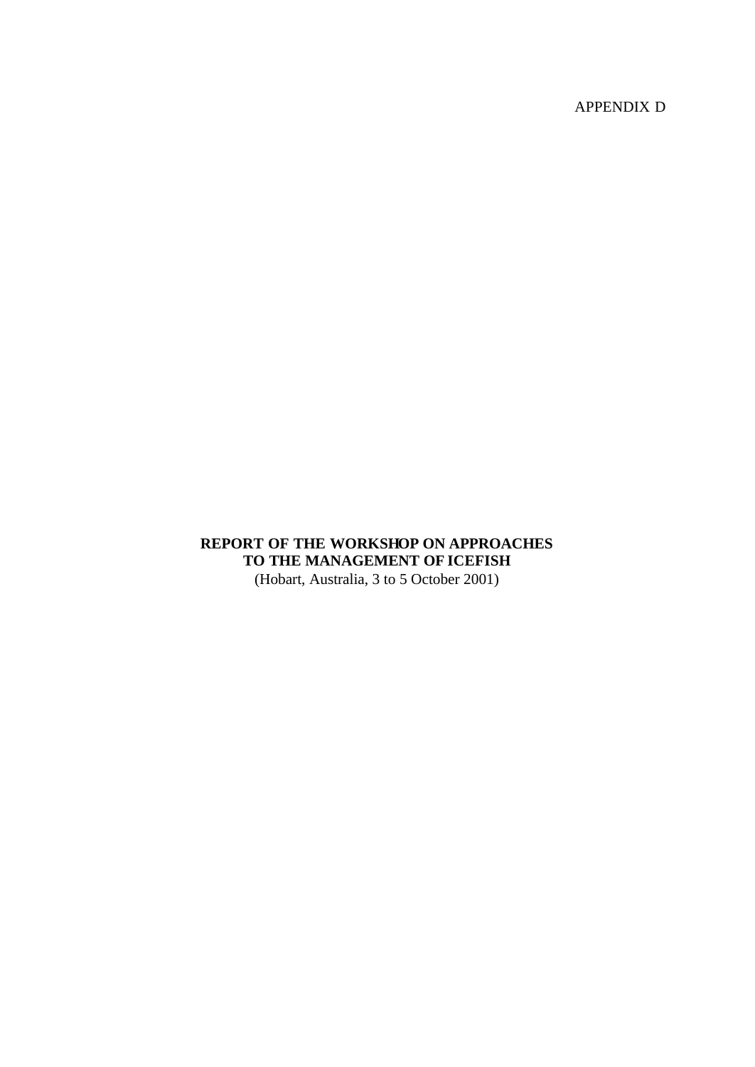APPENDIX D

# REPORT OF THE WORKSHOP ON APPROACHES TO THE MANAGEMENT OF ICEFISH

(Hobart, Australia, 3 to 5 October 2001)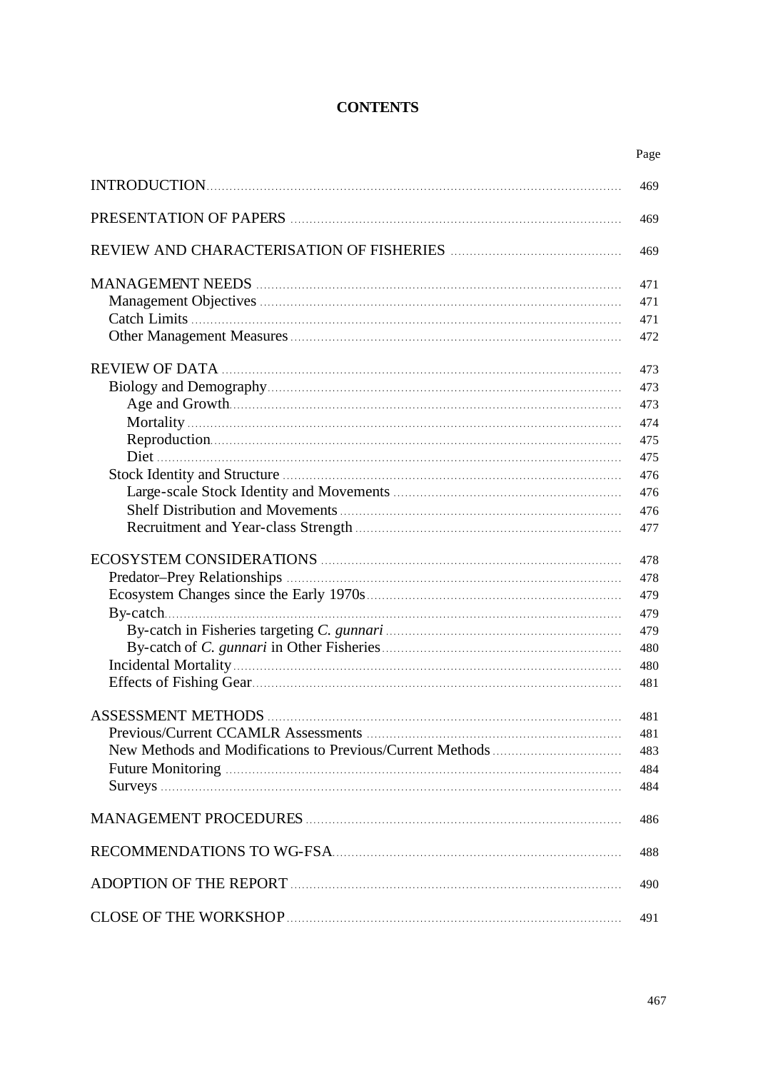# CONTENTS

| | Page |
|---|---|
| INTRODUCTION | 469 |
| PRESENTATION OF PAPERS | 469 |
| REVIEW AND CHARACTERISATION OF FISHERIES | 469 |
| MANAGEMENT NEEDS | 471 |
| Management Objectives | 471 |
| Catch Limits | 471 |
| Other Management Measures | 472 |
| REVIEW OF DATA | 473 |
| Biology and Demography | 473 |
| Age and Growth | 473 |
| Mortality | 474 |
| Reproduction | 475 |
| Diet | 475 |
| Stock Identity and Structure | 476 |
| Large-scale Stock Identity and Movements | 476 |
| Shelf Distribution and Movements | 476 |
| Recruitment and Year-class Strength | 477 |
| ECOSYSTEM CONSIDERATIONS | 478 |
| Predator–Prey Relationships | 478 |
| Ecosystem Changes since the Early 1970s | 479 |
| By-catch | 479 |
| By-catch in Fisheries targeting *C. gunnari* | 479 |
| By-catch of *C. gunnari* in Other Fisheries | 480 |
| Incidental Mortality | 480 |
| Effects of Fishing Gear | 481 |
| ASSESSMENT METHODS | 481 |
| Previous/Current CCAMLR Assessments | 481 |
| New Methods and Modifications to Previous/Current Methods | 483 |
| Future Monitoring | 484 |
| Surveys | 484 |
| MANAGEMENT PROCEDURES | 486 |
| RECOMMENDATIONS TO WG-FSA | 488 |
| ADOPTION OF THE REPORT | 490 |
| CLOSE OF THE WORKSHOP | 491 |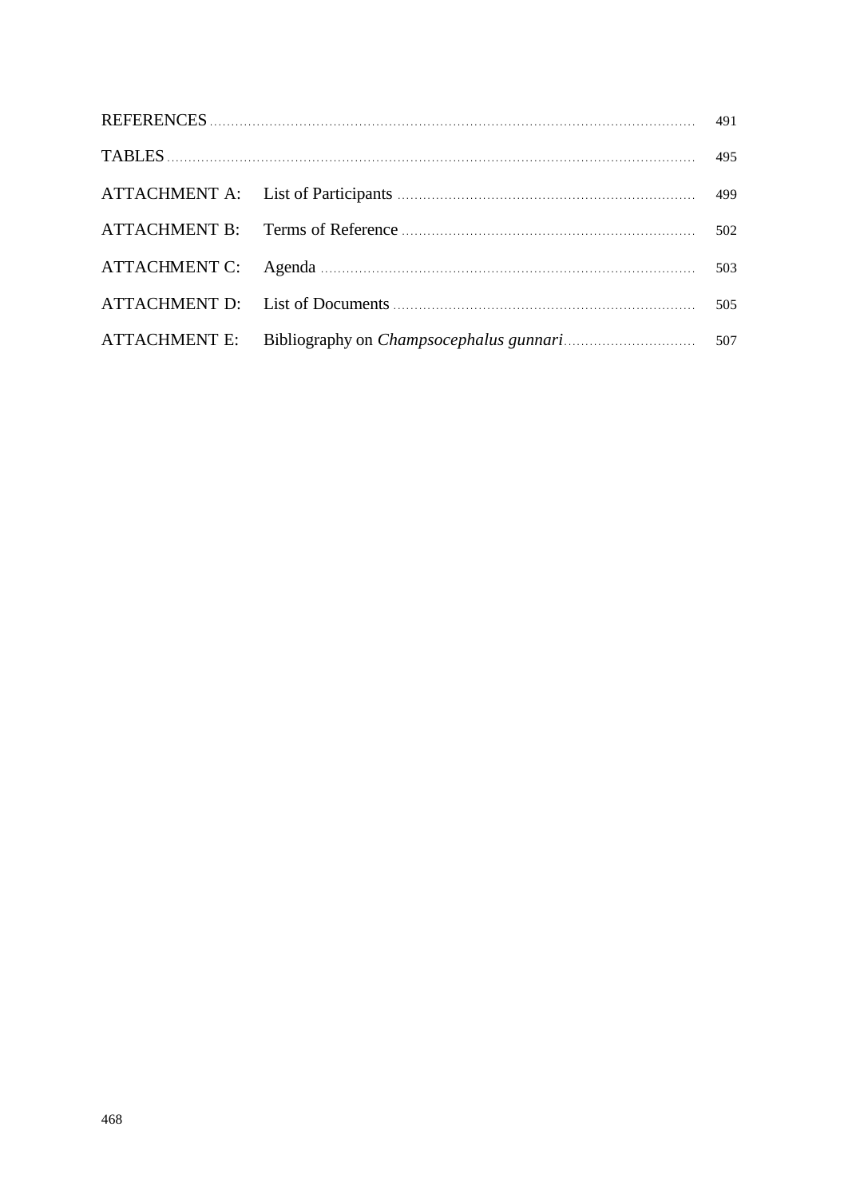| | | |
|---|---|---|
| REFERENCES | | 491 |
| TABLES | | 495 |
| ATTACHMENT A: | List of Participants | 499 |
| ATTACHMENT B: | Terms of Reference | 502 |
| ATTACHMENT C: | Agenda | 503 |
| ATTACHMENT D: | List of Documents | 505 |
| ATTACHMENT E: | Bibliography on *Champsocephalus gunnari* | 507 |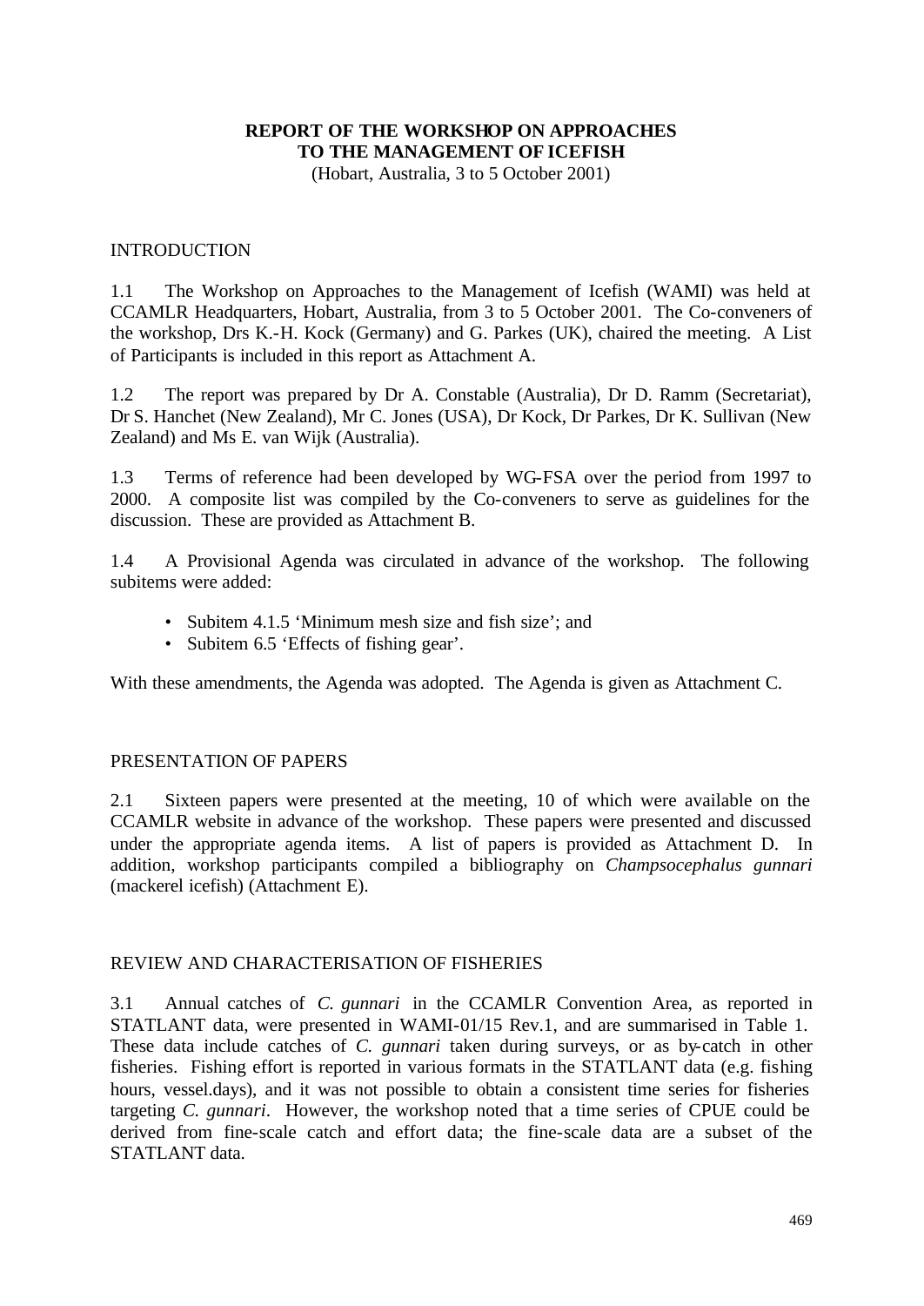# REPORT OF THE WORKSHOP ON APPROACHES TO THE MANAGEMENT OF ICEFISH

(Hobart, Australia, 3 to 5 October 2001)

## INTRODUCTION

1.1 The Workshop on Approaches to the Management of Icefish (WAMI) was held at CCAMLR Headquarters, Hobart, Australia, from 3 to 5 October 2001. The Co-conveners of the workshop, Drs K.-H. Kock (Germany) and G. Parkes (UK), chaired the meeting. A List of Participants is included in this report as Attachment A.

1.2 The report was prepared by Dr A. Constable (Australia), Dr D. Ramm (Secretariat), Dr S. Hanchet (New Zealand), Mr C. Jones (USA), Dr Kock, Dr Parkes, Dr K. Sullivan (New Zealand) and Ms E. van Wijk (Australia).

1.3 Terms of reference had been developed by WG-FSA over the period from 1997 to 2000. A composite list was compiled by the Co-conveners to serve as guidelines for the discussion. These are provided as Attachment B.

1.4 A Provisional Agenda was circulated in advance of the workshop. The following subitems were added:

- Subitem 4.1.5 'Minimum mesh size and fish size'; and
- Subitem 6.5 'Effects of fishing gear'.

With these amendments, the Agenda was adopted. The Agenda is given as Attachment C.

## PRESENTATION OF PAPERS

2.1 Sixteen papers were presented at the meeting, 10 of which were available on the CCAMLR website in advance of the workshop. These papers were presented and discussed under the appropriate agenda items. A list of papers is provided as Attachment D. In addition, workshop participants compiled a bibliography on *Champsocephalus gunnari* (mackerel icefish) (Attachment E).

## REVIEW AND CHARACTERISATION OF FISHERIES

3.1 Annual catches of *C. gunnari* in the CCAMLR Convention Area, as reported in STATLANT data, were presented in WAMI-01/15 Rev.1, and are summarised in Table 1. These data include catches of *C. gunnari* taken during surveys, or as by-catch in other fisheries. Fishing effort is reported in various formats in the STATLANT data (e.g. fishing hours, vessel.days), and it was not possible to obtain a consistent time series for fisheries targeting *C. gunnari*. However, the workshop noted that a time series of CPUE could be derived from fine-scale catch and effort data; the fine-scale data are a subset of the STATLANT data.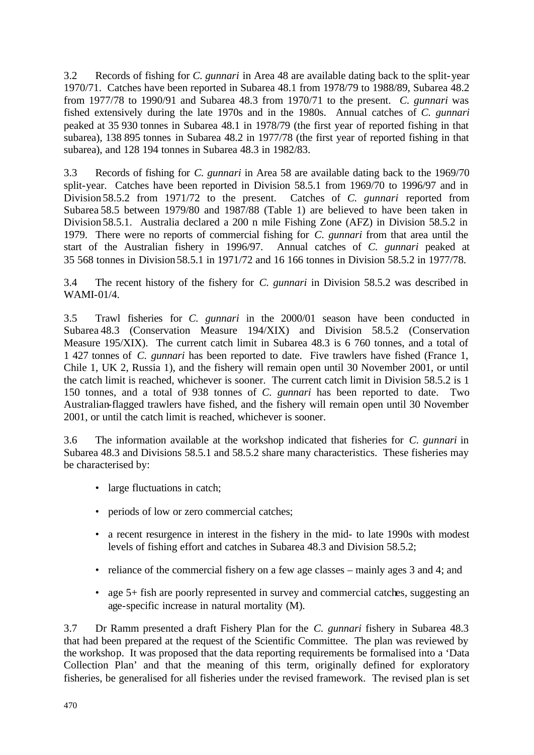3.2 Records of fishing for *C. gunnari* in Area 48 are available dating back to the split-year 1970/71. Catches have been reported in Subarea 48.1 from 1978/79 to 1988/89, Subarea 48.2 from 1977/78 to 1990/91 and Subarea 48.3 from 1970/71 to the present. *C. gunnari* was fished extensively during the late 1970s and in the 1980s. Annual catches of *C. gunnari* peaked at 35 930 tonnes in Subarea 48.1 in 1978/79 (the first year of reported fishing in that subarea), 138 895 tonnes in Subarea 48.2 in 1977/78 (the first year of reported fishing in that subarea), and 128 194 tonnes in Subarea 48.3 in 1982/83.

3.3 Records of fishing for *C. gunnari* in Area 58 are available dating back to the 1969/70 split-year. Catches have been reported in Division 58.5.1 from 1969/70 to 1996/97 and in Division 58.5.2 from 1971/72 to the present. Catches of *C. gunnari* reported from Subarea 58.5 between 1979/80 and 1987/88 (Table 1) are believed to have been taken in Division 58.5.1. Australia declared a 200 n mile Fishing Zone (AFZ) in Division 58.5.2 in 1979. There were no reports of commercial fishing for *C. gunnari* from that area until the start of the Australian fishery in 1996/97. Annual catches of *C. gunnari* peaked at 35 568 tonnes in Division 58.5.1 in 1971/72 and 16 166 tonnes in Division 58.5.2 in 1977/78.

3.4 The recent history of the fishery for *C. gunnari* in Division 58.5.2 was described in WAMI-01/4.

3.5 Trawl fisheries for *C. gunnari* in the 2000/01 season have been conducted in Subarea 48.3 (Conservation Measure 194/XIX) and Division 58.5.2 (Conservation Measure 195/XIX). The current catch limit in Subarea 48.3 is 6 760 tonnes, and a total of 1 427 tonnes of *C. gunnari* has been reported to date. Five trawlers have fished (France 1, Chile 1, UK 2, Russia 1), and the fishery will remain open until 30 November 2001, or until the catch limit is reached, whichever is sooner. The current catch limit in Division 58.5.2 is 1 150 tonnes, and a total of 938 tonnes of *C. gunnari* has been reported to date. Two Australian-flagged trawlers have fished, and the fishery will remain open until 30 November 2001, or until the catch limit is reached, whichever is sooner.

3.6 The information available at the workshop indicated that fisheries for *C. gunnari* in Subarea 48.3 and Divisions 58.5.1 and 58.5.2 share many characteristics. These fisheries may be characterised by:

- large fluctuations in catch;
- periods of low or zero commercial catches;
- a recent resurgence in interest in the fishery in the mid- to late 1990s with modest levels of fishing effort and catches in Subarea 48.3 and Division 58.5.2;
- reliance of the commercial fishery on a few age classes – mainly ages 3 and 4; and
- age 5+ fish are poorly represented in survey and commercial catches, suggesting an age-specific increase in natural mortality (M).

3.7 Dr Ramm presented a draft Fishery Plan for the *C. gunnari* fishery in Subarea 48.3 that had been prepared at the request of the Scientific Committee. The plan was reviewed by the workshop. It was proposed that the data reporting requirements be formalised into a 'Data Collection Plan' and that the meaning of this term, originally defined for exploratory fisheries, be generalised for all fisheries under the revised framework. The revised plan is set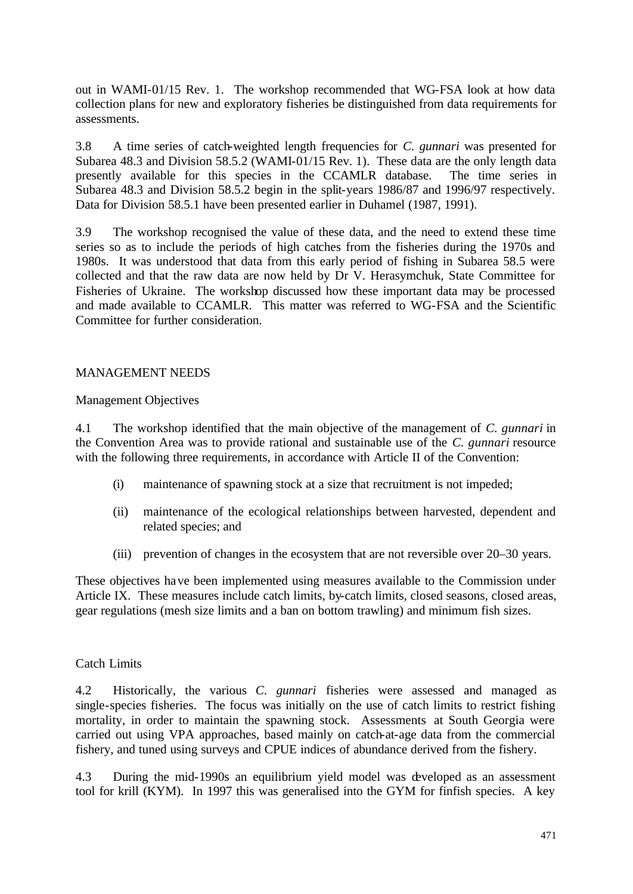out in WAMI-01/15 Rev. 1. The workshop recommended that WG-FSA look at how data collection plans for new and exploratory fisheries be distinguished from data requirements for assessments.

3.8 A time series of catch-weighted length frequencies for *C. gunnari* was presented for Subarea 48.3 and Division 58.5.2 (WAMI-01/15 Rev. 1). These data are the only length data presently available for this species in the CCAMLR database. The time series in Subarea 48.3 and Division 58.5.2 begin in the split-years 1986/87 and 1996/97 respectively. Data for Division 58.5.1 have been presented earlier in Duhamel (1987, 1991).

3.9 The workshop recognised the value of these data, and the need to extend these time series so as to include the periods of high catches from the fisheries during the 1970s and 1980s. It was understood that data from this early period of fishing in Subarea 58.5 were collected and that the raw data are now held by Dr V. Herasymchuk, State Committee for Fisheries of Ukraine. The workshop discussed how these important data may be processed and made available to CCAMLR. This matter was referred to WG-FSA and the Scientific Committee for further consideration.

## MANAGEMENT NEEDS

### Management Objectives

4.1 The workshop identified that the main objective of the management of *C. gunnari* in the Convention Area was to provide rational and sustainable use of the *C. gunnari* resource with the following three requirements, in accordance with Article II of the Convention:

(i) maintenance of spawning stock at a size that recruitment is not impeded;

(ii) maintenance of the ecological relationships between harvested, dependent and related species; and

(iii) prevention of changes in the ecosystem that are not reversible over 20–30 years.

These objectives have been implemented using measures available to the Commission under Article IX. These measures include catch limits, by-catch limits, closed seasons, closed areas, gear regulations (mesh size limits and a ban on bottom trawling) and minimum fish sizes.

### Catch Limits

4.2 Historically, the various *C. gunnari* fisheries were assessed and managed as single-species fisheries. The focus was initially on the use of catch limits to restrict fishing mortality, in order to maintain the spawning stock. Assessments at South Georgia were carried out using VPA approaches, based mainly on catch-at-age data from the commercial fishery, and tuned using surveys and CPUE indices of abundance derived from the fishery.

4.3 During the mid-1990s an equilibrium yield model was developed as an assessment tool for krill (KYM). In 1997 this was generalised into the GYM for finfish species. A key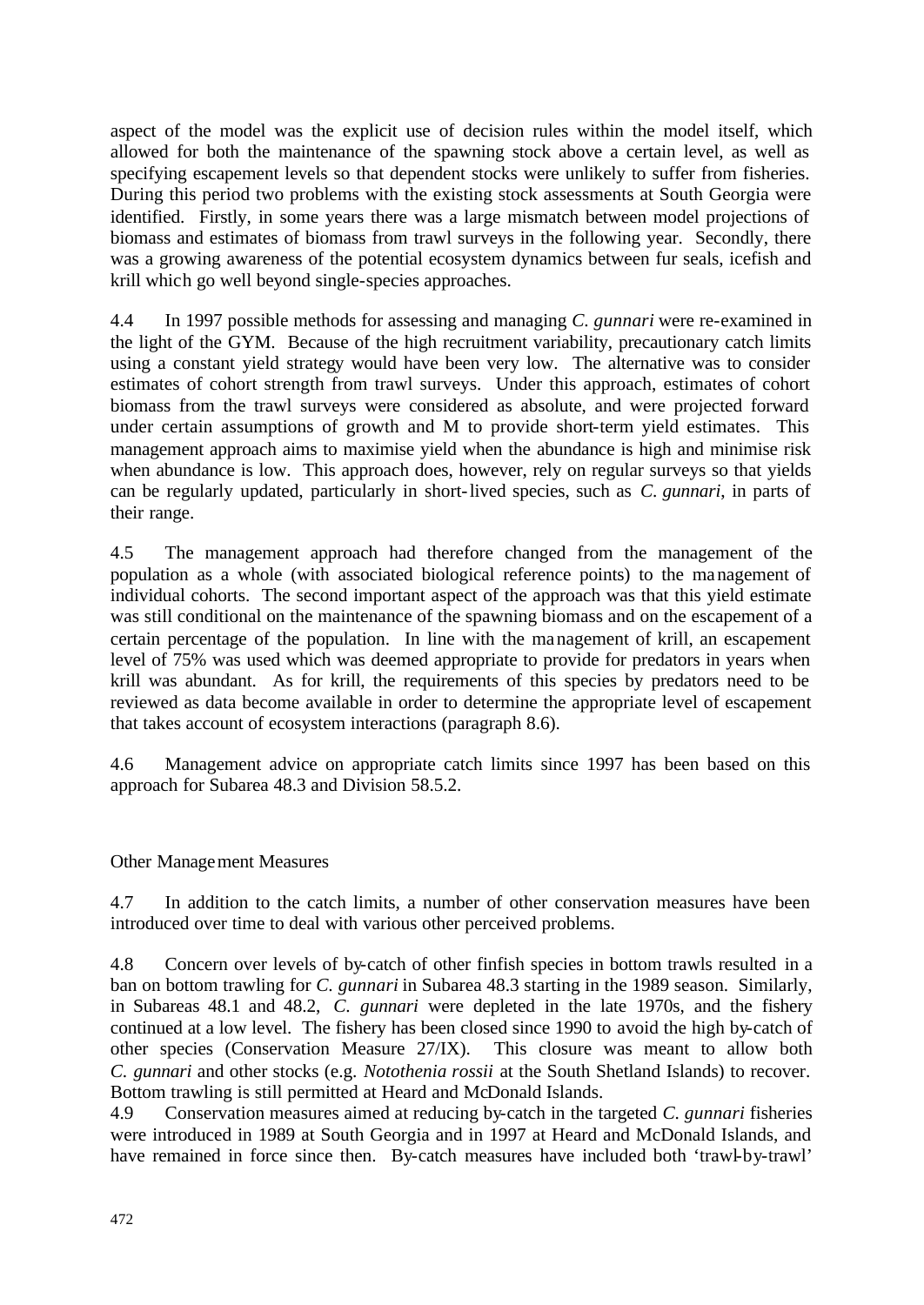aspect of the model was the explicit use of decision rules within the model itself, which allowed for both the maintenance of the spawning stock above a certain level, as well as specifying escapement levels so that dependent stocks were unlikely to suffer from fisheries. During this period two problems with the existing stock assessments at South Georgia were identified. Firstly, in some years there was a large mismatch between model projections of biomass and estimates of biomass from trawl surveys in the following year. Secondly, there was a growing awareness of the potential ecosystem dynamics between fur seals, icefish and krill which go well beyond single-species approaches.

4.4 In 1997 possible methods for assessing and managing *C. gunnari* were re-examined in the light of the GYM. Because of the high recruitment variability, precautionary catch limits using a constant yield strategy would have been very low. The alternative was to consider estimates of cohort strength from trawl surveys. Under this approach, estimates of cohort biomass from the trawl surveys were considered as absolute, and were projected forward under certain assumptions of growth and M to provide short-term yield estimates. This management approach aims to maximise yield when the abundance is high and minimise risk when abundance is low. This approach does, however, rely on regular surveys so that yields can be regularly updated, particularly in short-lived species, such as *C. gunnari*, in parts of their range.

4.5 The management approach had therefore changed from the management of the population as a whole (with associated biological reference points) to the management of individual cohorts. The second important aspect of the approach was that this yield estimate was still conditional on the maintenance of the spawning biomass and on the escapement of a certain percentage of the population. In line with the management of krill, an escapement level of 75% was used which was deemed appropriate to provide for predators in years when krill was abundant. As for krill, the requirements of this species by predators need to be reviewed as data become available in order to determine the appropriate level of escapement that takes account of ecosystem interactions (paragraph 8.6).

4.6 Management advice on appropriate catch limits since 1997 has been based on this approach for Subarea 48.3 and Division 58.5.2.

## Other Management Measures

4.7 In addition to the catch limits, a number of other conservation measures have been introduced over time to deal with various other perceived problems.

4.8 Concern over levels of by-catch of other finfish species in bottom trawls resulted in a ban on bottom trawling for *C. gunnari* in Subarea 48.3 starting in the 1989 season. Similarly, in Subareas 48.1 and 48.2, *C. gunnari* were depleted in the late 1970s, and the fishery continued at a low level. The fishery has been closed since 1990 to avoid the high by-catch of other species (Conservation Measure 27/IX). This closure was meant to allow both *C. gunnari* and other stocks (e.g. *Notothenia rossii* at the South Shetland Islands) to recover. Bottom trawling is still permitted at Heard and McDonald Islands.

4.9 Conservation measures aimed at reducing by-catch in the targeted *C. gunnari* fisheries were introduced in 1989 at South Georgia and in 1997 at Heard and McDonald Islands, and have remained in force since then. By-catch measures have included both 'trawl-by-trawl'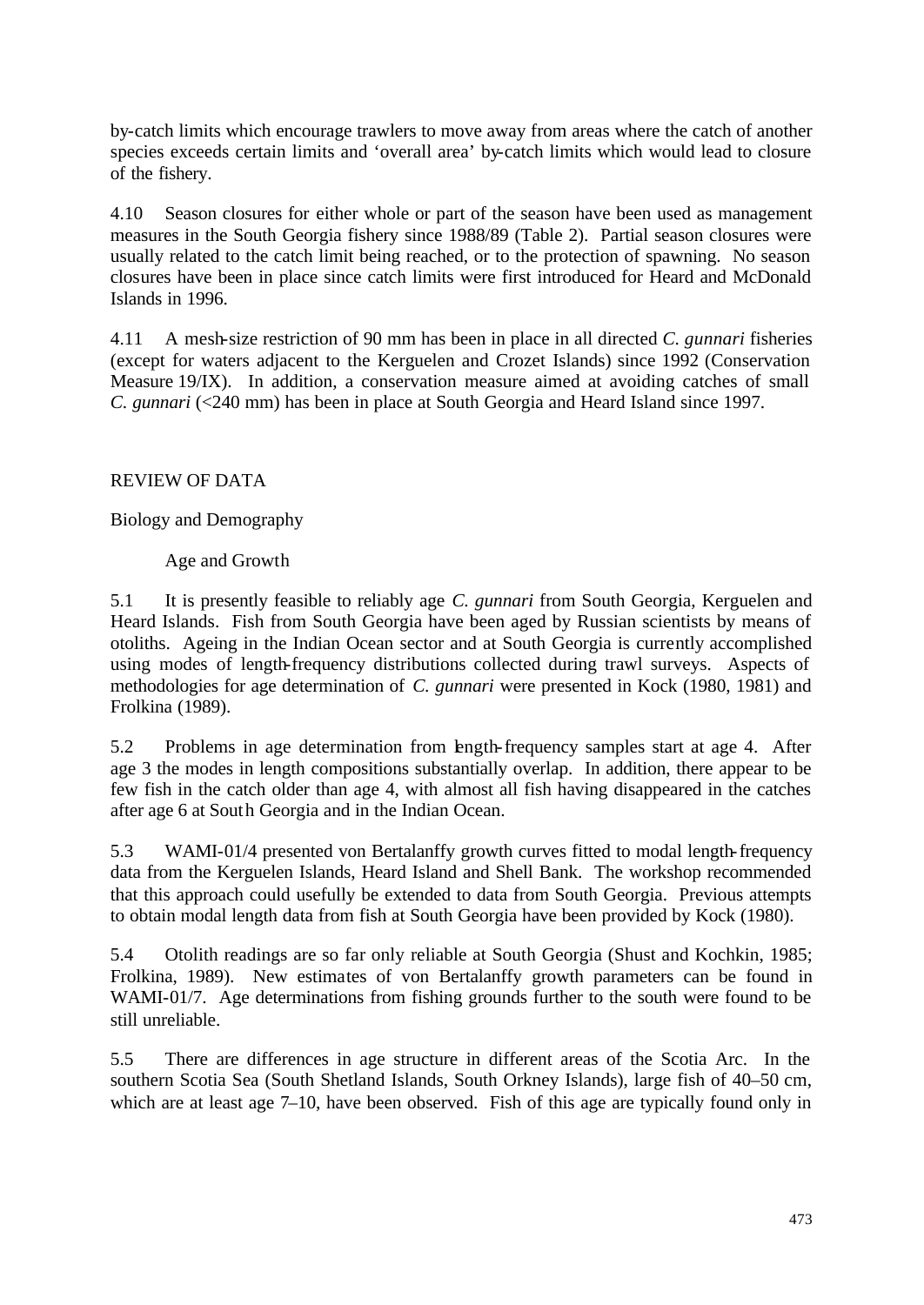by-catch limits which encourage trawlers to move away from areas where the catch of another species exceeds certain limits and 'overall area' by-catch limits which would lead to closure of the fishery.

4.10 Season closures for either whole or part of the season have been used as management measures in the South Georgia fishery since 1988/89 (Table 2). Partial season closures were usually related to the catch limit being reached, or to the protection of spawning. No season closures have been in place since catch limits were first introduced for Heard and McDonald Islands in 1996.

4.11 A mesh-size restriction of 90 mm has been in place in all directed *C. gunnari* fisheries (except for waters adjacent to the Kerguelen and Crozet Islands) since 1992 (Conservation Measure 19/IX). In addition, a conservation measure aimed at avoiding catches of small *C. gunnari* (<240 mm) has been in place at South Georgia and Heard Island since 1997.

## REVIEW OF DATA

### Biology and Demography

#### Age and Growth

5.1 It is presently feasible to reliably age *C. gunnari* from South Georgia, Kerguelen and Heard Islands. Fish from South Georgia have been aged by Russian scientists by means of otoliths. Ageing in the Indian Ocean sector and at South Georgia is currently accomplished using modes of length-frequency distributions collected during trawl surveys. Aspects of methodologies for age determination of *C. gunnari* were presented in Kock (1980, 1981) and Frolkina (1989).

5.2 Problems in age determination from length-frequency samples start at age 4. After age 3 the modes in length compositions substantially overlap. In addition, there appear to be few fish in the catch older than age 4, with almost all fish having disappeared in the catches after age 6 at South Georgia and in the Indian Ocean.

5.3 WAMI-01/4 presented von Bertalanffy growth curves fitted to modal length-frequency data from the Kerguelen Islands, Heard Island and Shell Bank. The workshop recommended that this approach could usefully be extended to data from South Georgia. Previous attempts to obtain modal length data from fish at South Georgia have been provided by Kock (1980).

5.4 Otolith readings are so far only reliable at South Georgia (Shust and Kochkin, 1985; Frolkina, 1989). New estimates of von Bertalanffy growth parameters can be found in WAMI-01/7. Age determinations from fishing grounds further to the south were found to be still unreliable.

5.5 There are differences in age structure in different areas of the Scotia Arc. In the southern Scotia Sea (South Shetland Islands, South Orkney Islands), large fish of 40–50 cm, which are at least age 7–10, have been observed. Fish of this age are typically found only in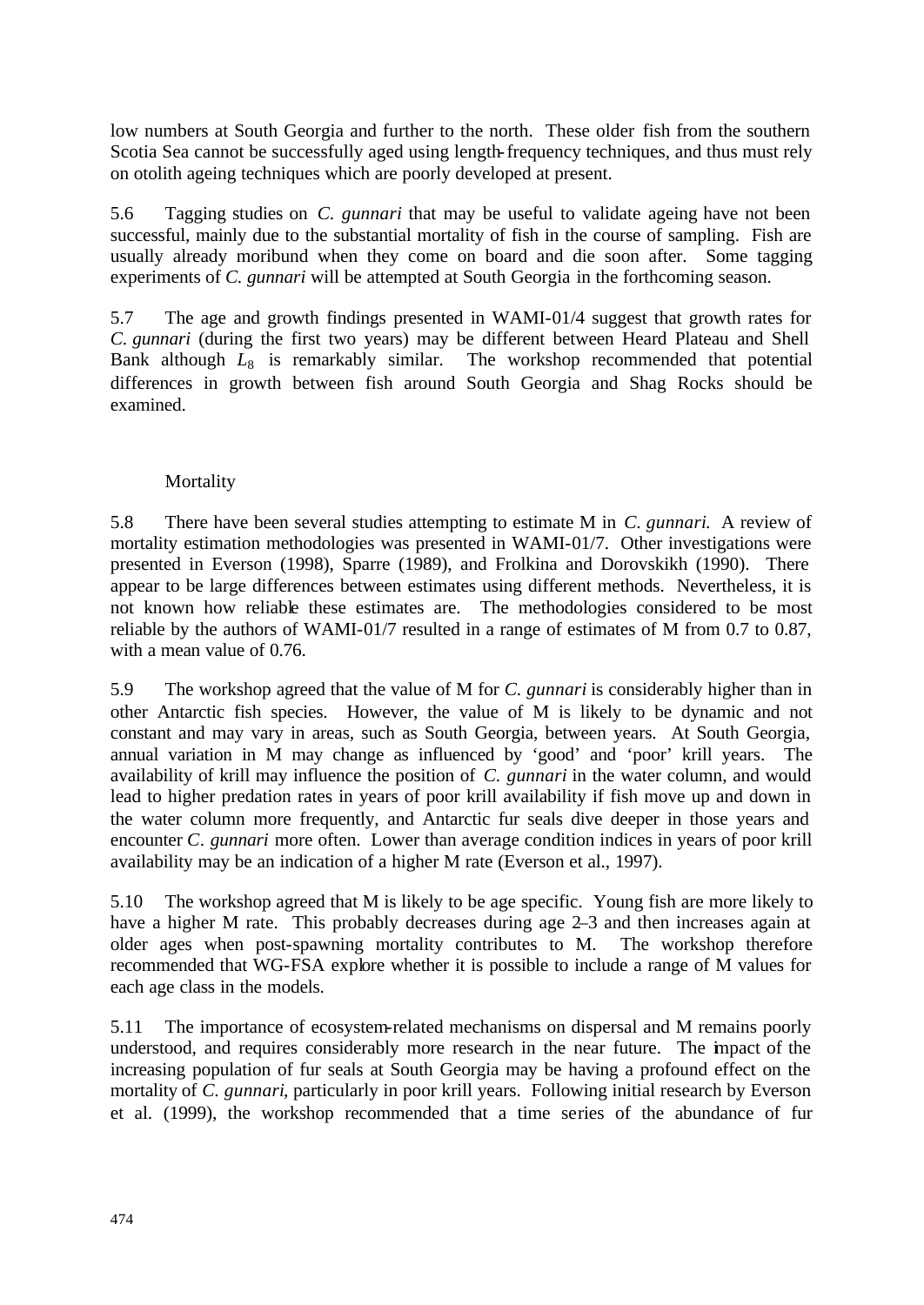low numbers at South Georgia and further to the north. These older fish from the southern Scotia Sea cannot be successfully aged using length-frequency techniques, and thus must rely on otolith ageing techniques which are poorly developed at present.

5.6 Tagging studies on *C. gunnari* that may be useful to validate ageing have not been successful, mainly due to the substantial mortality of fish in the course of sampling. Fish are usually already moribund when they come on board and die soon after. Some tagging experiments of *C. gunnari* will be attempted at South Georgia in the forthcoming season.

5.7 The age and growth findings presented in WAMI-01/4 suggest that growth rates for *C. gunnari* (during the first two years) may be different between Heard Plateau and Shell Bank although $L_8$ is remarkably similar. The workshop recommended that potential differences in growth between fish around South Georgia and Shag Rocks should be examined.

### Mortality

5.8 There have been several studies attempting to estimate M in *C. gunnari*. A review of mortality estimation methodologies was presented in WAMI-01/7. Other investigations were presented in Everson (1998), Sparre (1989), and Frolkina and Dorovskikh (1990). There appear to be large differences between estimates using different methods. Nevertheless, it is not known how reliable these estimates are. The methodologies considered to be most reliable by the authors of WAMI-01/7 resulted in a range of estimates of M from 0.7 to 0.87, with a mean value of 0.76.

5.9 The workshop agreed that the value of M for *C. gunnari* is considerably higher than in other Antarctic fish species. However, the value of M is likely to be dynamic and not constant and may vary in areas, such as South Georgia, between years. At South Georgia, annual variation in M may change as influenced by 'good' and 'poor' krill years. The availability of krill may influence the position of *C. gunnari* in the water column, and would lead to higher predation rates in years of poor krill availability if fish move up and down in the water column more frequently, and Antarctic fur seals dive deeper in those years and encounter *C. gunnari* more often. Lower than average condition indices in years of poor krill availability may be an indication of a higher M rate (Everson et al., 1997).

5.10 The workshop agreed that M is likely to be age specific. Young fish are more likely to have a higher M rate. This probably decreases during age 2–3 and then increases again at older ages when post-spawning mortality contributes to M. The workshop therefore recommended that WG-FSA explore whether it is possible to include a range of M values for each age class in the models.

5.11 The importance of ecosystem-related mechanisms on dispersal and M remains poorly understood, and requires considerably more research in the near future. The impact of the increasing population of fur seals at South Georgia may be having a profound effect on the mortality of *C. gunnari*, particularly in poor krill years. Following initial research by Everson et al. (1999), the workshop recommended that a time series of the abundance of fur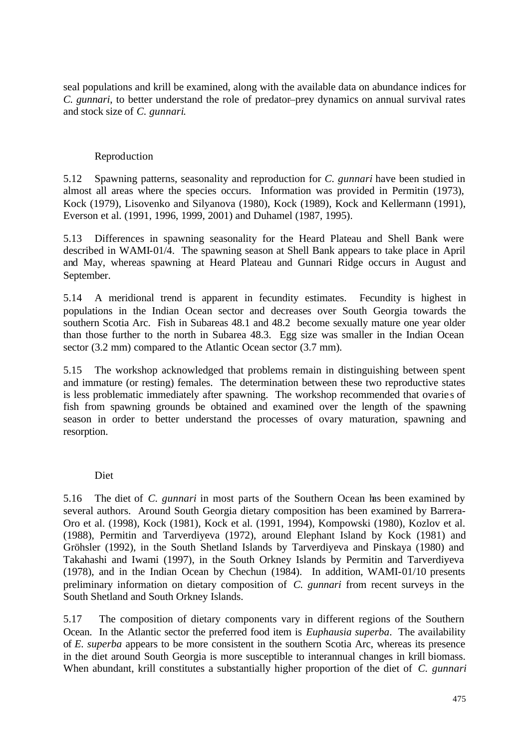seal populations and krill be examined, along with the available data on abundance indices for *C. gunnari*, to better understand the role of predator–prey dynamics on annual survival rates and stock size of *C. gunnari*.

### Reproduction

5.12 Spawning patterns, seasonality and reproduction for *C. gunnari* have been studied in almost all areas where the species occurs. Information was provided in Permitin (1973), Kock (1979), Lisovenko and Silyanova (1980), Kock (1989), Kock and Kellermann (1991), Everson et al. (1991, 1996, 1999, 2001) and Duhamel (1987, 1995).

5.13 Differences in spawning seasonality for the Heard Plateau and Shell Bank were described in WAMI-01/4. The spawning season at Shell Bank appears to take place in April and May, whereas spawning at Heard Plateau and Gunnari Ridge occurs in August and September.

5.14 A meridional trend is apparent in fecundity estimates. Fecundity is highest in populations in the Indian Ocean sector and decreases over South Georgia towards the southern Scotia Arc. Fish in Subareas 48.1 and 48.2 become sexually mature one year older than those further to the north in Subarea 48.3. Egg size was smaller in the Indian Ocean sector (3.2 mm) compared to the Atlantic Ocean sector (3.7 mm).

5.15 The workshop acknowledged that problems remain in distinguishing between spent and immature (or resting) females. The determination between these two reproductive states is less problematic immediately after spawning. The workshop recommended that ovaries of fish from spawning grounds be obtained and examined over the length of the spawning season in order to better understand the processes of ovary maturation, spawning and resorption.

### Diet

5.16 The diet of *C. gunnari* in most parts of the Southern Ocean has been examined by several authors. Around South Georgia dietary composition has been examined by Barrera-Oro et al. (1998), Kock (1981), Kock et al. (1991, 1994), Kompowski (1980), Kozlov et al. (1988), Permitin and Tarverdiyeva (1972), around Elephant Island by Kock (1981) and Gröhsler (1992), in the South Shetland Islands by Tarverdiyeva and Pinskaya (1980) and Takahashi and Iwami (1997), in the South Orkney Islands by Permitin and Tarverdiyeva (1978), and in the Indian Ocean by Chechun (1984). In addition, WAMI-01/10 presents preliminary information on dietary composition of *C. gunnari* from recent surveys in the South Shetland and South Orkney Islands.

5.17 The composition of dietary components vary in different regions of the Southern Ocean. In the Atlantic sector the preferred food item is *Euphausia superba*. The availability of *E. superba* appears to be more consistent in the southern Scotia Arc, whereas its presence in the diet around South Georgia is more susceptible to interannual changes in krill biomass. When abundant, krill constitutes a substantially higher proportion of the diet of *C. gunnari*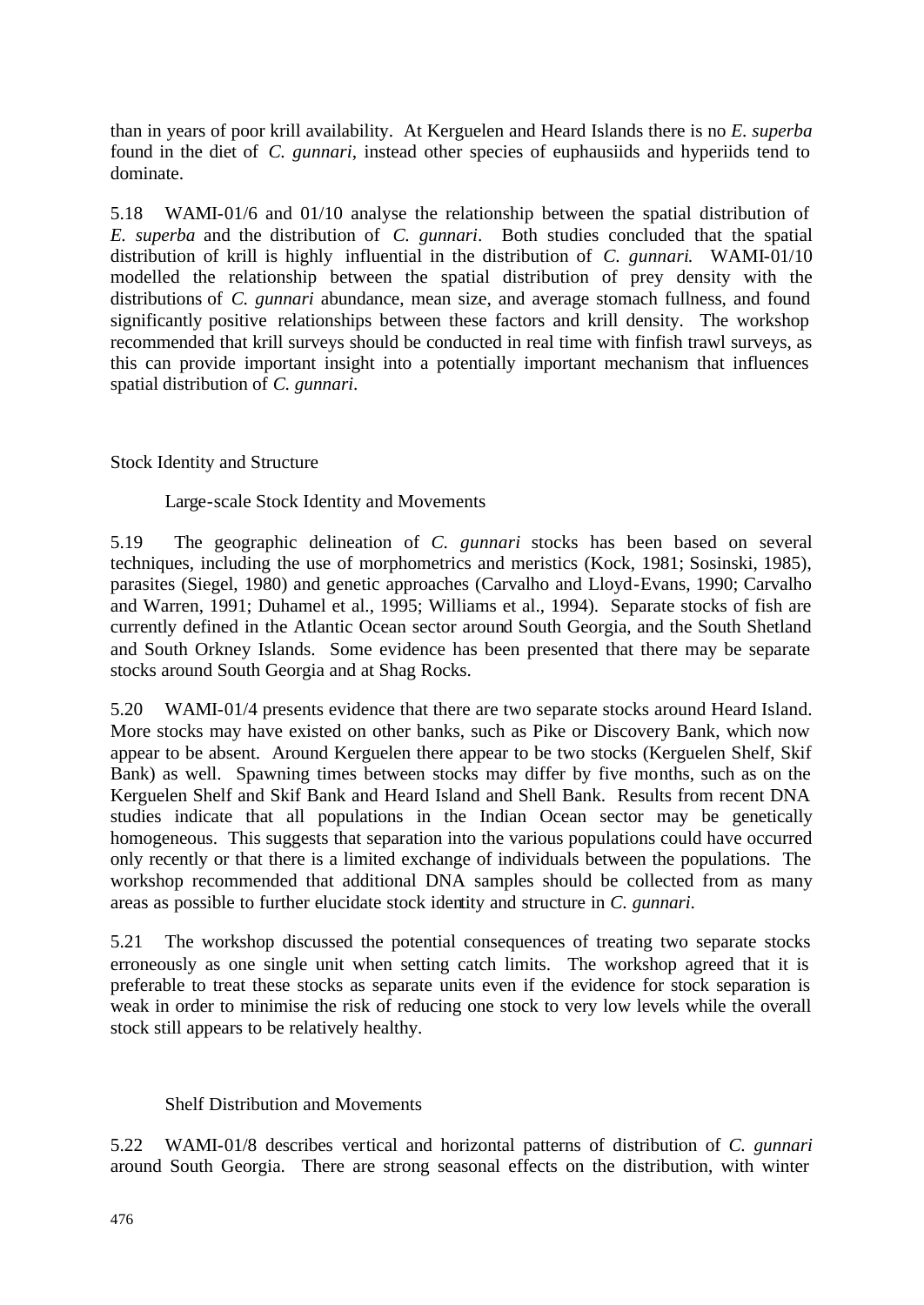than in years of poor krill availability. At Kerguelen and Heard Islands there is no *E. superba* found in the diet of *C. gunnari*, instead other species of euphausiids and hyperiids tend to dominate.

5.18 WAMI-01/6 and 01/10 analyse the relationship between the spatial distribution of *E. superba* and the distribution of *C. gunnari*. Both studies concluded that the spatial distribution of krill is highly influential in the distribution of *C. gunnari*. WAMI-01/10 modelled the relationship between the spatial distribution of prey density with the distributions of *C. gunnari* abundance, mean size, and average stomach fullness, and found significantly positive relationships between these factors and krill density. The workshop recommended that krill surveys should be conducted in real time with finfish trawl surveys, as this can provide important insight into a potentially important mechanism that influences spatial distribution of *C. gunnari*.

## Stock Identity and Structure

### Large-scale Stock Identity and Movements

5.19 The geographic delineation of *C. gunnari* stocks has been based on several techniques, including the use of morphometrics and meristics (Kock, 1981; Sosinski, 1985), parasites (Siegel, 1980) and genetic approaches (Carvalho and Lloyd-Evans, 1990; Carvalho and Warren, 1991; Duhamel et al., 1995; Williams et al., 1994). Separate stocks of fish are currently defined in the Atlantic Ocean sector around South Georgia, and the South Shetland and South Orkney Islands. Some evidence has been presented that there may be separate stocks around South Georgia and at Shag Rocks.

5.20 WAMI-01/4 presents evidence that there are two separate stocks around Heard Island. More stocks may have existed on other banks, such as Pike or Discovery Bank, which now appear to be absent. Around Kerguelen there appear to be two stocks (Kerguelen Shelf, Skif Bank) as well. Spawning times between stocks may differ by five months, such as on the Kerguelen Shelf and Skif Bank and Heard Island and Shell Bank. Results from recent DNA studies indicate that all populations in the Indian Ocean sector may be genetically homogeneous. This suggests that separation into the various populations could have occurred only recently or that there is a limited exchange of individuals between the populations. The workshop recommended that additional DNA samples should be collected from as many areas as possible to further elucidate stock identity and structure in *C. gunnari*.

5.21 The workshop discussed the potential consequences of treating two separate stocks erroneously as one single unit when setting catch limits. The workshop agreed that it is preferable to treat these stocks as separate units even if the evidence for stock separation is weak in order to minimise the risk of reducing one stock to very low levels while the overall stock still appears to be relatively healthy.

### Shelf Distribution and Movements

5.22 WAMI-01/8 describes vertical and horizontal patterns of distribution of *C. gunnari* around South Georgia. There are strong seasonal effects on the distribution, with winter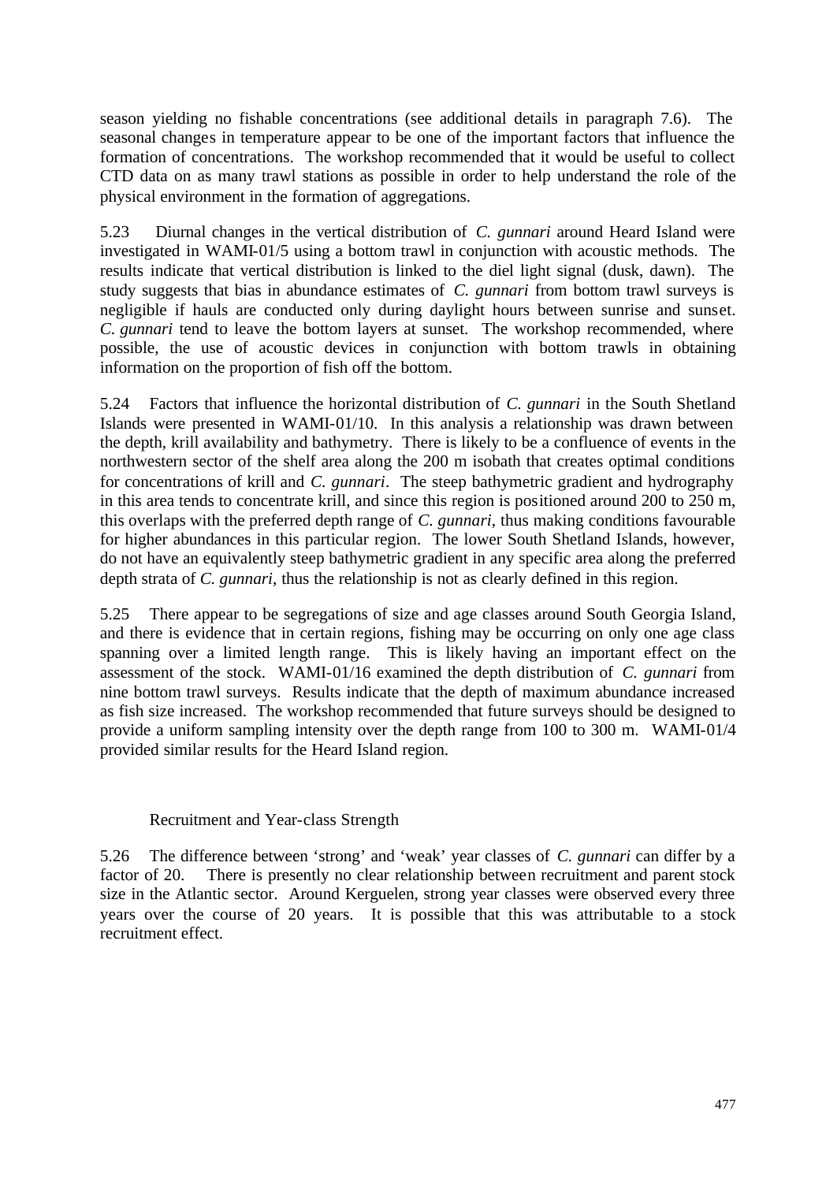season yielding no fishable concentrations (see additional details in paragraph 7.6). The seasonal changes in temperature appear to be one of the important factors that influence the formation of concentrations. The workshop recommended that it would be useful to collect CTD data on as many trawl stations as possible in order to help understand the role of the physical environment in the formation of aggregations.

5.23 Diurnal changes in the vertical distribution of *C. gunnari* around Heard Island were investigated in WAMI-01/5 using a bottom trawl in conjunction with acoustic methods. The results indicate that vertical distribution is linked to the diel light signal (dusk, dawn). The study suggests that bias in abundance estimates of *C. gunnari* from bottom trawl surveys is negligible if hauls are conducted only during daylight hours between sunrise and sunset. *C. gunnari* tend to leave the bottom layers at sunset. The workshop recommended, where possible, the use of acoustic devices in conjunction with bottom trawls in obtaining information on the proportion of fish off the bottom.

5.24 Factors that influence the horizontal distribution of *C. gunnari* in the South Shetland Islands were presented in WAMI-01/10. In this analysis a relationship was drawn between the depth, krill availability and bathymetry. There is likely to be a confluence of events in the northwestern sector of the shelf area along the 200 m isobath that creates optimal conditions for concentrations of krill and *C. gunnari*. The steep bathymetric gradient and hydrography in this area tends to concentrate krill, and since this region is positioned around 200 to 250 m, this overlaps with the preferred depth range of *C. gunnari*, thus making conditions favourable for higher abundances in this particular region. The lower South Shetland Islands, however, do not have an equivalently steep bathymetric gradient in any specific area along the preferred depth strata of *C. gunnari*, thus the relationship is not as clearly defined in this region.

5.25 There appear to be segregations of size and age classes around South Georgia Island, and there is evidence that in certain regions, fishing may be occurring on only one age class spanning over a limited length range. This is likely having an important effect on the assessment of the stock. WAMI-01/16 examined the depth distribution of *C. gunnari* from nine bottom trawl surveys. Results indicate that the depth of maximum abundance increased as fish size increased. The workshop recommended that future surveys should be designed to provide a uniform sampling intensity over the depth range from 100 to 300 m. WAMI-01/4 provided similar results for the Heard Island region.

### Recruitment and Year-class Strength

5.26 The difference between 'strong' and 'weak' year classes of *C. gunnari* can differ by a factor of 20. There is presently no clear relationship between recruitment and parent stock size in the Atlantic sector. Around Kerguelen, strong year classes were observed every three years over the course of 20 years. It is possible that this was attributable to a stock recruitment effect.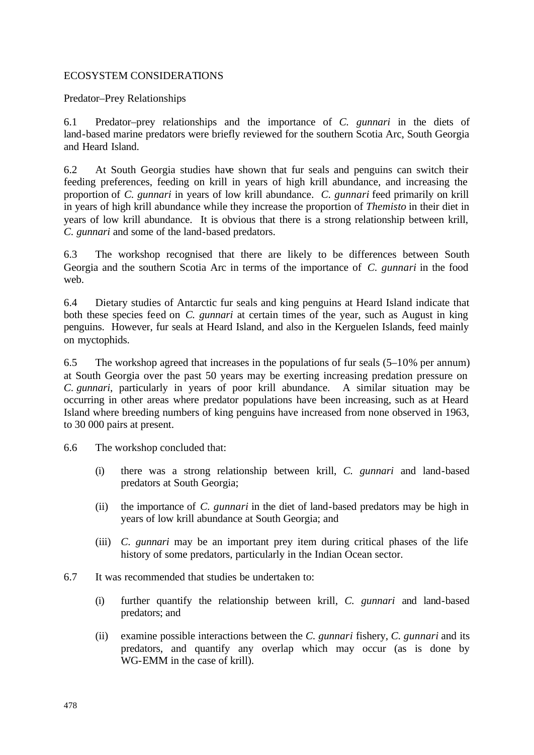## ECOSYSTEM CONSIDERATIONS

### Predator–Prey Relationships

6.1 Predator–prey relationships and the importance of *C. gunnari* in the diets of land-based marine predators were briefly reviewed for the southern Scotia Arc, South Georgia and Heard Island.

6.2 At South Georgia studies have shown that fur seals and penguins can switch their feeding preferences, feeding on krill in years of high krill abundance, and increasing the proportion of *C. gunnari* in years of low krill abundance. *C. gunnari* feed primarily on krill in years of high krill abundance while they increase the proportion of *Themisto* in their diet in years of low krill abundance. It is obvious that there is a strong relationship between krill, *C. gunnari* and some of the land-based predators.

6.3 The workshop recognised that there are likely to be differences between South Georgia and the southern Scotia Arc in terms of the importance of *C. gunnari* in the food web.

6.4 Dietary studies of Antarctic fur seals and king penguins at Heard Island indicate that both these species feed on *C. gunnari* at certain times of the year, such as August in king penguins. However, fur seals at Heard Island, and also in the Kerguelen Islands, feed mainly on myctophids.

6.5 The workshop agreed that increases in the populations of fur seals (5–10% per annum) at South Georgia over the past 50 years may be exerting increasing predation pressure on *C. gunnari*, particularly in years of poor krill abundance. A similar situation may be occurring in other areas where predator populations have been increasing, such as at Heard Island where breeding numbers of king penguins have increased from none observed in 1963, to 30 000 pairs at present.

6.6 The workshop concluded that:

(i) there was a strong relationship between krill, *C. gunnari* and land-based predators at South Georgia;

(ii) the importance of *C. gunnari* in the diet of land-based predators may be high in years of low krill abundance at South Georgia; and

(iii) *C. gunnari* may be an important prey item during critical phases of the life history of some predators, particularly in the Indian Ocean sector.

6.7 It was recommended that studies be undertaken to:

(i) further quantify the relationship between krill, *C. gunnari* and land-based predators; and

(ii) examine possible interactions between the *C. gunnari* fishery, *C. gunnari* and its predators, and quantify any overlap which may occur (as is done by WG-EMM in the case of krill).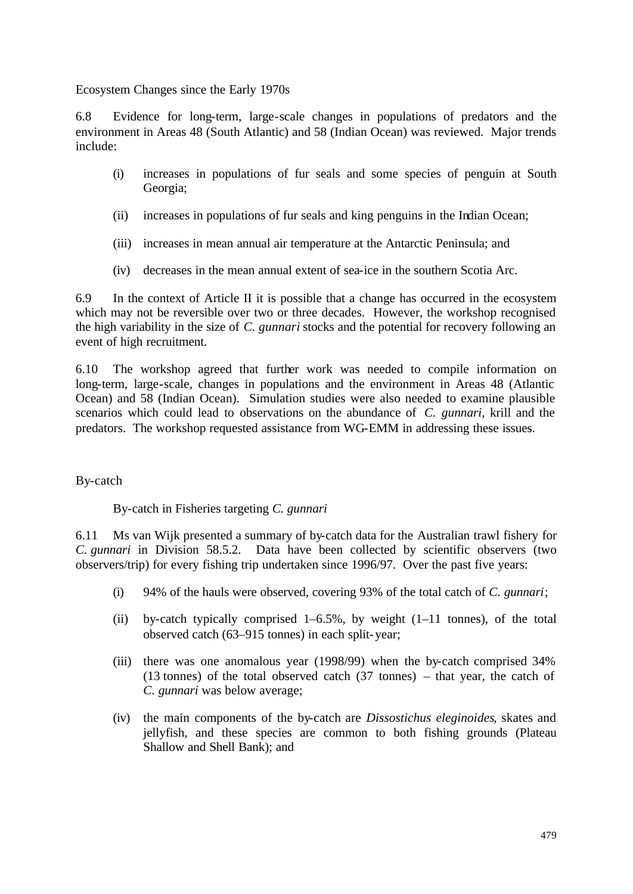### Ecosystem Changes since the Early 1970s

6.8 Evidence for long-term, large-scale changes in populations of predators and the environment in Areas 48 (South Atlantic) and 58 (Indian Ocean) was reviewed. Major trends include:

(i) increases in populations of fur seals and some species of penguin at South Georgia;

(ii) increases in populations of fur seals and king penguins in the Indian Ocean;

(iii) increases in mean annual air temperature at the Antarctic Peninsula; and

(iv) decreases in the mean annual extent of sea-ice in the southern Scotia Arc.

6.9 In the context of Article II it is possible that a change has occurred in the ecosystem which may not be reversible over two or three decades. However, the workshop recognised the high variability in the size of *C. gunnari* stocks and the potential for recovery following an event of high recruitment.

6.10 The workshop agreed that further work was needed to compile information on long-term, large-scale, changes in populations and the environment in Areas 48 (Atlantic Ocean) and 58 (Indian Ocean). Simulation studies were also needed to examine plausible scenarios which could lead to observations on the abundance of *C. gunnari*, krill and the predators. The workshop requested assistance from WG-EMM in addressing these issues.

## By-catch

### By-catch in Fisheries targeting *C. gunnari*

6.11 Ms van Wijk presented a summary of by-catch data for the Australian trawl fishery for *C. gunnari* in Division 58.5.2. Data have been collected by scientific observers (two observers/trip) for every fishing trip undertaken since 1996/97. Over the past five years:

(i) 94% of the hauls were observed, covering 93% of the total catch of *C. gunnari*;

(ii) by-catch typically comprised 1–6.5%, by weight (1–11 tonnes), of the total observed catch (63–915 tonnes) in each split-year;

(iii) there was one anomalous year (1998/99) when the by-catch comprised 34% (13 tonnes) of the total observed catch (37 tonnes) – that year, the catch of *C. gunnari* was below average;

(iv) the main components of the by-catch are *Dissostichus eleginoides*, skates and jellyfish, and these species are common to both fishing grounds (Plateau Shallow and Shell Bank); and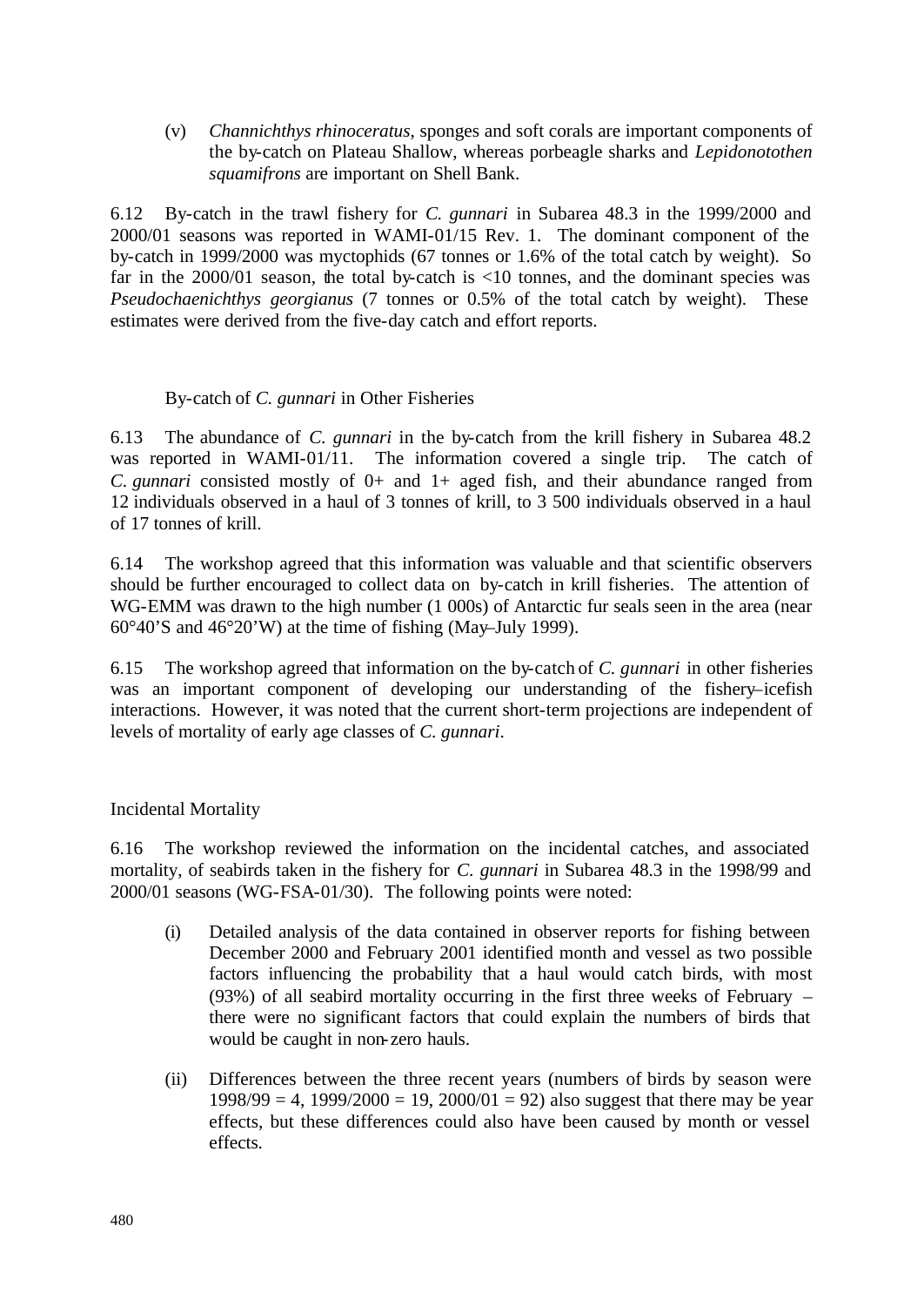(v) *Channichthys rhinoceratus*, sponges and soft corals are important components of the by-catch on Plateau Shallow, whereas porbeagle sharks and *Lepidonotothen squamifrons* are important on Shell Bank.

6.12 By-catch in the trawl fishery for *C. gunnari* in Subarea 48.3 in the 1999/2000 and 2000/01 seasons was reported in WAMI-01/15 Rev. 1. The dominant component of the by-catch in 1999/2000 was myctophids (67 tonnes or 1.6% of the total catch by weight). So far in the 2000/01 season, the total by-catch is <10 tonnes, and the dominant species was *Pseudochaenichthys georgianus* (7 tonnes or 0.5% of the total catch by weight). These estimates were derived from the five-day catch and effort reports.

### By-catch of *C. gunnari* in Other Fisheries

6.13 The abundance of *C. gunnari* in the by-catch from the krill fishery in Subarea 48.2 was reported in WAMI-01/11. The information covered a single trip. The catch of *C. gunnari* consisted mostly of 0+ and 1+ aged fish, and their abundance ranged from 12 individuals observed in a haul of 3 tonnes of krill, to 3 500 individuals observed in a haul of 17 tonnes of krill.

6.14 The workshop agreed that this information was valuable and that scientific observers should be further encouraged to collect data on by-catch in krill fisheries. The attention of WG-EMM was drawn to the high number (1 000s) of Antarctic fur seals seen in the area (near 60°40'S and 46°20'W) at the time of fishing (May–July 1999).

6.15 The workshop agreed that information on the by-catch of *C. gunnari* in other fisheries was an important component of developing our understanding of the fishery–icefish interactions. However, it was noted that the current short-term projections are independent of levels of mortality of early age classes of *C. gunnari*.

## Incidental Mortality

6.16 The workshop reviewed the information on the incidental catches, and associated mortality, of seabirds taken in the fishery for *C. gunnari* in Subarea 48.3 in the 1998/99 and 2000/01 seasons (WG-FSA-01/30). The following points were noted:

(i) Detailed analysis of the data contained in observer reports for fishing between December 2000 and February 2001 identified month and vessel as two possible factors influencing the probability that a haul would catch birds, with most (93%) of all seabird mortality occurring in the first three weeks of February – there were no significant factors that could explain the numbers of birds that would be caught in non-zero hauls.

(ii) Differences between the three recent years (numbers of birds by season were 1998/99 = 4, 1999/2000 = 19, 2000/01 = 92) also suggest that there may be year effects, but these differences could also have been caused by month or vessel effects.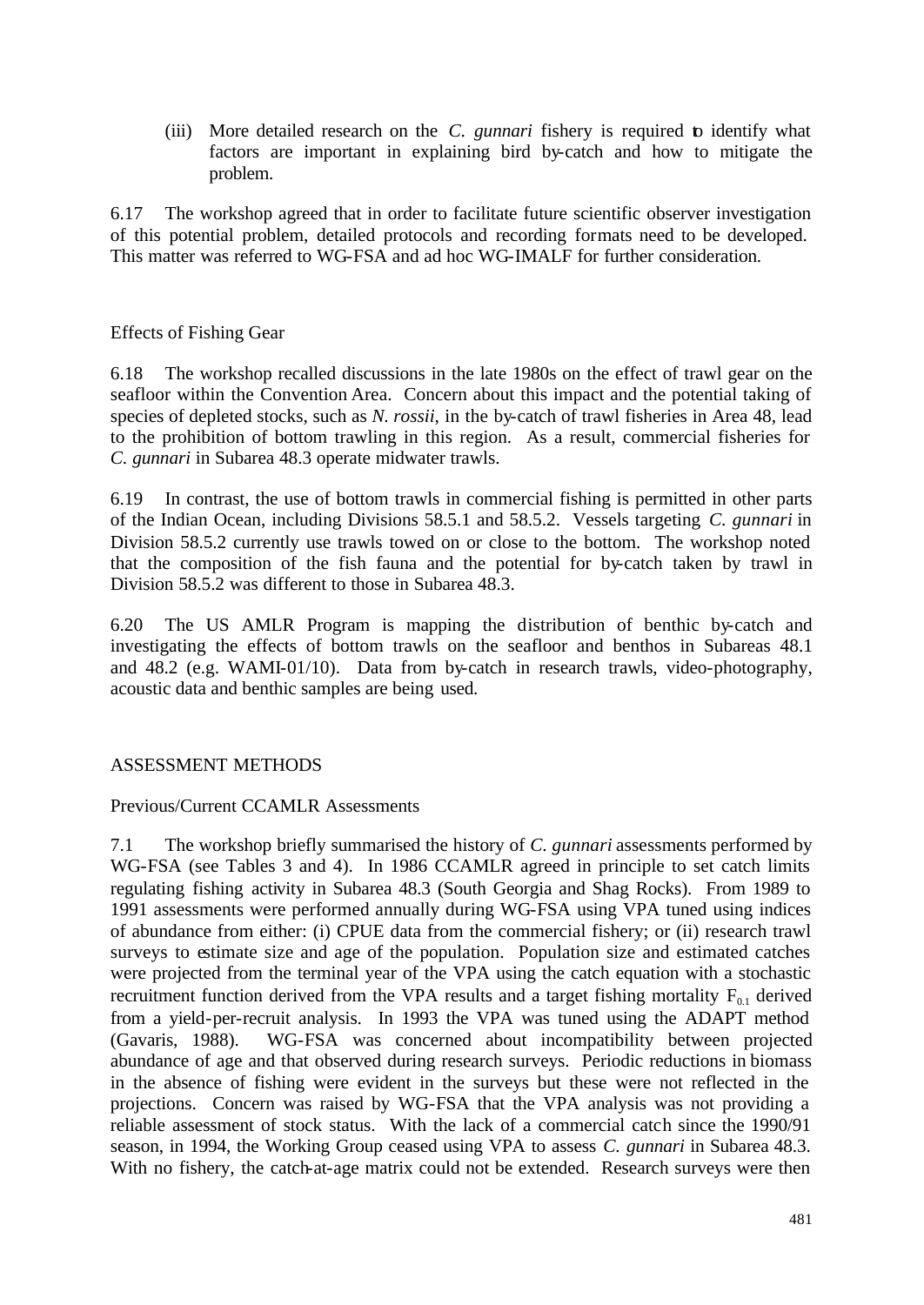(iii) More detailed research on the *C. gunnari* fishery is required to identify what factors are important in explaining bird by-catch and how to mitigate the problem.

6.17 The workshop agreed that in order to facilitate future scientific observer investigation of this potential problem, detailed protocols and recording formats need to be developed. This matter was referred to WG-FSA and ad hoc WG-IMALF for further consideration.

### Effects of Fishing Gear

6.18 The workshop recalled discussions in the late 1980s on the effect of trawl gear on the seafloor within the Convention Area. Concern about this impact and the potential taking of species of depleted stocks, such as *N. rossii*, in the by-catch of trawl fisheries in Area 48, lead to the prohibition of bottom trawling in this region. As a result, commercial fisheries for *C. gunnari* in Subarea 48.3 operate midwater trawls.

6.19 In contrast, the use of bottom trawls in commercial fishing is permitted in other parts of the Indian Ocean, including Divisions 58.5.1 and 58.5.2. Vessels targeting *C. gunnari* in Division 58.5.2 currently use trawls towed on or close to the bottom. The workshop noted that the composition of the fish fauna and the potential for by-catch taken by trawl in Division 58.5.2 was different to those in Subarea 48.3.

6.20 The US AMLR Program is mapping the distribution of benthic by-catch and investigating the effects of bottom trawls on the seafloor and benthos in Subareas 48.1 and 48.2 (e.g. WAMI-01/10). Data from by-catch in research trawls, video-photography, acoustic data and benthic samples are being used.

## ASSESSMENT METHODS

### Previous/Current CCAMLR Assessments

7.1 The workshop briefly summarised the history of *C. gunnari* assessments performed by WG-FSA (see Tables 3 and 4). In 1986 CCAMLR agreed in principle to set catch limits regulating fishing activity in Subarea 48.3 (South Georgia and Shag Rocks). From 1989 to 1991 assessments were performed annually during WG-FSA using VPA tuned using indices of abundance from either: (i) CPUE data from the commercial fishery; or (ii) research trawl surveys to estimate size and age of the population. Population size and estimated catches were projected from the terminal year of the VPA using the catch equation with a stochastic recruitment function derived from the VPA results and a target fishing mortality $F_{0.1}$ derived from a yield-per-recruit analysis. In 1993 the VPA was tuned using the ADAPT method (Gavaris, 1988). WG-FSA was concerned about incompatibility between projected abundance of age and that observed during research surveys. Periodic reductions in biomass in the absence of fishing were evident in the surveys but these were not reflected in the projections. Concern was raised by WG-FSA that the VPA analysis was not providing a reliable assessment of stock status. With the lack of a commercial catch since the 1990/91 season, in 1994, the Working Group ceased using VPA to assess *C. gunnari* in Subarea 48.3. With no fishery, the catch-at-age matrix could not be extended. Research surveys were then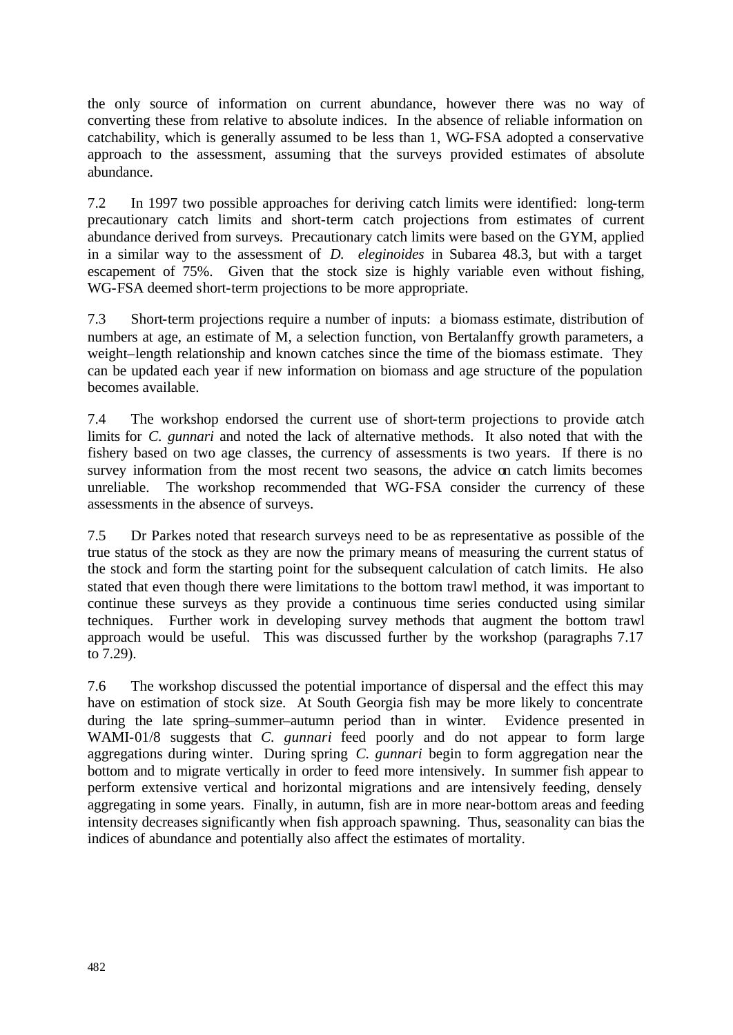the only source of information on current abundance, however there was no way of converting these from relative to absolute indices. In the absence of reliable information on catchability, which is generally assumed to be less than 1, WG-FSA adopted a conservative approach to the assessment, assuming that the surveys provided estimates of absolute abundance.

7.2 In 1997 two possible approaches for deriving catch limits were identified: long-term precautionary catch limits and short-term catch projections from estimates of current abundance derived from surveys. Precautionary catch limits were based on the GYM, applied in a similar way to the assessment of *D. eleginoides* in Subarea 48.3, but with a target escapement of 75%. Given that the stock size is highly variable even without fishing, WG-FSA deemed short-term projections to be more appropriate.

7.3 Short-term projections require a number of inputs: a biomass estimate, distribution of numbers at age, an estimate of M, a selection function, von Bertalanffy growth parameters, a weight–length relationship and known catches since the time of the biomass estimate. They can be updated each year if new information on biomass and age structure of the population becomes available.

7.4 The workshop endorsed the current use of short-term projections to provide catch limits for *C. gunnari* and noted the lack of alternative methods. It also noted that with the fishery based on two age classes, the currency of assessments is two years. If there is no survey information from the most recent two seasons, the advice on catch limits becomes unreliable. The workshop recommended that WG-FSA consider the currency of these assessments in the absence of surveys.

7.5 Dr Parkes noted that research surveys need to be as representative as possible of the true status of the stock as they are now the primary means of measuring the current status of the stock and form the starting point for the subsequent calculation of catch limits. He also stated that even though there were limitations to the bottom trawl method, it was important to continue these surveys as they provide a continuous time series conducted using similar techniques. Further work in developing survey methods that augment the bottom trawl approach would be useful. This was discussed further by the workshop (paragraphs 7.17 to 7.29).

7.6 The workshop discussed the potential importance of dispersal and the effect this may have on estimation of stock size. At South Georgia fish may be more likely to concentrate during the late spring–summer–autumn period than in winter. Evidence presented in WAMI-01/8 suggests that *C. gunnari* feed poorly and do not appear to form large aggregations during winter. During spring *C. gunnari* begin to form aggregation near the bottom and to migrate vertically in order to feed more intensively. In summer fish appear to perform extensive vertical and horizontal migrations and are intensively feeding, densely aggregating in some years. Finally, in autumn, fish are in more near-bottom areas and feeding intensity decreases significantly when fish approach spawning. Thus, seasonality can bias the indices of abundance and potentially also affect the estimates of mortality.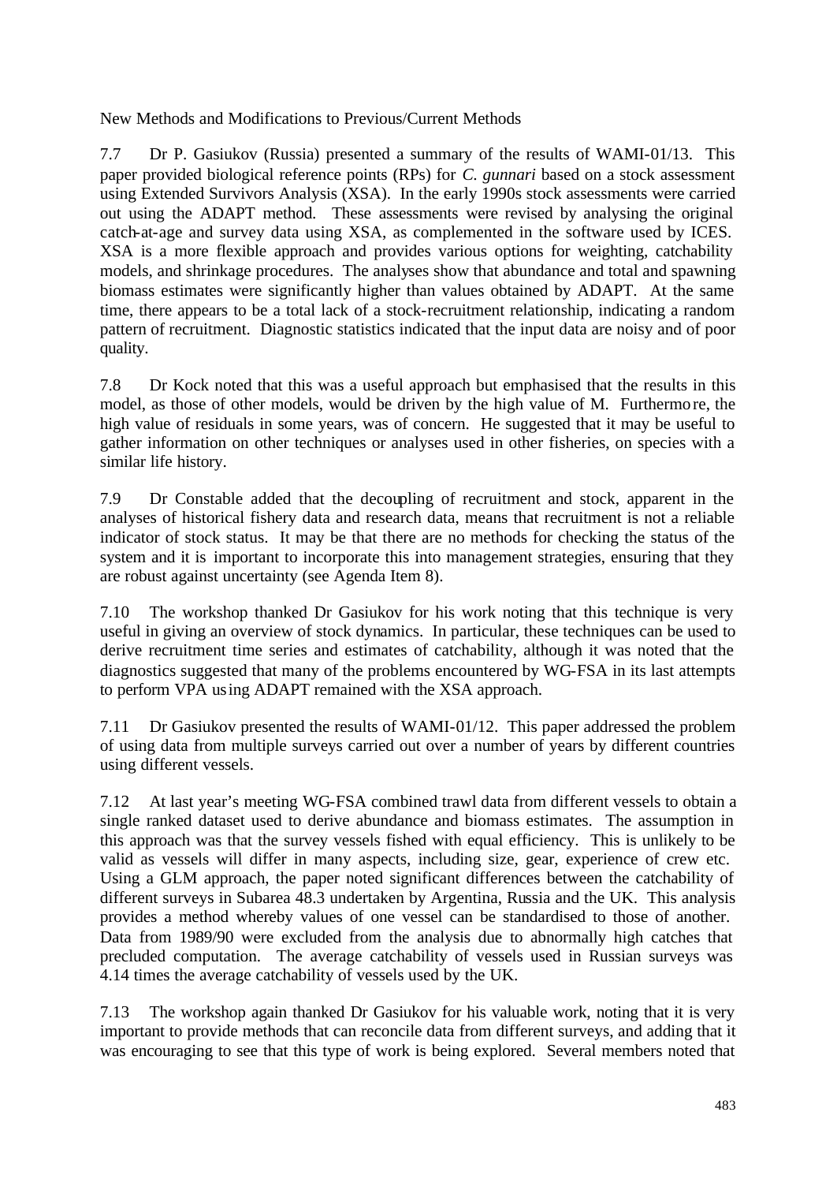New Methods and Modifications to Previous/Current Methods

7.7 Dr P. Gasiukov (Russia) presented a summary of the results of WAMI-01/13. This paper provided biological reference points (RPs) for *C. gunnari* based on a stock assessment using Extended Survivors Analysis (XSA). In the early 1990s stock assessments were carried out using the ADAPT method. These assessments were revised by analysing the original catch-at-age and survey data using XSA, as complemented in the software used by ICES. XSA is a more flexible approach and provides various options for weighting, catchability models, and shrinkage procedures. The analyses show that abundance and total and spawning biomass estimates were significantly higher than values obtained by ADAPT. At the same time, there appears to be a total lack of a stock-recruitment relationship, indicating a random pattern of recruitment. Diagnostic statistics indicated that the input data are noisy and of poor quality.

7.8 Dr Kock noted that this was a useful approach but emphasised that the results in this model, as those of other models, would be driven by the high value of M. Furthermore, the high value of residuals in some years, was of concern. He suggested that it may be useful to gather information on other techniques or analyses used in other fisheries, on species with a similar life history.

7.9 Dr Constable added that the decoupling of recruitment and stock, apparent in the analyses of historical fishery data and research data, means that recruitment is not a reliable indicator of stock status. It may be that there are no methods for checking the status of the system and it is important to incorporate this into management strategies, ensuring that they are robust against uncertainty (see Agenda Item 8).

7.10 The workshop thanked Dr Gasiukov for his work noting that this technique is very useful in giving an overview of stock dynamics. In particular, these techniques can be used to derive recruitment time series and estimates of catchability, although it was noted that the diagnostics suggested that many of the problems encountered by WG-FSA in its last attempts to perform VPA using ADAPT remained with the XSA approach.

7.11 Dr Gasiukov presented the results of WAMI-01/12. This paper addressed the problem of using data from multiple surveys carried out over a number of years by different countries using different vessels.

7.12 At last year's meeting WG-FSA combined trawl data from different vessels to obtain a single ranked dataset used to derive abundance and biomass estimates. The assumption in this approach was that the survey vessels fished with equal efficiency. This is unlikely to be valid as vessels will differ in many aspects, including size, gear, experience of crew etc. Using a GLM approach, the paper noted significant differences between the catchability of different surveys in Subarea 48.3 undertaken by Argentina, Russia and the UK. This analysis provides a method whereby values of one vessel can be standardised to those of another. Data from 1989/90 were excluded from the analysis due to abnormally high catches that precluded computation. The average catchability of vessels used in Russian surveys was 4.14 times the average catchability of vessels used by the UK.

7.13 The workshop again thanked Dr Gasiukov for his valuable work, noting that it is very important to provide methods that can reconcile data from different surveys, and adding that it was encouraging to see that this type of work is being explored. Several members noted that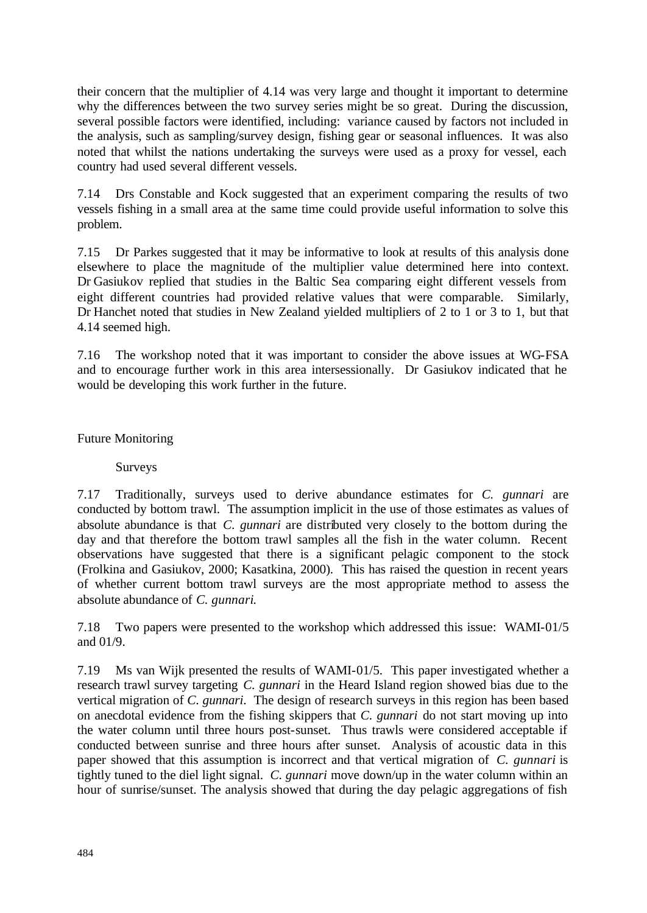their concern that the multiplier of 4.14 was very large and thought it important to determine why the differences between the two survey series might be so great. During the discussion, several possible factors were identified, including: variance caused by factors not included in the analysis, such as sampling/survey design, fishing gear or seasonal influences. It was also noted that whilst the nations undertaking the surveys were used as a proxy for vessel, each country had used several different vessels.

7.14 Drs Constable and Kock suggested that an experiment comparing the results of two vessels fishing in a small area at the same time could provide useful information to solve this problem.

7.15 Dr Parkes suggested that it may be informative to look at results of this analysis done elsewhere to place the magnitude of the multiplier value determined here into context. Dr Gasiukov replied that studies in the Baltic Sea comparing eight different vessels from eight different countries had provided relative values that were comparable. Similarly, Dr Hanchet noted that studies in New Zealand yielded multipliers of 2 to 1 or 3 to 1, but that 4.14 seemed high.

7.16 The workshop noted that it was important to consider the above issues at WG-FSA and to encourage further work in this area intersessionally. Dr Gasiukov indicated that he would be developing this work further in the future.

## Future Monitoring

### Surveys

7.17 Traditionally, surveys used to derive abundance estimates for *C. gunnari* are conducted by bottom trawl. The assumption implicit in the use of those estimates as values of absolute abundance is that *C. gunnari* are distributed very closely to the bottom during the day and that therefore the bottom trawl samples all the fish in the water column. Recent observations have suggested that there is a significant pelagic component to the stock (Frolkina and Gasiukov, 2000; Kasatkina, 2000). This has raised the question in recent years of whether current bottom trawl surveys are the most appropriate method to assess the absolute abundance of *C. gunnari*.

7.18 Two papers were presented to the workshop which addressed this issue: WAMI-01/5 and 01/9.

7.19 Ms van Wijk presented the results of WAMI-01/5. This paper investigated whether a research trawl survey targeting *C. gunnari* in the Heard Island region showed bias due to the vertical migration of *C. gunnari*. The design of research surveys in this region has been based on anecdotal evidence from the fishing skippers that *C. gunnari* do not start moving up into the water column until three hours post-sunset. Thus trawls were considered acceptable if conducted between sunrise and three hours after sunset. Analysis of acoustic data in this paper showed that this assumption is incorrect and that vertical migration of *C. gunnari* is tightly tuned to the diel light signal. *C. gunnari* move down/up in the water column within an hour of sunrise/sunset. The analysis showed that during the day pelagic aggregations of fish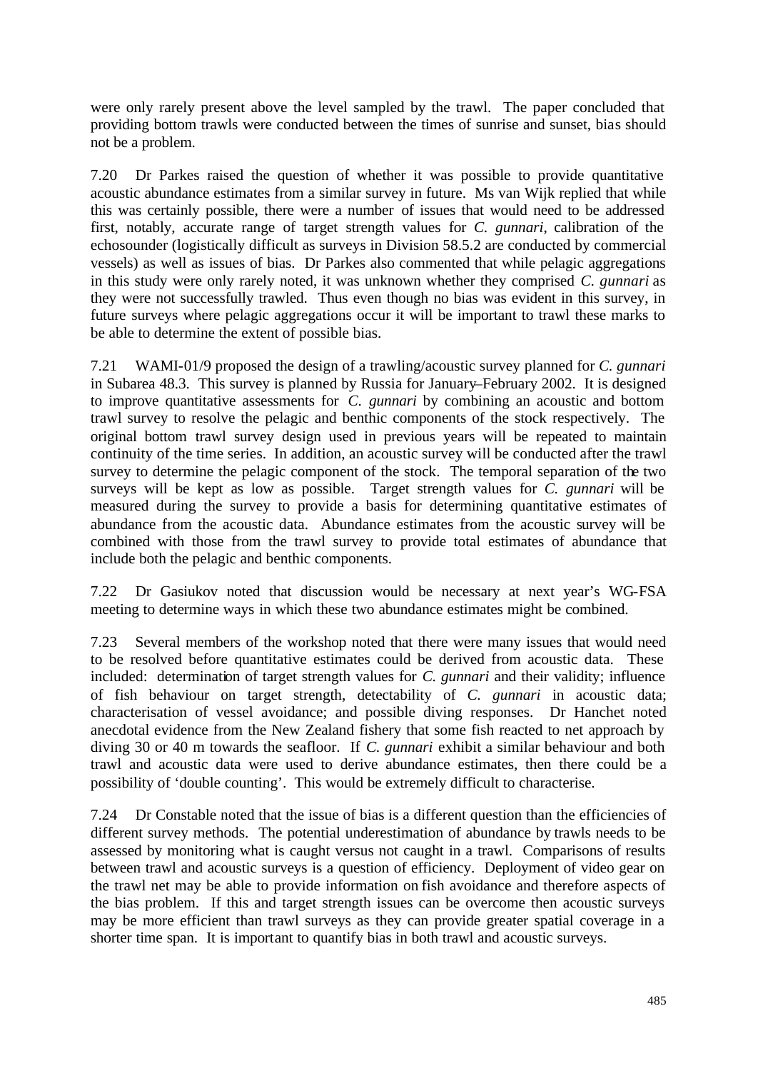were only rarely present above the level sampled by the trawl. The paper concluded that providing bottom trawls were conducted between the times of sunrise and sunset, bias should not be a problem.

7.20 Dr Parkes raised the question of whether it was possible to provide quantitative acoustic abundance estimates from a similar survey in future. Ms van Wijk replied that while this was certainly possible, there were a number of issues that would need to be addressed first, notably, accurate range of target strength values for *C. gunnari*, calibration of the echosounder (logistically difficult as surveys in Division 58.5.2 are conducted by commercial vessels) as well as issues of bias. Dr Parkes also commented that while pelagic aggregations in this study were only rarely noted, it was unknown whether they comprised *C. gunnari* as they were not successfully trawled. Thus even though no bias was evident in this survey, in future surveys where pelagic aggregations occur it will be important to trawl these marks to be able to determine the extent of possible bias.

7.21 WAMI-01/9 proposed the design of a trawling/acoustic survey planned for *C. gunnari* in Subarea 48.3. This survey is planned by Russia for January–February 2002. It is designed to improve quantitative assessments for *C. gunnari* by combining an acoustic and bottom trawl survey to resolve the pelagic and benthic components of the stock respectively. The original bottom trawl survey design used in previous years will be repeated to maintain continuity of the time series. In addition, an acoustic survey will be conducted after the trawl survey to determine the pelagic component of the stock. The temporal separation of the two surveys will be kept as low as possible. Target strength values for *C. gunnari* will be measured during the survey to provide a basis for determining quantitative estimates of abundance from the acoustic data. Abundance estimates from the acoustic survey will be combined with those from the trawl survey to provide total estimates of abundance that include both the pelagic and benthic components.

7.22 Dr Gasiukov noted that discussion would be necessary at next year's WG-FSA meeting to determine ways in which these two abundance estimates might be combined.

7.23 Several members of the workshop noted that there were many issues that would need to be resolved before quantitative estimates could be derived from acoustic data. These included: determination of target strength values for *C. gunnari* and their validity; influence of fish behaviour on target strength, detectability of *C. gunnari* in acoustic data; characterisation of vessel avoidance; and possible diving responses. Dr Hanchet noted anecdotal evidence from the New Zealand fishery that some fish reacted to net approach by diving 30 or 40 m towards the seafloor. If *C. gunnari* exhibit a similar behaviour and both trawl and acoustic data were used to derive abundance estimates, then there could be a possibility of 'double counting'. This would be extremely difficult to characterise.

7.24 Dr Constable noted that the issue of bias is a different question than the efficiencies of different survey methods. The potential underestimation of abundance by trawls needs to be assessed by monitoring what is caught versus not caught in a trawl. Comparisons of results between trawl and acoustic surveys is a question of efficiency. Deployment of video gear on the trawl net may be able to provide information on fish avoidance and therefore aspects of the bias problem. If this and target strength issues can be overcome then acoustic surveys may be more efficient than trawl surveys as they can provide greater spatial coverage in a shorter time span. It is important to quantify bias in both trawl and acoustic surveys.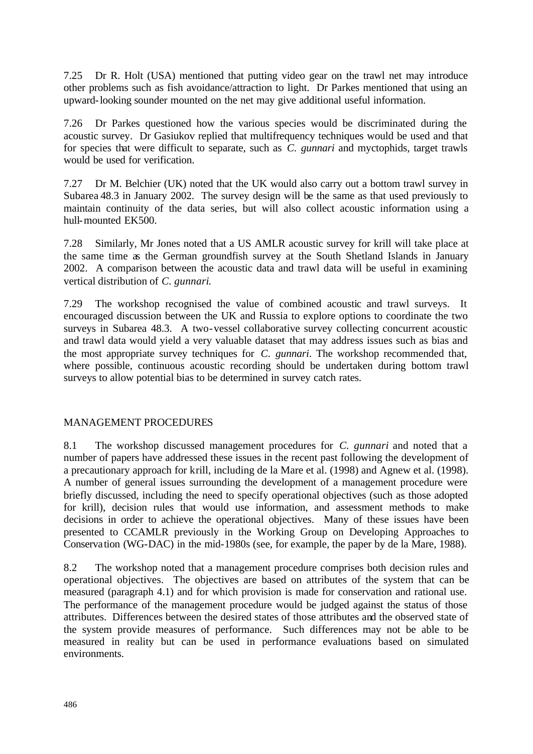7.25 Dr R. Holt (USA) mentioned that putting video gear on the trawl net may introduce other problems such as fish avoidance/attraction to light. Dr Parkes mentioned that using an upward-looking sounder mounted on the net may give additional useful information.

7.26 Dr Parkes questioned how the various species would be discriminated during the acoustic survey. Dr Gasiukov replied that multifrequency techniques would be used and that for species that were difficult to separate, such as *C. gunnari* and myctophids, target trawls would be used for verification.

7.27 Dr M. Belchier (UK) noted that the UK would also carry out a bottom trawl survey in Subarea 48.3 in January 2002. The survey design will be the same as that used previously to maintain continuity of the data series, but will also collect acoustic information using a hull-mounted EK500.

7.28 Similarly, Mr Jones noted that a US AMLR acoustic survey for krill will take place at the same time as the German groundfish survey at the South Shetland Islands in January 2002. A comparison between the acoustic data and trawl data will be useful in examining vertical distribution of *C. gunnari*.

7.29 The workshop recognised the value of combined acoustic and trawl surveys. It encouraged discussion between the UK and Russia to explore options to coordinate the two surveys in Subarea 48.3. A two-vessel collaborative survey collecting concurrent acoustic and trawl data would yield a very valuable dataset that may address issues such as bias and the most appropriate survey techniques for *C. gunnari*. The workshop recommended that, where possible, continuous acoustic recording should be undertaken during bottom trawl surveys to allow potential bias to be determined in survey catch rates.

## MANAGEMENT PROCEDURES

8.1 The workshop discussed management procedures for *C. gunnari* and noted that a number of papers have addressed these issues in the recent past following the development of a precautionary approach for krill, including de la Mare et al. (1998) and Agnew et al. (1998). A number of general issues surrounding the development of a management procedure were briefly discussed, including the need to specify operational objectives (such as those adopted for krill), decision rules that would use information, and assessment methods to make decisions in order to achieve the operational objectives. Many of these issues have been presented to CCAMLR previously in the Working Group on Developing Approaches to Conservation (WG-DAC) in the mid-1980s (see, for example, the paper by de la Mare, 1988).

8.2 The workshop noted that a management procedure comprises both decision rules and operational objectives. The objectives are based on attributes of the system that can be measured (paragraph 4.1) and for which provision is made for conservation and rational use. The performance of the management procedure would be judged against the status of those attributes. Differences between the desired states of those attributes and the observed state of the system provide measures of performance. Such differences may not be able to be measured in reality but can be used in performance evaluations based on simulated environments.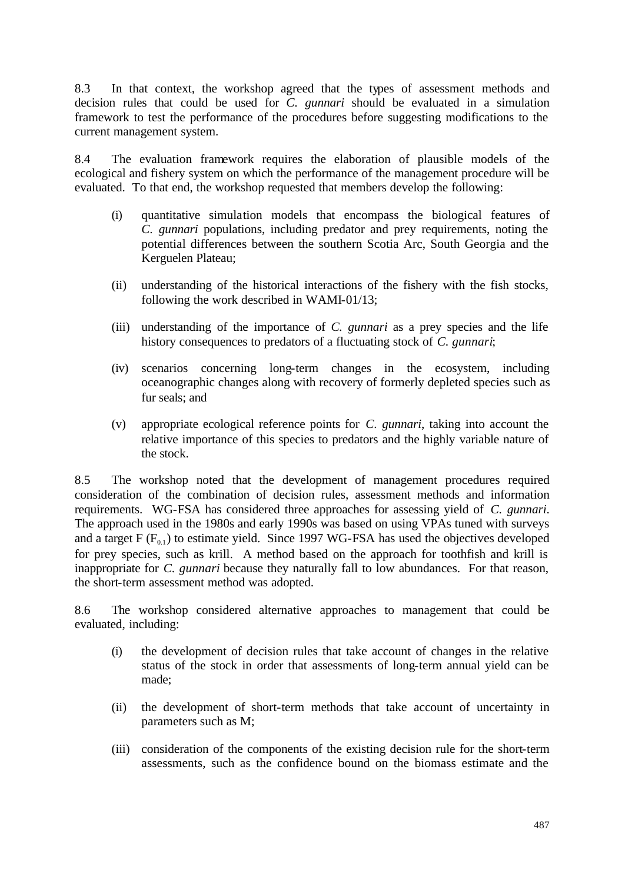8.3 In that context, the workshop agreed that the types of assessment methods and decision rules that could be used for *C. gunnari* should be evaluated in a simulation framework to test the performance of the procedures before suggesting modifications to the current management system.

8.4 The evaluation framework requires the elaboration of plausible models of the ecological and fishery system on which the performance of the management procedure will be evaluated. To that end, the workshop requested that members develop the following:

(i) quantitative simulation models that encompass the biological features of *C. gunnari* populations, including predator and prey requirements, noting the potential differences between the southern Scotia Arc, South Georgia and the Kerguelen Plateau;

(ii) understanding of the historical interactions of the fishery with the fish stocks, following the work described in WAMI-01/13;

(iii) understanding of the importance of *C. gunnari* as a prey species and the life history consequences to predators of a fluctuating stock of *C. gunnari*;

(iv) scenarios concerning long-term changes in the ecosystem, including oceanographic changes along with recovery of formerly depleted species such as fur seals; and

(v) appropriate ecological reference points for *C. gunnari*, taking into account the relative importance of this species to predators and the highly variable nature of the stock.

8.5 The workshop noted that the development of management procedures required consideration of the combination of decision rules, assessment methods and information requirements. WG-FSA has considered three approaches for assessing yield of *C. gunnari*. The approach used in the 1980s and early 1990s was based on using VPAs tuned with surveys and a target F ($F_{0.1}$) to estimate yield. Since 1997 WG-FSA has used the objectives developed for prey species, such as krill. A method based on the approach for toothfish and krill is inappropriate for *C. gunnari* because they naturally fall to low abundances. For that reason, the short-term assessment method was adopted.

8.6 The workshop considered alternative approaches to management that could be evaluated, including:

(i) the development of decision rules that take account of changes in the relative status of the stock in order that assessments of long-term annual yield can be made;

(ii) the development of short-term methods that take account of uncertainty in parameters such as M;

(iii) consideration of the components of the existing decision rule for the short-term assessments, such as the confidence bound on the biomass estimate and the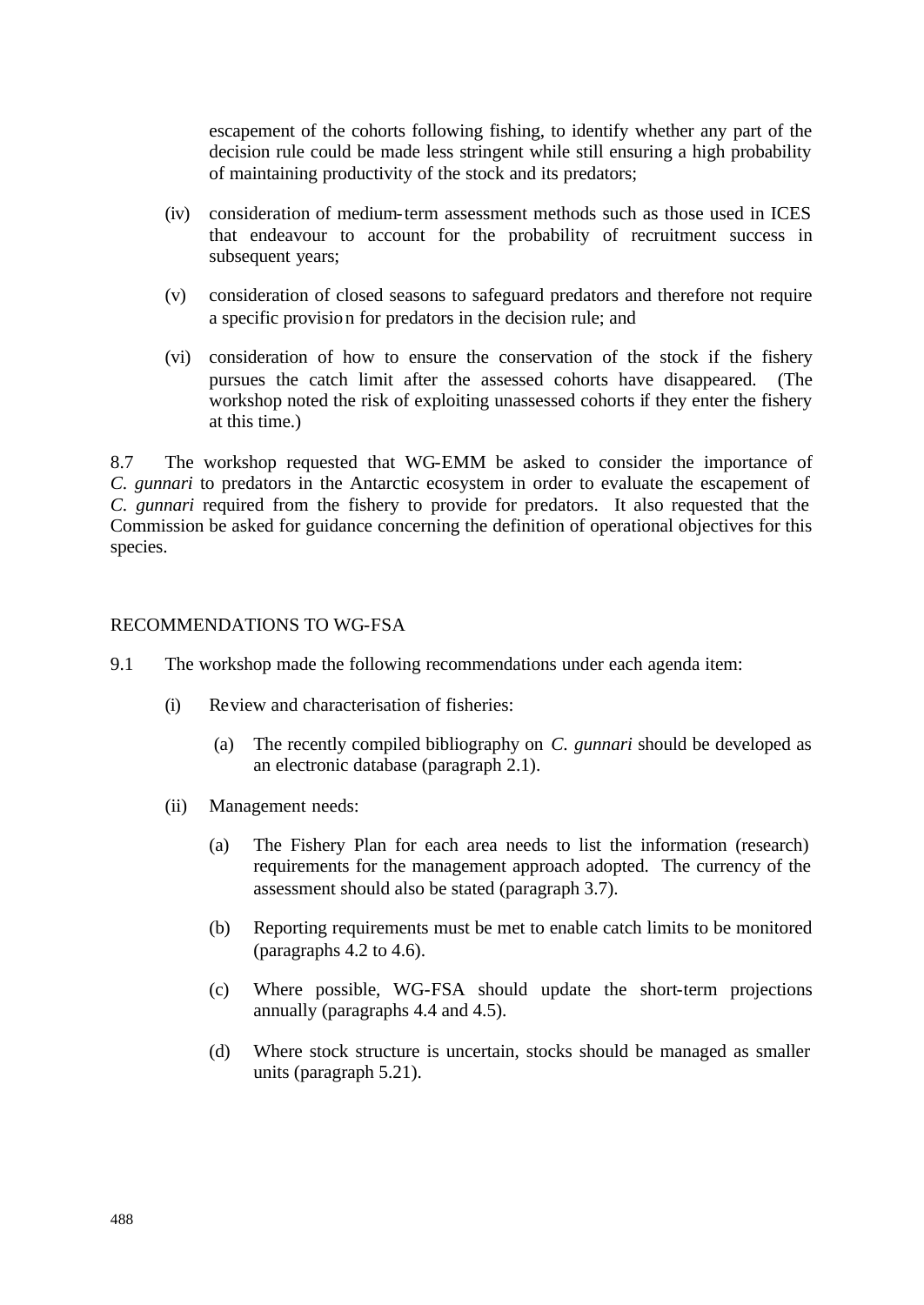escapement of the cohorts following fishing, to identify whether any part of the decision rule could be made less stringent while still ensuring a high probability of maintaining productivity of the stock and its predators;

(iv) consideration of medium-term assessment methods such as those used in ICES that endeavour to account for the probability of recruitment success in subsequent years;

(v) consideration of closed seasons to safeguard predators and therefore not require a specific provision for predators in the decision rule; and

(vi) consideration of how to ensure the conservation of the stock if the fishery pursues the catch limit after the assessed cohorts have disappeared. (The workshop noted the risk of exploiting unassessed cohorts if they enter the fishery at this time.)

8.7 The workshop requested that WG-EMM be asked to consider the importance of *C. gunnari* to predators in the Antarctic ecosystem in order to evaluate the escapement of *C. gunnari* required from the fishery to provide for predators. It also requested that the Commission be asked for guidance concerning the definition of operational objectives for this species.

## RECOMMENDATIONS TO WG-FSA

9.1 The workshop made the following recommendations under each agenda item:

(i) Review and characterisation of fisheries:

(a) The recently compiled bibliography on *C. gunnari* should be developed as an electronic database (paragraph 2.1).

(ii) Management needs:

(a) The Fishery Plan for each area needs to list the information (research) requirements for the management approach adopted. The currency of the assessment should also be stated (paragraph 3.7).

(b) Reporting requirements must be met to enable catch limits to be monitored (paragraphs 4.2 to 4.6).

(c) Where possible, WG-FSA should update the short-term projections annually (paragraphs 4.4 and 4.5).

(d) Where stock structure is uncertain, stocks should be managed as smaller units (paragraph 5.21).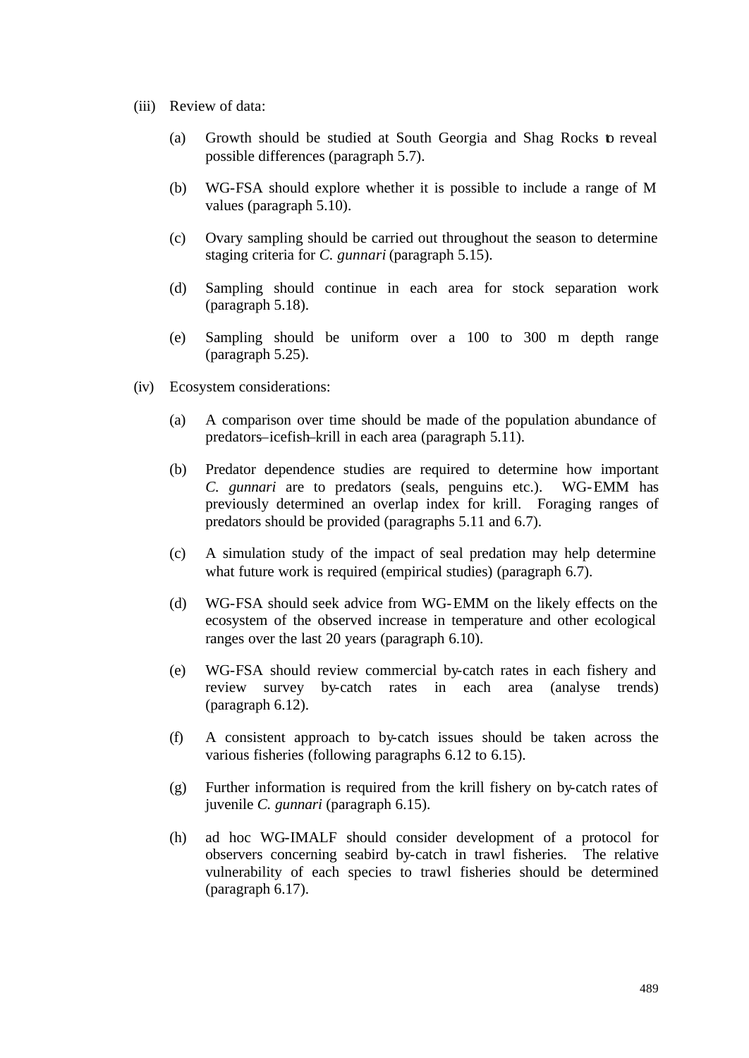(iii) Review of data:

  (a) Growth should be studied at South Georgia and Shag Rocks to reveal possible differences (paragraph 5.7).

  (b) WG-FSA should explore whether it is possible to include a range of M values (paragraph 5.10).

  (c) Ovary sampling should be carried out throughout the season to determine staging criteria for *C. gunnari* (paragraph 5.15).

  (d) Sampling should continue in each area for stock separation work (paragraph 5.18).

  (e) Sampling should be uniform over a 100 to 300 m depth range (paragraph 5.25).

(iv) Ecosystem considerations:

  (a) A comparison over time should be made of the population abundance of predators–icefish–krill in each area (paragraph 5.11).

  (b) Predator dependence studies are required to determine how important *C. gunnari* are to predators (seals, penguins etc.). WG-EMM has previously determined an overlap index for krill. Foraging ranges of predators should be provided (paragraphs 5.11 and 6.7).

  (c) A simulation study of the impact of seal predation may help determine what future work is required (empirical studies) (paragraph 6.7).

  (d) WG-FSA should seek advice from WG-EMM on the likely effects on the ecosystem of the observed increase in temperature and other ecological ranges over the last 20 years (paragraph 6.10).

  (e) WG-FSA should review commercial by-catch rates in each fishery and review survey by-catch rates in each area (analyse trends) (paragraph 6.12).

  (f) A consistent approach to by-catch issues should be taken across the various fisheries (following paragraphs 6.12 to 6.15).

  (g) Further information is required from the krill fishery on by-catch rates of juvenile *C. gunnari* (paragraph 6.15).

  (h) ad hoc WG-IMALF should consider development of a protocol for observers concerning seabird by-catch in trawl fisheries. The relative vulnerability of each species to trawl fisheries should be determined (paragraph 6.17).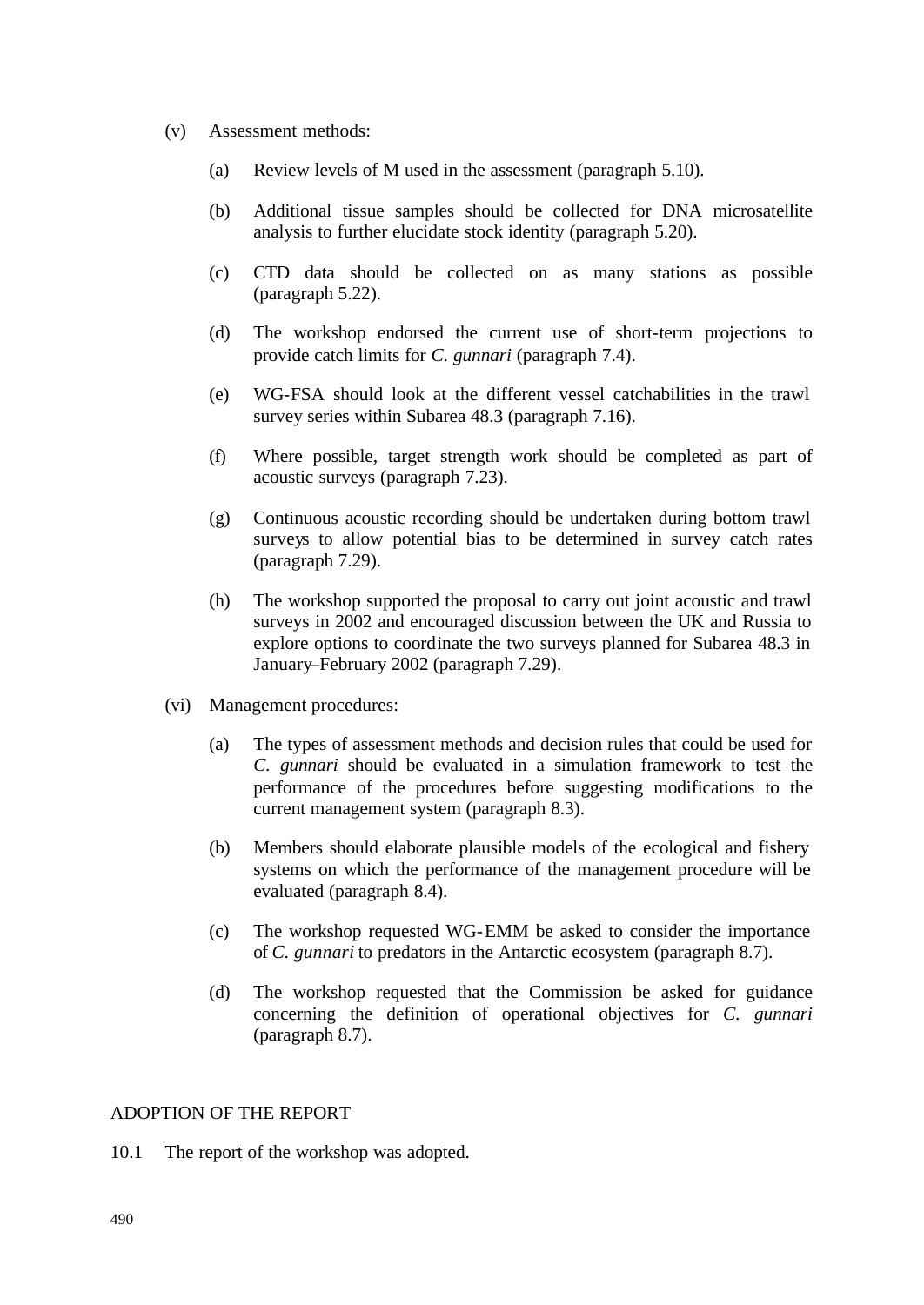(v) Assessment methods:

(a) Review levels of M used in the assessment (paragraph 5.10).

(b) Additional tissue samples should be collected for DNA microsatellite analysis to further elucidate stock identity (paragraph 5.20).

(c) CTD data should be collected on as many stations as possible (paragraph 5.22).

(d) The workshop endorsed the current use of short-term projections to provide catch limits for *C. gunnari* (paragraph 7.4).

(e) WG-FSA should look at the different vessel catchabilities in the trawl survey series within Subarea 48.3 (paragraph 7.16).

(f) Where possible, target strength work should be completed as part of acoustic surveys (paragraph 7.23).

(g) Continuous acoustic recording should be undertaken during bottom trawl surveys to allow potential bias to be determined in survey catch rates (paragraph 7.29).

(h) The workshop supported the proposal to carry out joint acoustic and trawl surveys in 2002 and encouraged discussion between the UK and Russia to explore options to coordinate the two surveys planned for Subarea 48.3 in January–February 2002 (paragraph 7.29).

(vi) Management procedures:

(a) The types of assessment methods and decision rules that could be used for *C. gunnari* should be evaluated in a simulation framework to test the performance of the procedures before suggesting modifications to the current management system (paragraph 8.3).

(b) Members should elaborate plausible models of the ecological and fishery systems on which the performance of the management procedure will be evaluated (paragraph 8.4).

(c) The workshop requested WG-EMM be asked to consider the importance of *C. gunnari* to predators in the Antarctic ecosystem (paragraph 8.7).

(d) The workshop requested that the Commission be asked for guidance concerning the definition of operational objectives for *C. gunnari* (paragraph 8.7).

## ADOPTION OF THE REPORT

10.1 The report of the workshop was adopted.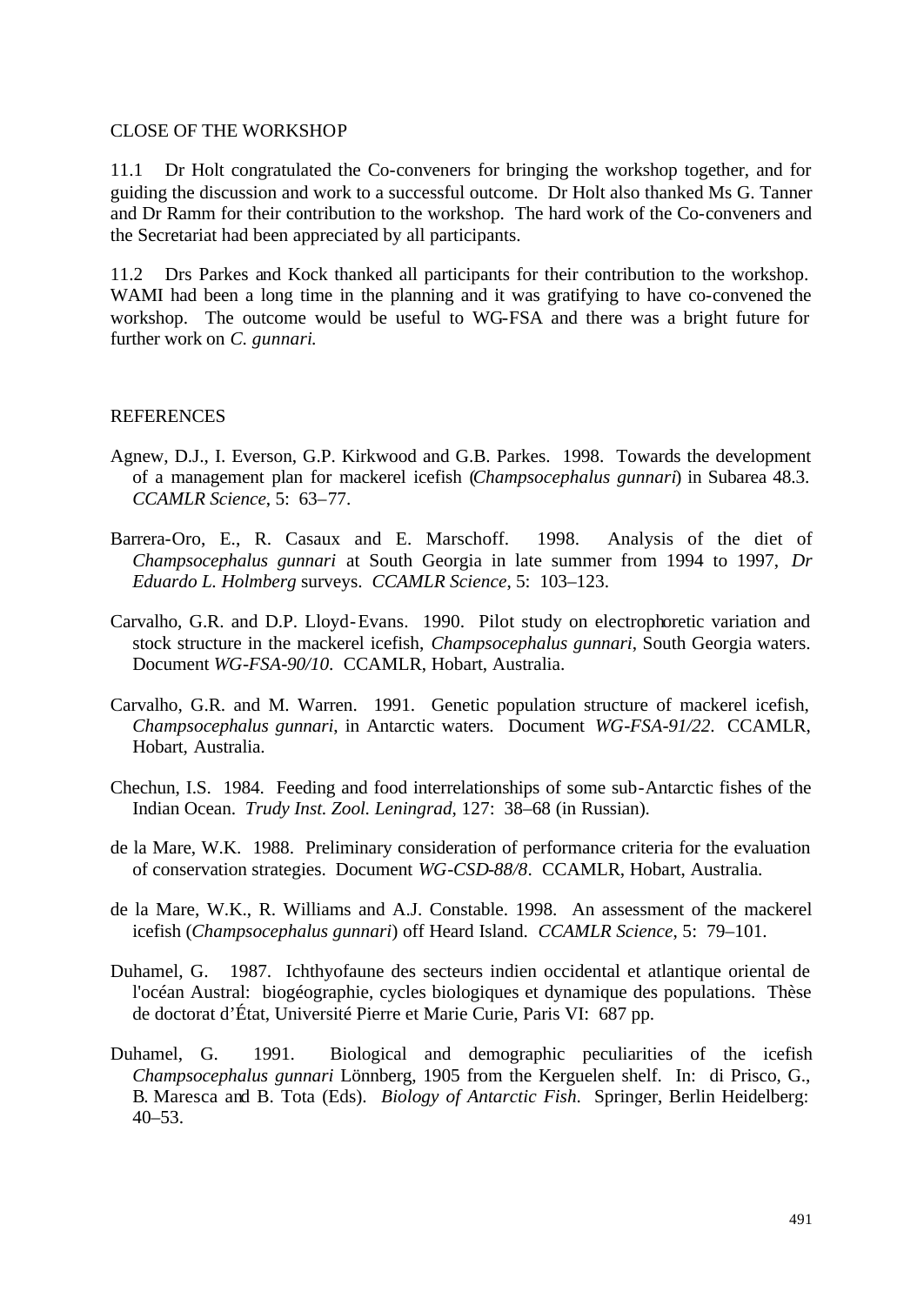## CLOSE OF THE WORKSHOP

11.1 Dr Holt congratulated the Co-conveners for bringing the workshop together, and for guiding the discussion and work to a successful outcome. Dr Holt also thanked Ms G. Tanner and Dr Ramm for their contribution to the workshop. The hard work of the Co-conveners and the Secretariat had been appreciated by all participants.

11.2 Drs Parkes and Kock thanked all participants for their contribution to the workshop. WAMI had been a long time in the planning and it was gratifying to have co-convened the workshop. The outcome would be useful to WG-FSA and there was a bright future for further work on *C. gunnari*.

## REFERENCES

Agnew, D.J., I. Everson, G.P. Kirkwood and G.B. Parkes. 1998. Towards the development of a management plan for mackerel icefish (*Champsocephalus gunnari*) in Subarea 48.3. *CCAMLR Science*, 5: 63–77.

Barrera-Oro, E., R. Casaux and E. Marschoff. 1998. Analysis of the diet of *Champsocephalus gunnari* at South Georgia in late summer from 1994 to 1997, *Dr Eduardo L. Holmberg* surveys. *CCAMLR Science*, 5: 103–123.

Carvalho, G.R. and D.P. Lloyd-Evans. 1990. Pilot study on electrophoretic variation and stock structure in the mackerel icefish, *Champsocephalus gunnari*, South Georgia waters. Document *WG-FSA-90/10*. CCAMLR, Hobart, Australia.

Carvalho, G.R. and M. Warren. 1991. Genetic population structure of mackerel icefish, *Champsocephalus gunnari*, in Antarctic waters. Document *WG-FSA-91/22*. CCAMLR, Hobart, Australia.

Chechun, I.S. 1984. Feeding and food interrelationships of some sub-Antarctic fishes of the Indian Ocean. *Trudy Inst. Zool. Leningrad*, 127: 38–68 (in Russian).

de la Mare, W.K. 1988. Preliminary consideration of performance criteria for the evaluation of conservation strategies. Document *WG-CSD-88/8*. CCAMLR, Hobart, Australia.

de la Mare, W.K., R. Williams and A.J. Constable. 1998. An assessment of the mackerel icefish (*Champsocephalus gunnari*) off Heard Island. *CCAMLR Science*, 5: 79–101.

Duhamel, G. 1987. Ichthyofaune des secteurs indien occidental et atlantique oriental de l'océan Austral: biogéographie, cycles biologiques et dynamique des populations. Thèse de doctorat d'État, Université Pierre et Marie Curie, Paris VI: 687 pp.

Duhamel, G. 1991. Biological and demographic peculiarities of the icefish *Champsocephalus gunnari* Lönnberg, 1905 from the Kerguelen shelf. In: di Prisco, G., B. Maresca and B. Tota (Eds). *Biology of Antarctic Fish*. Springer, Berlin Heidelberg: 40–53.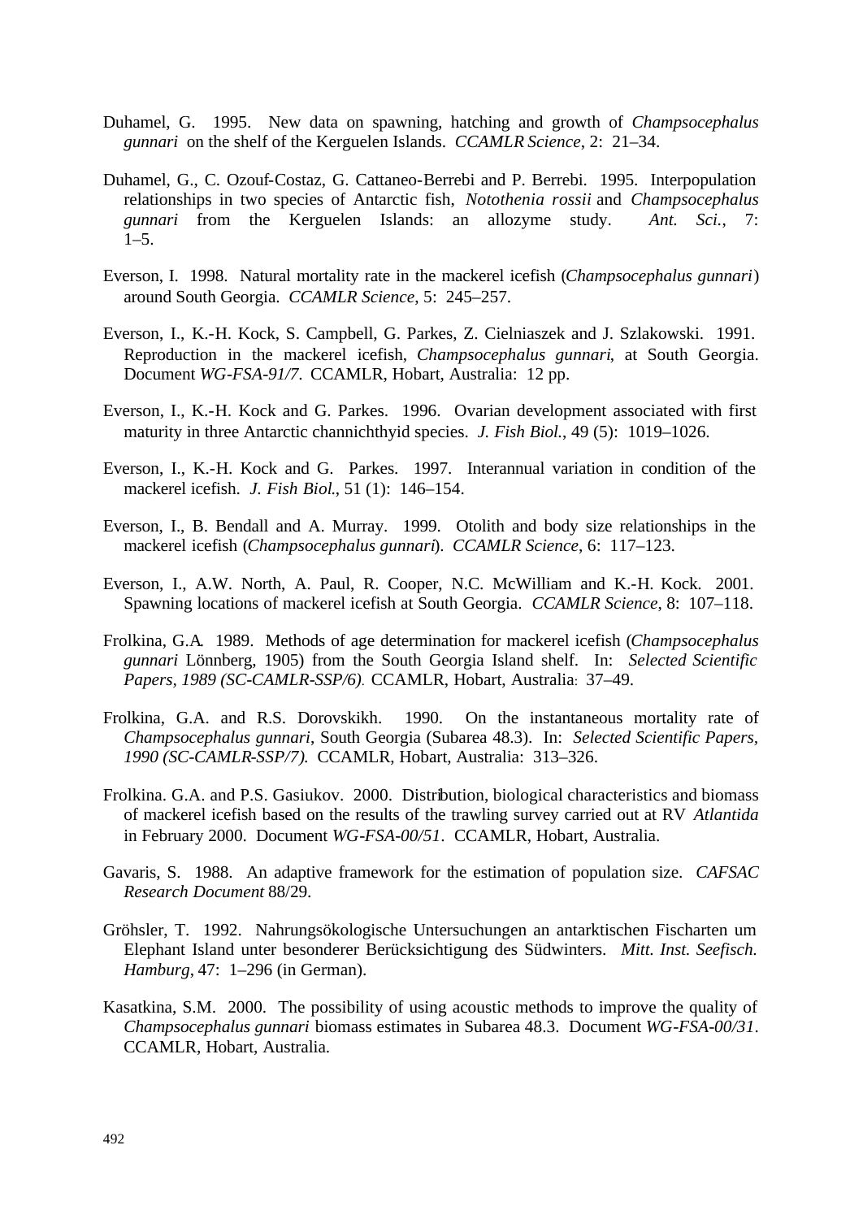Duhamel, G. 1995. New data on spawning, hatching and growth of *Champsocephalus gunnari* on the shelf of the Kerguelen Islands. *CCAMLR Science*, 2: 21–34.

Duhamel, G., C. Ozouf-Costaz, G. Cattaneo-Berrebi and P. Berrebi. 1995. Interpopulation relationships in two species of Antarctic fish, *Notothenia rossii* and *Champsocephalus gunnari* from the Kerguelen Islands: an allozyme study. *Ant. Sci.*, 7: 1–5.

Everson, I. 1998. Natural mortality rate in the mackerel icefish (*Champsocephalus gunnari*) around South Georgia. *CCAMLR Science*, 5: 245–257.

Everson, I., K.-H. Kock, S. Campbell, G. Parkes, Z. Cielniaszek and J. Szlakowski. 1991. Reproduction in the mackerel icefish, *Champsocephalus gunnari*, at South Georgia. Document *WG-FSA-91/7*. CCAMLR, Hobart, Australia: 12 pp.

Everson, I., K.-H. Kock and G. Parkes. 1996. Ovarian development associated with first maturity in three Antarctic channichthyid species. *J. Fish Biol.*, 49 (5): 1019–1026.

Everson, I., K.-H. Kock and G. Parkes. 1997. Interannual variation in condition of the mackerel icefish. *J. Fish Biol.*, 51 (1): 146–154.

Everson, I., B. Bendall and A. Murray. 1999. Otolith and body size relationships in the mackerel icefish (*Champsocephalus gunnari*). *CCAMLR Science*, 6: 117–123.

Everson, I., A.W. North, A. Paul, R. Cooper, N.C. McWilliam and K.-H. Kock. 2001. Spawning locations of mackerel icefish at South Georgia. *CCAMLR Science*, 8: 107–118.

Frolkina, G.A. 1989. Methods of age determination for mackerel icefish (*Champsocephalus gunnari* Lönnberg, 1905) from the South Georgia Island shelf. In: *Selected Scientific Papers, 1989 (SC-CAMLR-SSP/6)*. CCAMLR, Hobart, Australia: 37–49.

Frolkina, G.A. and R.S. Dorovskikh. 1990. On the instantaneous mortality rate of *Champsocephalus gunnari*, South Georgia (Subarea 48.3). In: *Selected Scientific Papers, 1990 (SC-CAMLR-SSP/7)*. CCAMLR, Hobart, Australia: 313–326.

Frolkina. G.A. and P.S. Gasiukov. 2000. Distribution, biological characteristics and biomass of mackerel icefish based on the results of the trawling survey carried out at RV *Atlantida* in February 2000. Document *WG-FSA-00/51*. CCAMLR, Hobart, Australia.

Gavaris, S. 1988. An adaptive framework for the estimation of population size. *CAFSAC Research Document* 88/29.

Gröhsler, T. 1992. Nahrungsökologische Untersuchungen an antarktischen Fischarten um Elephant Island unter besonderer Berücksichtigung des Südwinters. *Mitt. Inst. Seefisch. Hamburg*, 47: 1–296 (in German).

Kasatkina, S.M. 2000. The possibility of using acoustic methods to improve the quality of *Champsocephalus gunnari* biomass estimates in Subarea 48.3. Document *WG-FSA-00/31*. CCAMLR, Hobart, Australia.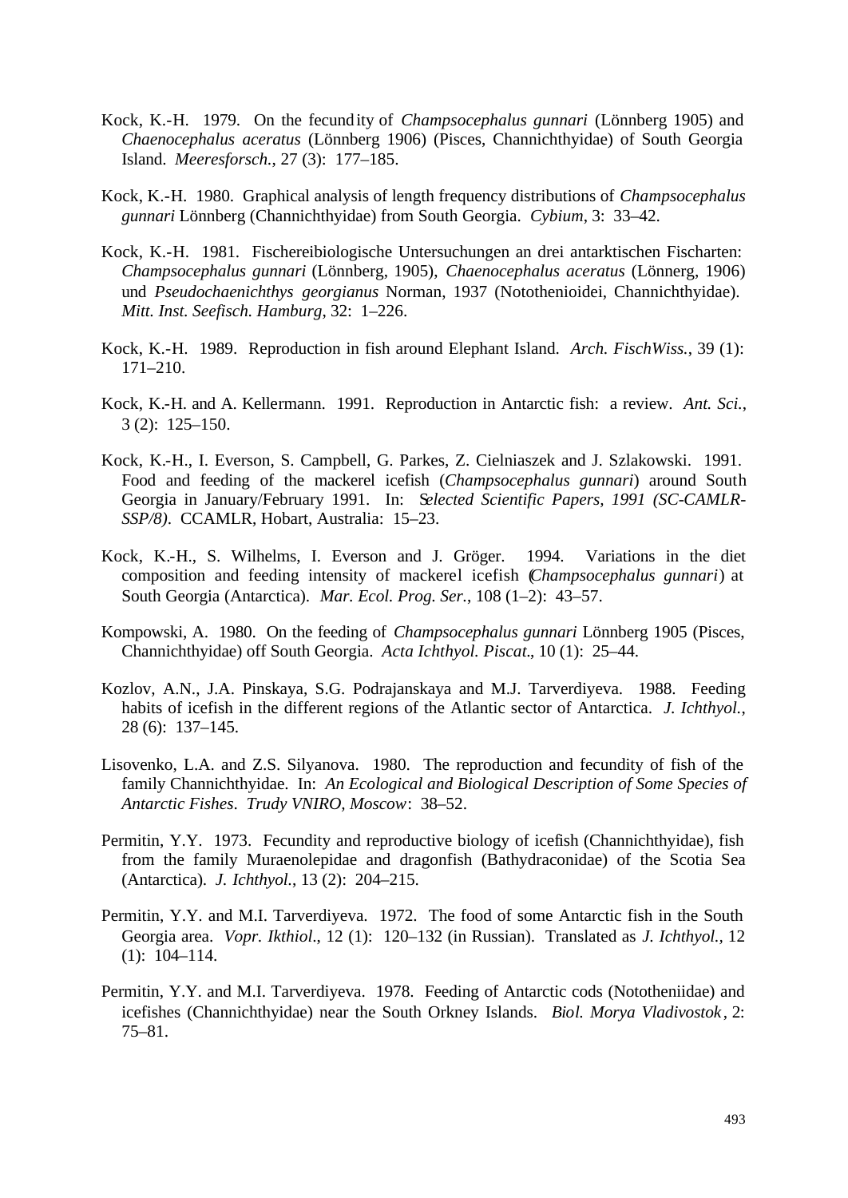Kock, K.-H. 1979. On the fecundity of *Champsocephalus gunnari* (Lönnberg 1905) and *Chaenocephalus aceratus* (Lönnberg 1906) (Pisces, Channichthyidae) of South Georgia Island. *Meeresforsch.*, 27 (3): 177–185.

Kock, K.-H. 1980. Graphical analysis of length frequency distributions of *Champsocephalus gunnari* Lönnberg (Channichthyidae) from South Georgia. *Cybium*, 3: 33–42.

Kock, K.-H. 1981. Fischereibiologische Untersuchungen an drei antarktischen Fischarten: *Champsocephalus gunnari* (Lönnberg, 1905), *Chaenocephalus aceratus* (Lönnerg, 1906) und *Pseudochaenichthys georgianus* Norman, 1937 (Notothenioidei, Channichthyidae). *Mitt. Inst. Seefisch. Hamburg*, 32: 1–226.

Kock, K.-H. 1989. Reproduction in fish around Elephant Island. *Arch. FischWiss.*, 39 (1): 171–210.

Kock, K.-H. and A. Kellermann. 1991. Reproduction in Antarctic fish: a review. *Ant. Sci.*, 3 (2): 125–150.

Kock, K.-H., I. Everson, S. Campbell, G. Parkes, Z. Cielniaszek and J. Szlakowski. 1991. Food and feeding of the mackerel icefish (*Champsocephalus gunnari*) around South Georgia in January/February 1991. In: *Selected Scientific Papers, 1991 (SC-CAMLR-SSP/8)*. CCAMLR, Hobart, Australia: 15–23.

Kock, K.-H., S. Wilhelms, I. Everson and J. Gröger. 1994. Variations in the diet composition and feeding intensity of mackerel icefish (*Champsocephalus gunnari*) at South Georgia (Antarctica). *Mar. Ecol. Prog. Ser.*, 108 (1–2): 43–57.

Kompowski, A. 1980. On the feeding of *Champsocephalus gunnari* Lönnberg 1905 (Pisces, Channichthyidae) off South Georgia. *Acta Ichthyol. Piscat.*, 10 (1): 25–44.

Kozlov, A.N., J.A. Pinskaya, S.G. Podrajanskaya and M.J. Tarverdiyeva. 1988. Feeding habits of icefish in the different regions of the Atlantic sector of Antarctica. *J. Ichthyol.*, 28 (6): 137–145.

Lisovenko, L.A. and Z.S. Silyanova. 1980. The reproduction and fecundity of fish of the family Channichthyidae. In: *An Ecological and Biological Description of Some Species of Antarctic Fishes*. *Trudy VNIRO, Moscow*: 38–52.

Permitin, Y.Y. 1973. Fecundity and reproductive biology of icefish (Channichthyidae), fish from the family Muraenolepidae and dragonfish (Bathydraconidae) of the Scotia Sea (Antarctica). *J. Ichthyol.*, 13 (2): 204–215.

Permitin, Y.Y. and M.I. Tarverdiyeva. 1972. The food of some Antarctic fish in the South Georgia area. *Vopr. Ikthiol.*, 12 (1): 120–132 (in Russian). Translated as *J. Ichthyol.*, 12 (1): 104–114.

Permitin, Y.Y. and M.I. Tarverdiyeva. 1978. Feeding of Antarctic cods (Nototheniidae) and icefishes (Channichthyidae) near the South Orkney Islands. *Biol. Morya Vladivostok*, 2: 75–81.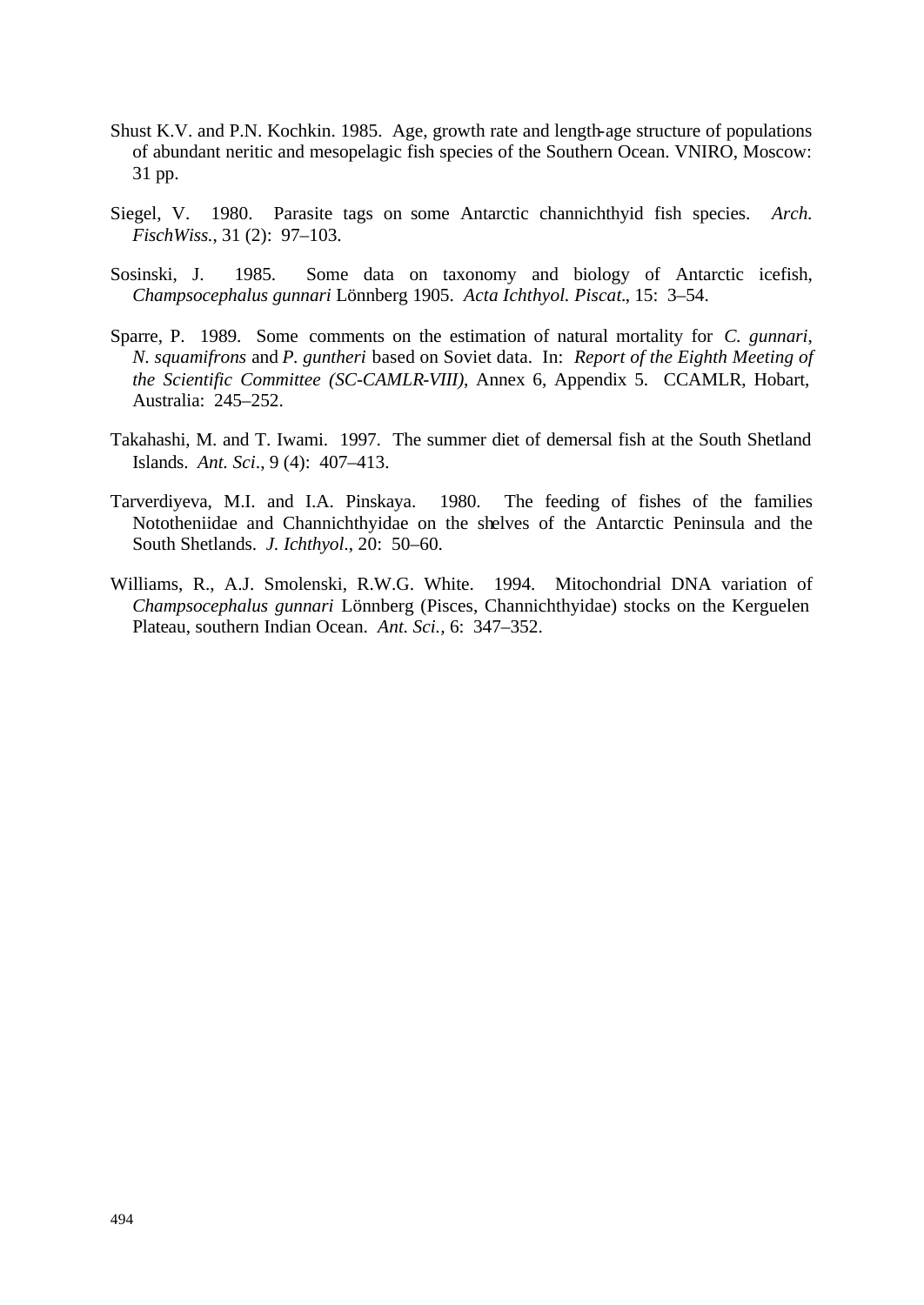Shust K.V. and P.N. Kochkin. 1985. Age, growth rate and length-age structure of populations of abundant neritic and mesopelagic fish species of the Southern Ocean. VNIRO, Moscow: 31 pp.

Siegel, V. 1980. Parasite tags on some Antarctic channichthyid fish species. *Arch. FischWiss.*, 31 (2): 97–103.

Sosinski, J. 1985. Some data on taxonomy and biology of Antarctic icefish, *Champsocephalus gunnari* Lönnberg 1905. *Acta Ichthyol. Piscat.*, 15: 3–54.

Sparre, P. 1989. Some comments on the estimation of natural mortality for *C. gunnari*, *N. squamifrons* and *P. guntheri* based on Soviet data. In: *Report of the Eighth Meeting of the Scientific Committee (SC-CAMLR-VIII)*, Annex 6, Appendix 5. CCAMLR, Hobart, Australia: 245–252.

Takahashi, M. and T. Iwami. 1997. The summer diet of demersal fish at the South Shetland Islands. *Ant. Sci.*, 9 (4): 407–413.

Tarverdiyeva, M.I. and I.A. Pinskaya. 1980. The feeding of fishes of the families Nototheniidae and Channichthyidae on the shelves of the Antarctic Peninsula and the South Shetlands. *J. Ichthyol.*, 20: 50–60.

Williams, R., A.J. Smolenski, R.W.G. White. 1994. Mitochondrial DNA variation of *Champsocephalus gunnari* Lönnberg (Pisces, Channichthyidae) stocks on the Kerguelen Plateau, southern Indian Ocean. *Ant. Sci.*, 6: 347–352.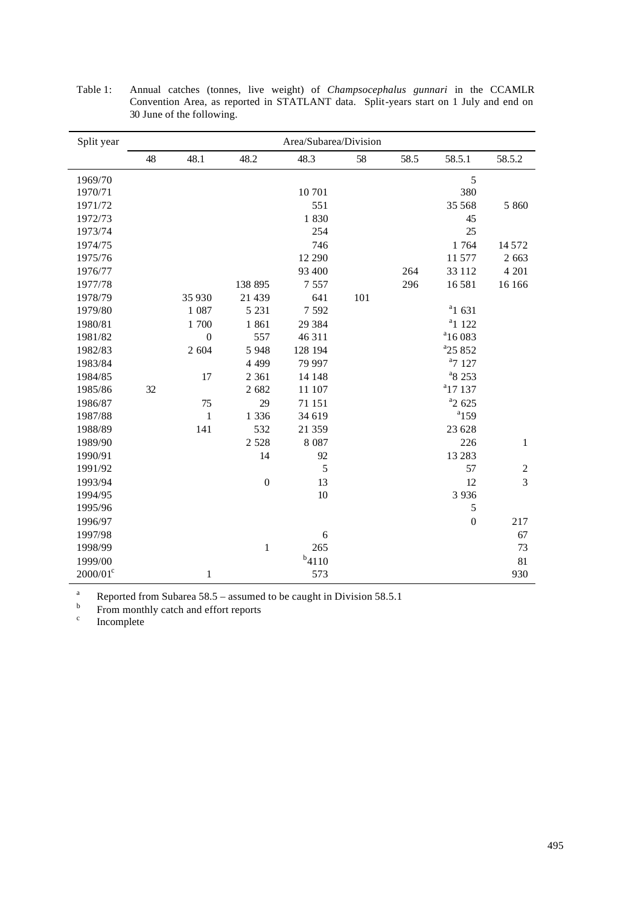Table 1: Annual catches (tonnes, live weight) of *Champsocephalus gunnari* in the CCAMLR Convention Area, as reported in STATLANT data. Split-years start on 1 July and end on 30 June of the following.

| Split year | Area/Subarea/Division | | | | | | | |
|---|---|---|---|---|---|---|---|---|
| | 48 | 48.1 | 48.2 | 48.3 | 58 | 58.5 | 58.5.1 | 58.5.2 |
| 1969/70 | | | | | | | 5 | |
| 1970/71 | | | | 10 701 | | | 380 | |
| 1971/72 | | | | 551 | | | 35 568 | 5 860 |
| 1972/73 | | | | 1 830 | | | 45 | |
| 1973/74 | | | | 254 | | | 25 | |
| 1974/75 | | | | 746 | | | 1 764 | 14 572 |
| 1975/76 | | | | 12 290 | | | 11 577 | 2 663 |
| 1976/77 | | | | 93 400 | | 264 | 33 112 | 4 201 |
| 1977/78 | | | 138 895 | 7 557 | | 296 | 16 581 | 16 166 |
| 1978/79 | | 35 930 | 21 439 | 641 | 101 | | | |
| 1979/80 | | 1 087 | 5 231 | 7 592 | | | [a]1 631 | |
| 1980/81 | | 1 700 | 1 861 | 29 384 | | | [a]1 122 | |
| 1981/82 | | 0 | 557 | 46 311 | | | [a]16 083 | |
| 1982/83 | | 2 604 | 5 948 | 128 194 | | | [a]25 852 | |
| 1983/84 | | | 4 499 | 79 997 | | | [a]7 127 | |
| 1984/85 | | 17 | 2 361 | 14 148 | | | [a]8 253 | |
| 1985/86 | 32 | | 2 682 | 11 107 | | | [a]17 137 | |
| 1986/87 | | 75 | 29 | 71 151 | | | [a]2 625 | |
| 1987/88 | | 1 | 1 336 | 34 619 | | | [a]159 | |
| 1988/89 | | 141 | 532 | 21 359 | | | 23 628 | |
| 1989/90 | | | 2 528 | 8 087 | | | 226 | 1 |
| 1990/91 | | | 14 | 92 | | | 13 283 | |
| 1991/92 | | | | 5 | | | 57 | 2 |
| 1993/94 | | | 0 | 13 | | | 12 | 3 |
| 1994/95 | | | | 10 | | | 3 936 | |
| 1995/96 | | | | | | | 5 | |
| 1996/97 | | | | | | | 0 | 217 |
| 1997/98 | | | | 6 | | | | 67 |
| 1998/99 | | | 1 | 265 | | | | 73 |
| 1999/00 | | | | [b]4110 | | | | 81 |
| 2000/01[c] | | 1 | | 573 | | | | 930 |

[a] Reported from Subarea 58.5 – assumed to be caught in Division 58.5.1

[b] From monthly catch and effort reports

[c] Incomplete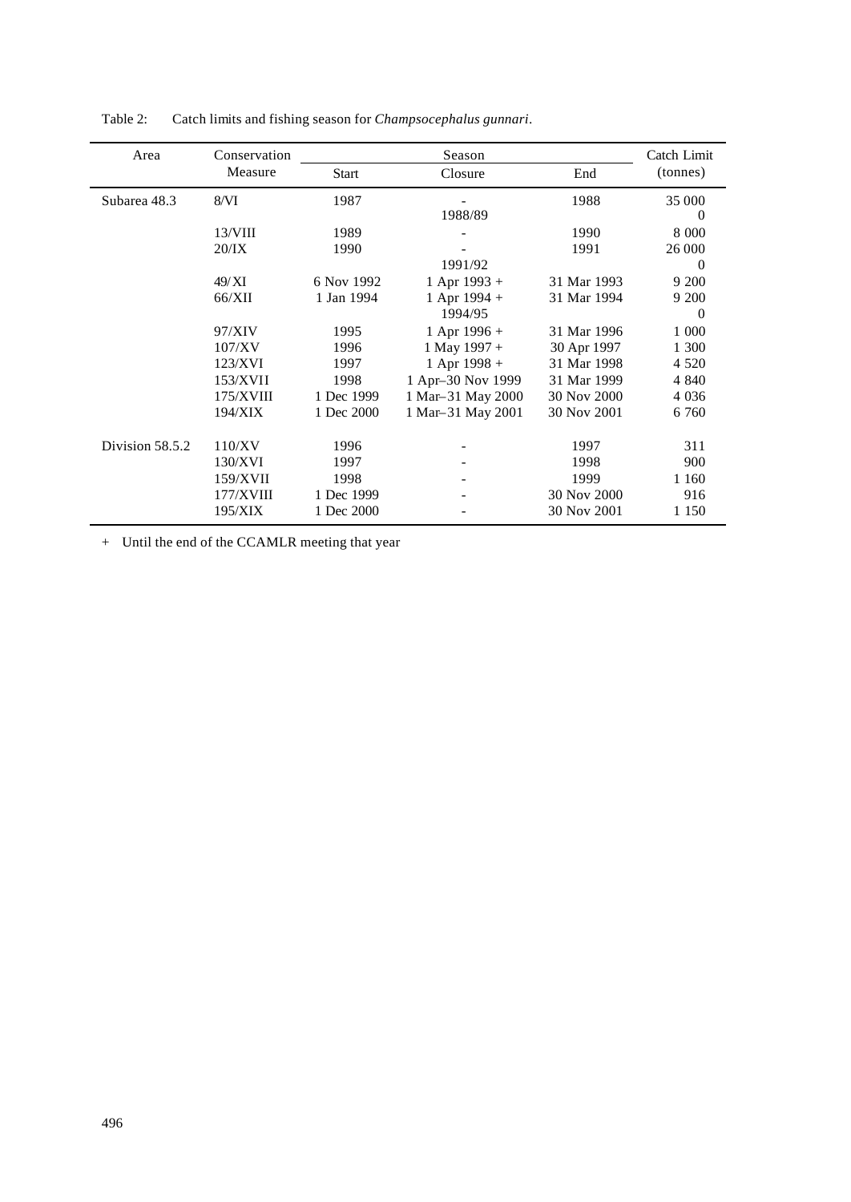Table 2: Catch limits and fishing season for *Champsocephalus gunnari*.

| Area | Conservation Measure | Season | | | Catch Limit (tonnes) |
|---|---|---|---|---|---|
| | | Start | Closure | End | |
| Subarea 48.3 | 8/VI | 1987 | - | 1988 | 35 000 |
| | | | 1988/89 | | 0 |
| | 13/VIII | 1989 | - | 1990 | 8 000 |
| | 20/IX | 1990 | - | 1991 | 26 000 |
| | | | 1991/92 | | 0 |
| | 49/XI | 6 Nov 1992 | 1 Apr 1993 + | 31 Mar 1993 | 9 200 |
| | 66/XII | 1 Jan 1994 | 1 Apr 1994 + | 31 Mar 1994 | 9 200 |
| | | | 1994/95 | | 0 |
| | 97/XIV | 1995 | 1 Apr 1996 + | 31 Mar 1996 | 1 000 |
| | 107/XV | 1996 | 1 May 1997 + | 30 Apr 1997 | 1 300 |
| | 123/XVI | 1997 | 1 Apr 1998 + | 31 Mar 1998 | 4 520 |
| | 153/XVII | 1998 | 1 Apr–30 Nov 1999 | 31 Mar 1999 | 4 840 |
| | 175/XVIII | 1 Dec 1999 | 1 Mar–31 May 2000 | 30 Nov 2000 | 4 036 |
| | 194/XIX | 1 Dec 2000 | 1 Mar–31 May 2001 | 30 Nov 2001 | 6 760 |
| Division 58.5.2 | 110/XV | 1996 | - | 1997 | 311 |
| | 130/XVI | 1997 | - | 1998 | 900 |
| | 159/XVII | 1998 | - | 1999 | 1 160 |
| | 177/XVIII | 1 Dec 1999 | - | 30 Nov 2000 | 916 |
| | 195/XIX | 1 Dec 2000 | - | 30 Nov 2001 | 1 150 |

\+ Until the end of the CCAMLR meeting that year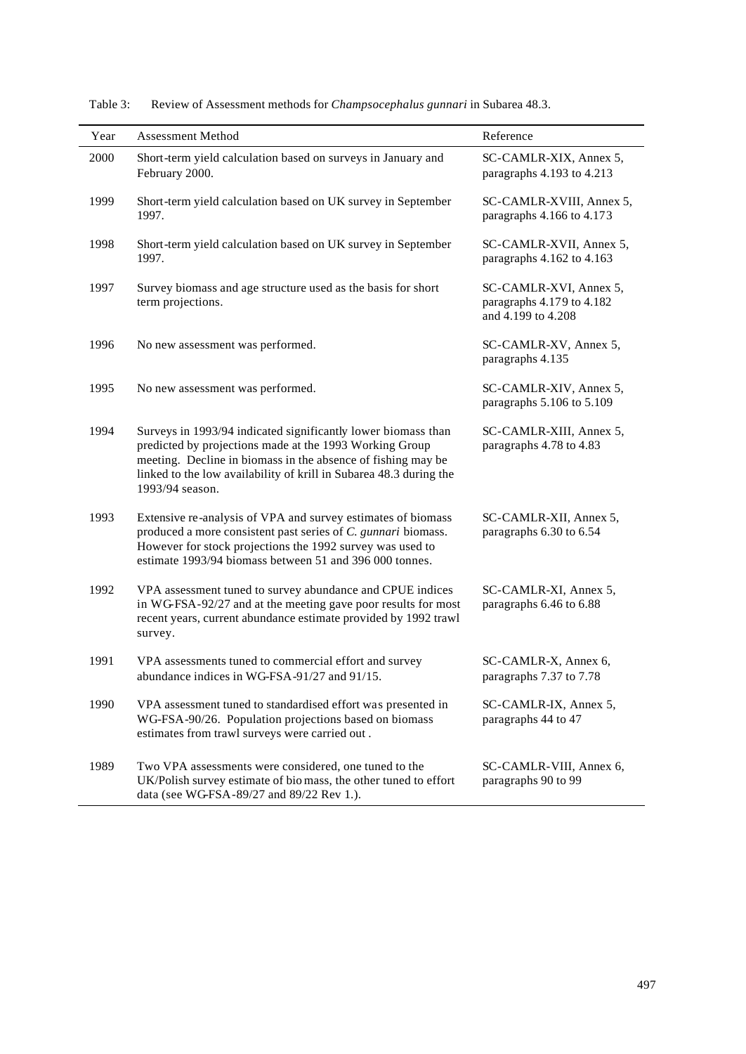Table 3: Review of Assessment methods for *Champsocephalus gunnari* in Subarea 48.3.

| Year | Assessment Method | Reference |
|---|---|---|
| 2000 | Short-term yield calculation based on surveys in January and February 2000. | SC-CAMLR-XIX, Annex 5, paragraphs 4.193 to 4.213 |
| 1999 | Short-term yield calculation based on UK survey in September 1997. | SC-CAMLR-XVIII, Annex 5, paragraphs 4.166 to 4.173 |
| 1998 | Short-term yield calculation based on UK survey in September 1997. | SC-CAMLR-XVII, Annex 5, paragraphs 4.162 to 4.163 |
| 1997 | Survey biomass and age structure used as the basis for short term projections. | SC-CAMLR-XVI, Annex 5, paragraphs 4.179 to 4.182 and 4.199 to 4.208 |
| 1996 | No new assessment was performed. | SC-CAMLR-XV, Annex 5, paragraphs 4.135 |
| 1995 | No new assessment was performed. | SC-CAMLR-XIV, Annex 5, paragraphs 5.106 to 5.109 |
| 1994 | Surveys in 1993/94 indicated significantly lower biomass than predicted by projections made at the 1993 Working Group meeting. Decline in biomass in the absence of fishing may be linked to the low availability of krill in Subarea 48.3 during the 1993/94 season. | SC-CAMLR-XIII, Annex 5, paragraphs 4.78 to 4.83 |
| 1993 | Extensive re-analysis of VPA and survey estimates of biomass produced a more consistent past series of *C. gunnari* biomass. However for stock projections the 1992 survey was used to estimate 1993/94 biomass between 51 and 396 000 tonnes. | SC-CAMLR-XII, Annex 5, paragraphs 6.30 to 6.54 |
| 1992 | VPA assessment tuned to survey abundance and CPUE indices in WG-FSA-92/27 and at the meeting gave poor results for most recent years, current abundance estimate provided by 1992 trawl survey. | SC-CAMLR-XI, Annex 5, paragraphs 6.46 to 6.88 |
| 1991 | VPA assessments tuned to commercial effort and survey abundance indices in WG-FSA-91/27 and 91/15. | SC-CAMLR-X, Annex 6, paragraphs 7.37 to 7.78 |
| 1990 | VPA assessment tuned to standardised effort was presented in WG-FSA-90/26. Population projections based on biomass estimates from trawl surveys were carried out . | SC-CAMLR-IX, Annex 5, paragraphs 44 to 47 |
| 1989 | Two VPA assessments were considered, one tuned to the UK/Polish survey estimate of bio mass, the other tuned to effort data (see WG-FSA-89/27 and 89/22 Rev 1.). | SC-CAMLR-VIII, Annex 6, paragraphs 90 to 99 |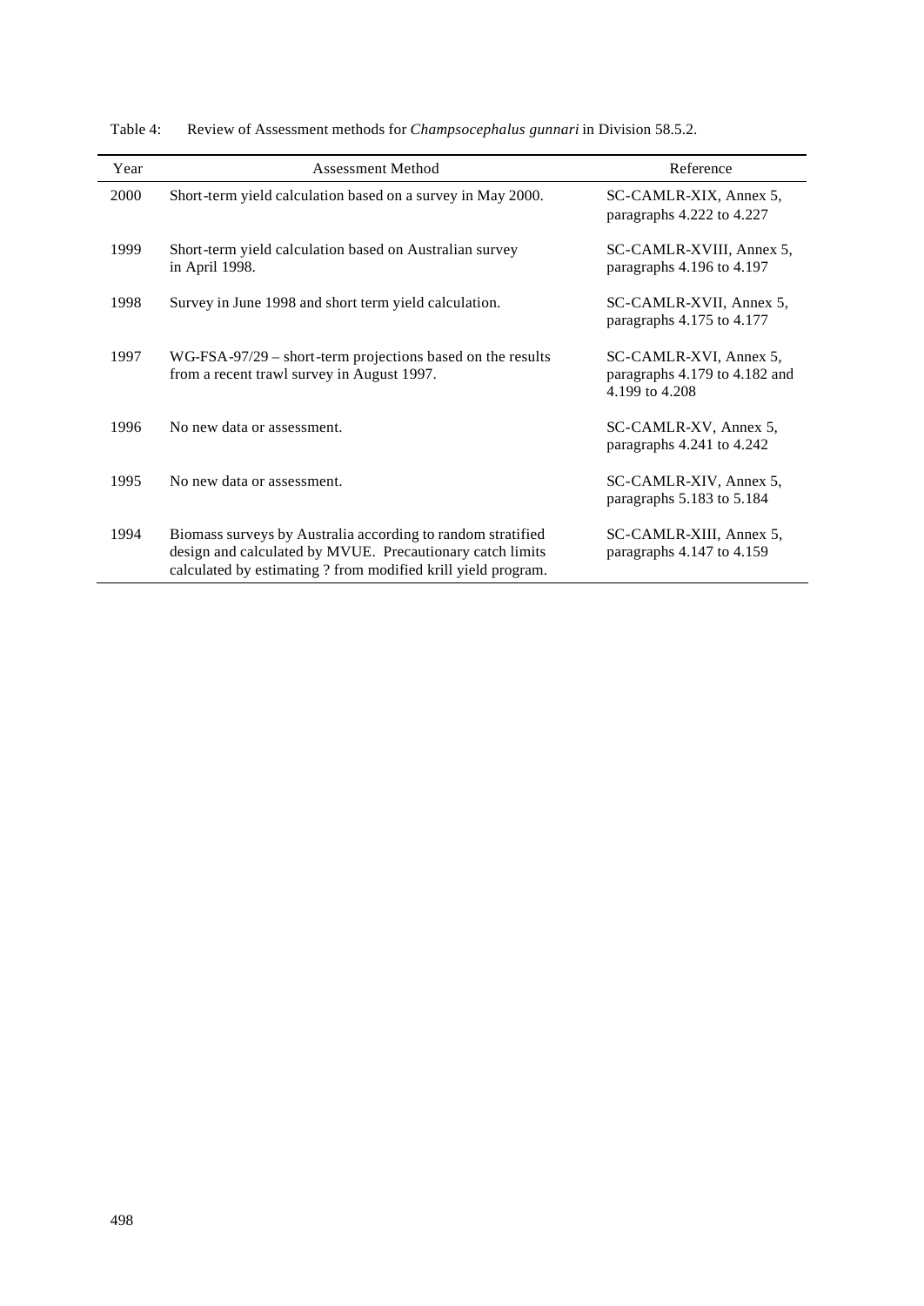Table 4: Review of Assessment methods for *Champsocephalus gunnari* in Division 58.5.2.

| Year | Assessment Method | Reference |
|---|---|---|
| 2000 | Short-term yield calculation based on a survey in May 2000. | SC-CAMLR-XIX, Annex 5, paragraphs 4.222 to 4.227 |
| 1999 | Short-term yield calculation based on Australian survey in April 1998. | SC-CAMLR-XVIII, Annex 5, paragraphs 4.196 to 4.197 |
| 1998 | Survey in June 1998 and short term yield calculation. | SC-CAMLR-XVII, Annex 5, paragraphs 4.175 to 4.177 |
| 1997 | WG-FSA-97/29 – short-term projections based on the results from a recent trawl survey in August 1997. | SC-CAMLR-XVI, Annex 5, paragraphs 4.179 to 4.182 and 4.199 to 4.208 |
| 1996 | No new data or assessment. | SC-CAMLR-XV, Annex 5, paragraphs 4.241 to 4.242 |
| 1995 | No new data or assessment. | SC-CAMLR-XIV, Annex 5, paragraphs 5.183 to 5.184 |
| 1994 | Biomass surveys by Australia according to random stratified design and calculated by MVUE. Precautionary catch limits calculated by estimating ? from modified krill yield program. | SC-CAMLR-XIII, Annex 5, paragraphs 4.147 to 4.159 |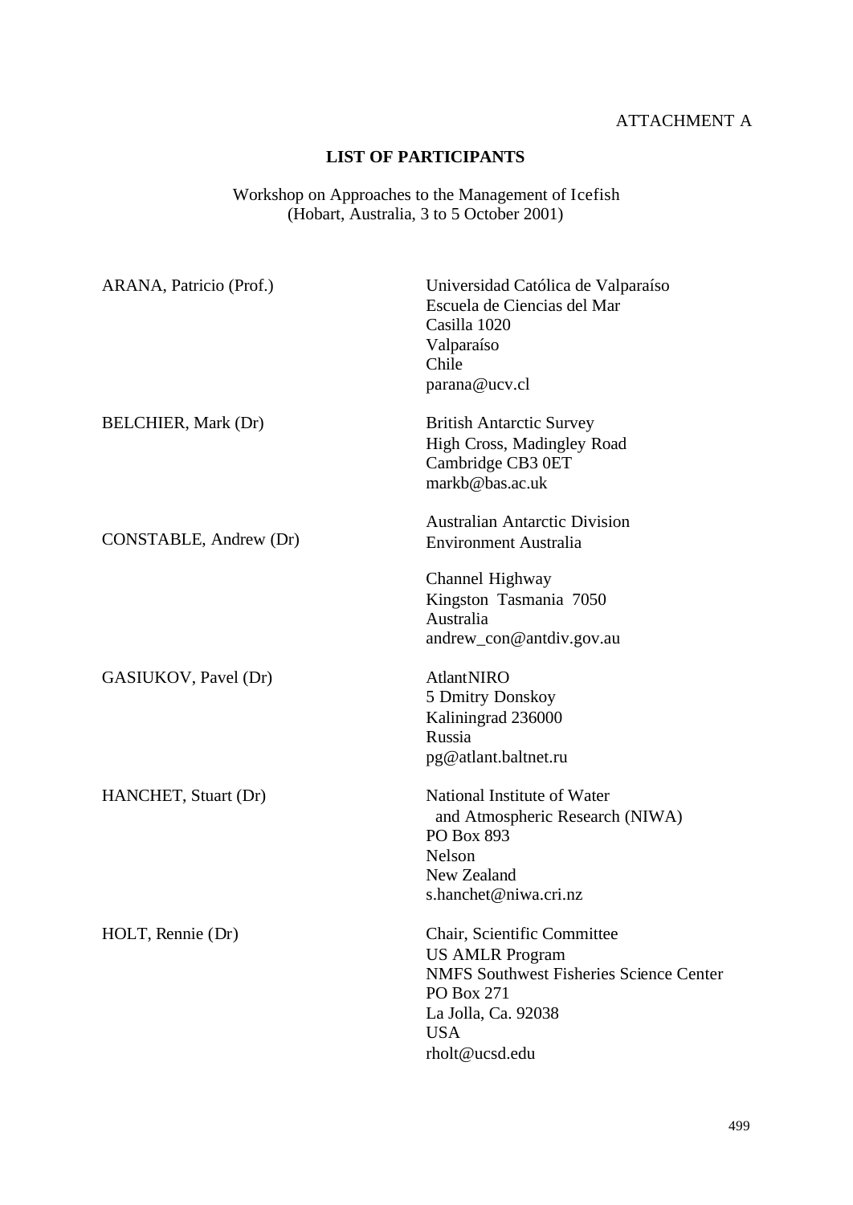ATTACHMENT A

**LIST OF PARTICIPANTS**

Workshop on Approaches to the Management of Icefish
(Hobart, Australia, 3 to 5 October 2001)

| | |
|---|---|
| ARANA, Patricio (Prof.) | Universidad Católica de Valparaíso<br>Escuela de Ciencias del Mar<br>Casilla 1020<br>Valparaíso<br>Chile<br>parana@ucv.cl |
| BELCHIER, Mark (Dr) | British Antarctic Survey<br>High Cross, Madingley Road<br>Cambridge CB3 0ET<br>markb@bas.ac.uk |
| CONSTABLE, Andrew (Dr) | Australian Antarctic Division<br>Environment Australia<br>Channel Highway<br>Kingston Tasmania 7050<br>Australia<br>andrew_con@antdiv.gov.au |
| GASIUKOV, Pavel (Dr) | AtlantNIRO<br>5 Dmitry Donskoy<br>Kaliningrad 236000<br>Russia<br>pg@atlant.baltnet.ru |
| HANCHET, Stuart (Dr) | National Institute of Water and Atmospheric Research (NIWA)<br>PO Box 893<br>Nelson<br>New Zealand<br>s.hanchet@niwa.cri.nz |
| HOLT, Rennie (Dr) | Chair, Scientific Committee<br>US AMLR Program<br>NMFS Southwest Fisheries Science Center<br>PO Box 271<br>La Jolla, Ca. 92038<br>USA<br>rholt@ucsd.edu |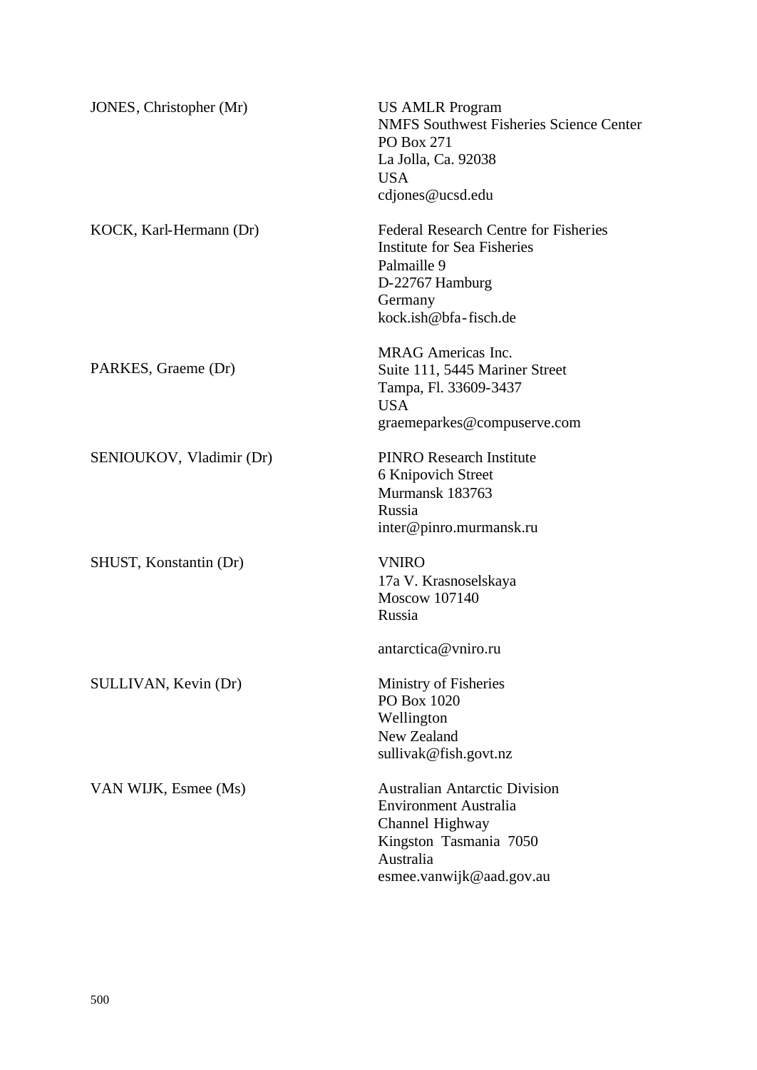JONES, Christopher (Mr)

US AMLR Program
NMFS Southwest Fisheries Science Center
PO Box 271
La Jolla, Ca. 92038
USA
cdjones@ucsd.edu

KOCK, Karl-Hermann (Dr)

Federal Research Centre for Fisheries
Institute for Sea Fisheries
Palmaille 9
D-22767 Hamburg
Germany
kock.ish@bfa-fisch.de

PARKES, Graeme (Dr)

MRAG Americas Inc.
Suite 111, 5445 Mariner Street
Tampa, Fl. 33609-3437
USA
graemeparkes@compuserve.com

SENIOUKOV, Vladimir (Dr)

PINRO Research Institute
6 Knipovich Street
Murmansk 183763
Russia
inter@pinro.murmansk.ru

SHUST, Konstantin (Dr)

VNIRO
17a V. Krasnoselskaya
Moscow 107140
Russia

antarctica@vniro.ru

SULLIVAN, Kevin (Dr)

Ministry of Fisheries
PO Box 1020
Wellington
New Zealand
sullivak@fish.govt.nz

VAN WIJK, Esmee (Ms)

Australian Antarctic Division
Environment Australia
Channel Highway
Kingston Tasmania 7050
Australia
esmee.vanwijk@aad.gov.au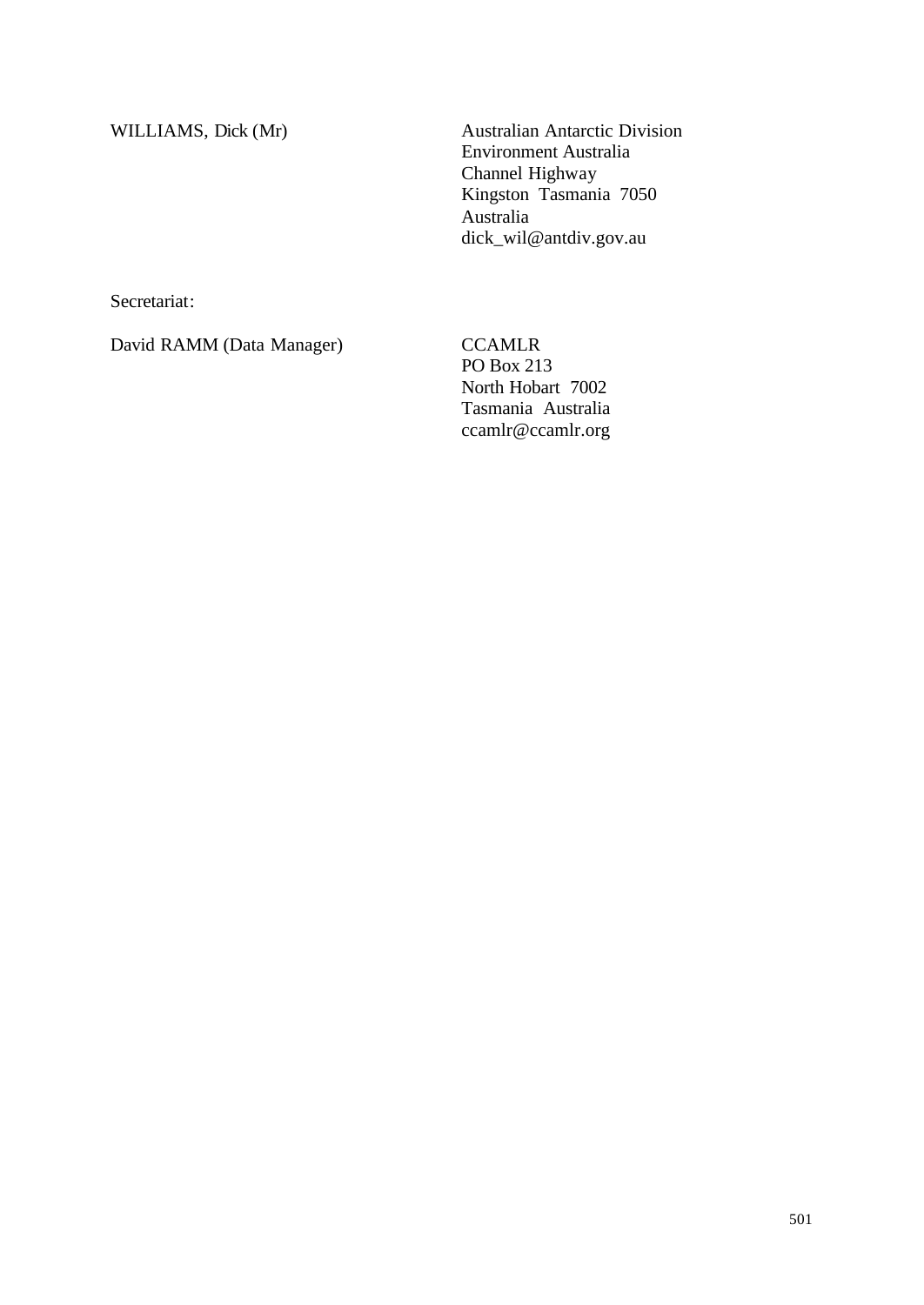| | |
|---|---|
| WILLIAMS, Dick (Mr) | Australian Antarctic Division<br>Environment Australia<br>Channel Highway<br>Kingston Tasmania 7050<br>Australia<br>dick_wil@antdiv.gov.au |

Secretariat:

| | |
|---|---|
| David RAMM (Data Manager) | CCAMLR<br>PO Box 213<br>North Hobart 7002<br>Tasmania Australia<br>ccamlr@ccamlr.org |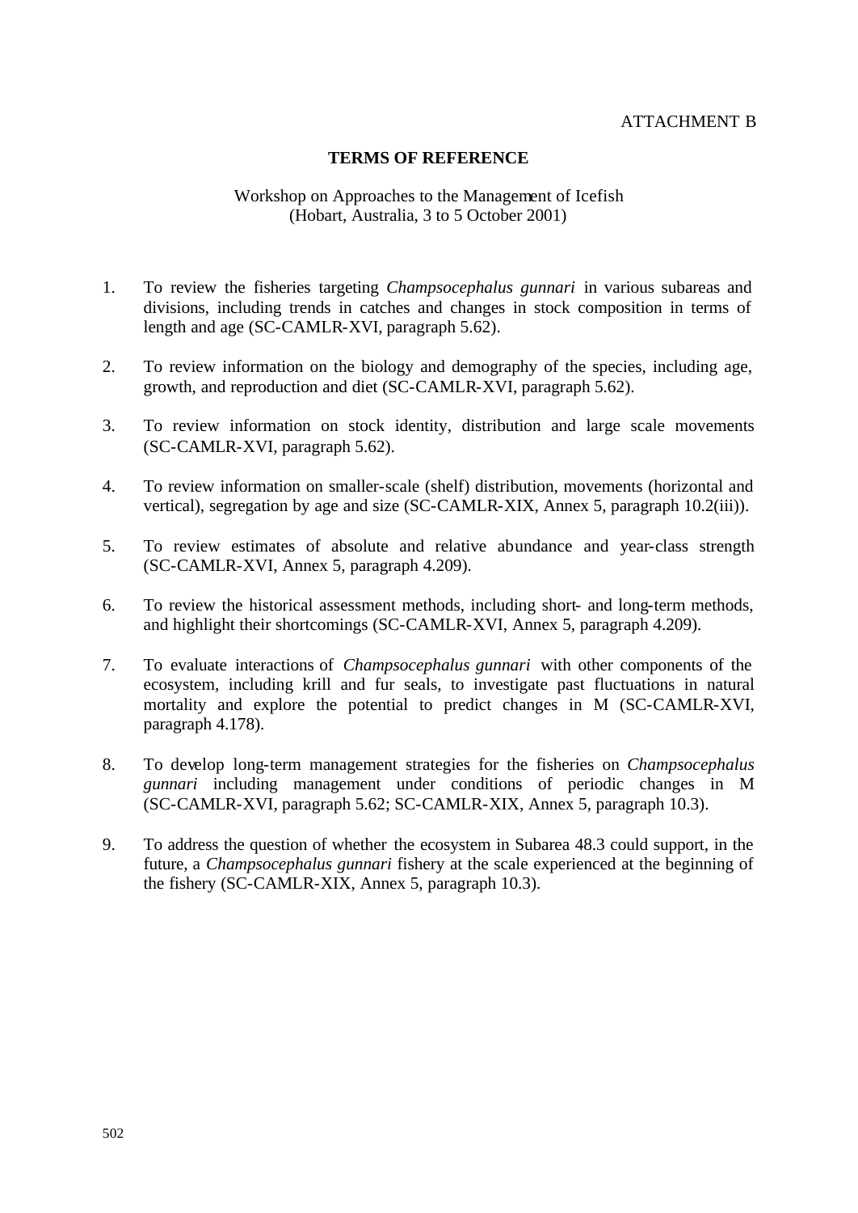ATTACHMENT B

## TERMS OF REFERENCE

Workshop on Approaches to the Management of Icefish
(Hobart, Australia, 3 to 5 October 2001)

1. To review the fisheries targeting *Champsocephalus gunnari* in various subareas and divisions, including trends in catches and changes in stock composition in terms of length and age (SC-CAMLR-XVI, paragraph 5.62).

2. To review information on the biology and demography of the species, including age, growth, and reproduction and diet (SC-CAMLR-XVI, paragraph 5.62).

3. To review information on stock identity, distribution and large scale movements (SC-CAMLR-XVI, paragraph 5.62).

4. To review information on smaller-scale (shelf) distribution, movements (horizontal and vertical), segregation by age and size (SC-CAMLR-XIX, Annex 5, paragraph 10.2(iii)).

5. To review estimates of absolute and relative abundance and year-class strength (SC-CAMLR-XVI, Annex 5, paragraph 4.209).

6. To review the historical assessment methods, including short- and long-term methods, and highlight their shortcomings (SC-CAMLR-XVI, Annex 5, paragraph 4.209).

7. To evaluate interactions of *Champsocephalus gunnari* with other components of the ecosystem, including krill and fur seals, to investigate past fluctuations in natural mortality and explore the potential to predict changes in M (SC-CAMLR-XVI, paragraph 4.178).

8. To develop long-term management strategies for the fisheries on *Champsocephalus gunnari* including management under conditions of periodic changes in M (SC-CAMLR-XVI, paragraph 5.62; SC-CAMLR-XIX, Annex 5, paragraph 10.3).

9. To address the question of whether the ecosystem in Subarea 48.3 could support, in the future, a *Champsocephalus gunnari* fishery at the scale experienced at the beginning of the fishery (SC-CAMLR-XIX, Annex 5, paragraph 10.3).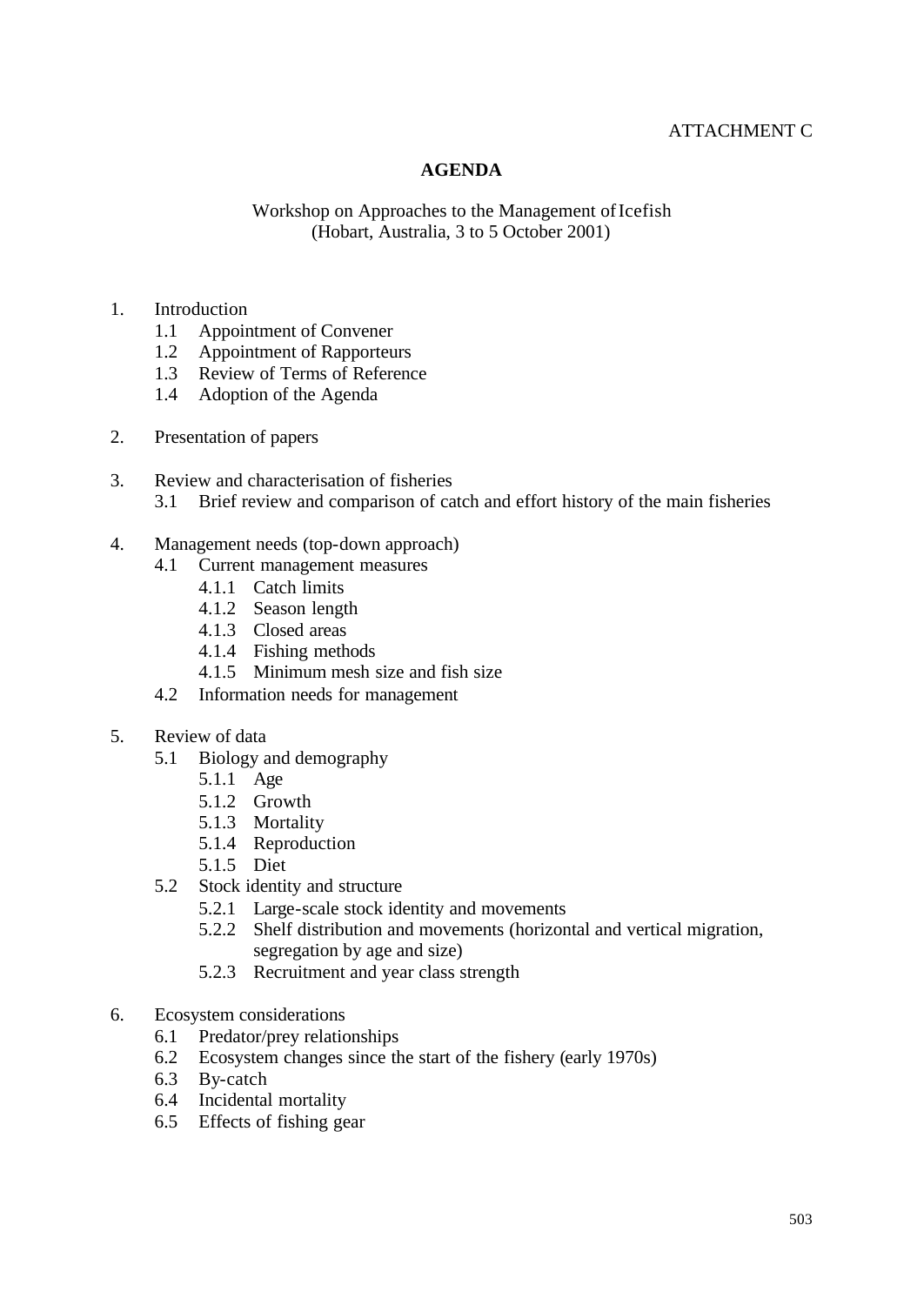ATTACHMENT C

# AGENDA

Workshop on Approaches to the Management of Icefish
(Hobart, Australia, 3 to 5 October 2001)

1. Introduction
   - 1.1 Appointment of Convener
   - 1.2 Appointment of Rapporteurs
   - 1.3 Review of Terms of Reference
   - 1.4 Adoption of the Agenda

2. Presentation of papers

3. Review and characterisation of fisheries
   - 3.1 Brief review and comparison of catch and effort history of the main fisheries

4. Management needs (top-down approach)
   - 4.1 Current management measures
     - 4.1.1 Catch limits
     - 4.1.2 Season length
     - 4.1.3 Closed areas
     - 4.1.4 Fishing methods
     - 4.1.5 Minimum mesh size and fish size
   - 4.2 Information needs for management

5. Review of data
   - 5.1 Biology and demography
     - 5.1.1 Age
     - 5.1.2 Growth
     - 5.1.3 Mortality
     - 5.1.4 Reproduction
     - 5.1.5 Diet
   - 5.2 Stock identity and structure
     - 5.2.1 Large-scale stock identity and movements
     - 5.2.2 Shelf distribution and movements (horizontal and vertical migration, segregation by age and size)
     - 5.2.3 Recruitment and year class strength

6. Ecosystem considerations
   - 6.1 Predator/prey relationships
   - 6.2 Ecosystem changes since the start of the fishery (early 1970s)
   - 6.3 By-catch
   - 6.4 Incidental mortality
   - 6.5 Effects of fishing gear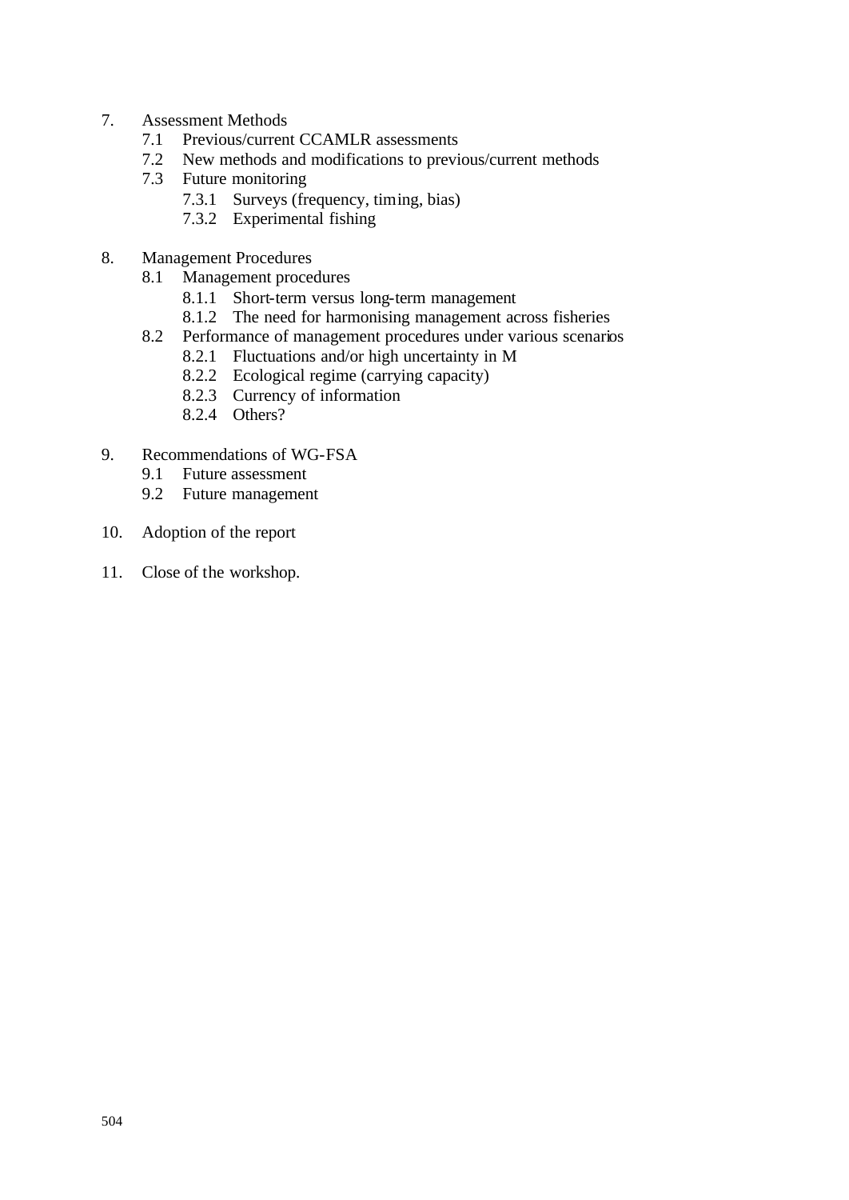7. Assessment Methods
    7.1 Previous/current CCAMLR assessments
    7.2 New methods and modifications to previous/current methods
    7.3 Future monitoring
        7.3.1 Surveys (frequency, timing, bias)
        7.3.2 Experimental fishing

8. Management Procedures
    8.1 Management procedures
        8.1.1 Short-term versus long-term management
        8.1.2 The need for harmonising management across fisheries
    8.2 Performance of management procedures under various scenarios
        8.2.1 Fluctuations and/or high uncertainty in M
        8.2.2 Ecological regime (carrying capacity)
        8.2.3 Currency of information
        8.2.4 Others?

9. Recommendations of WG-FSA
    9.1 Future assessment
    9.2 Future management

10. Adoption of the report

11. Close of the workshop.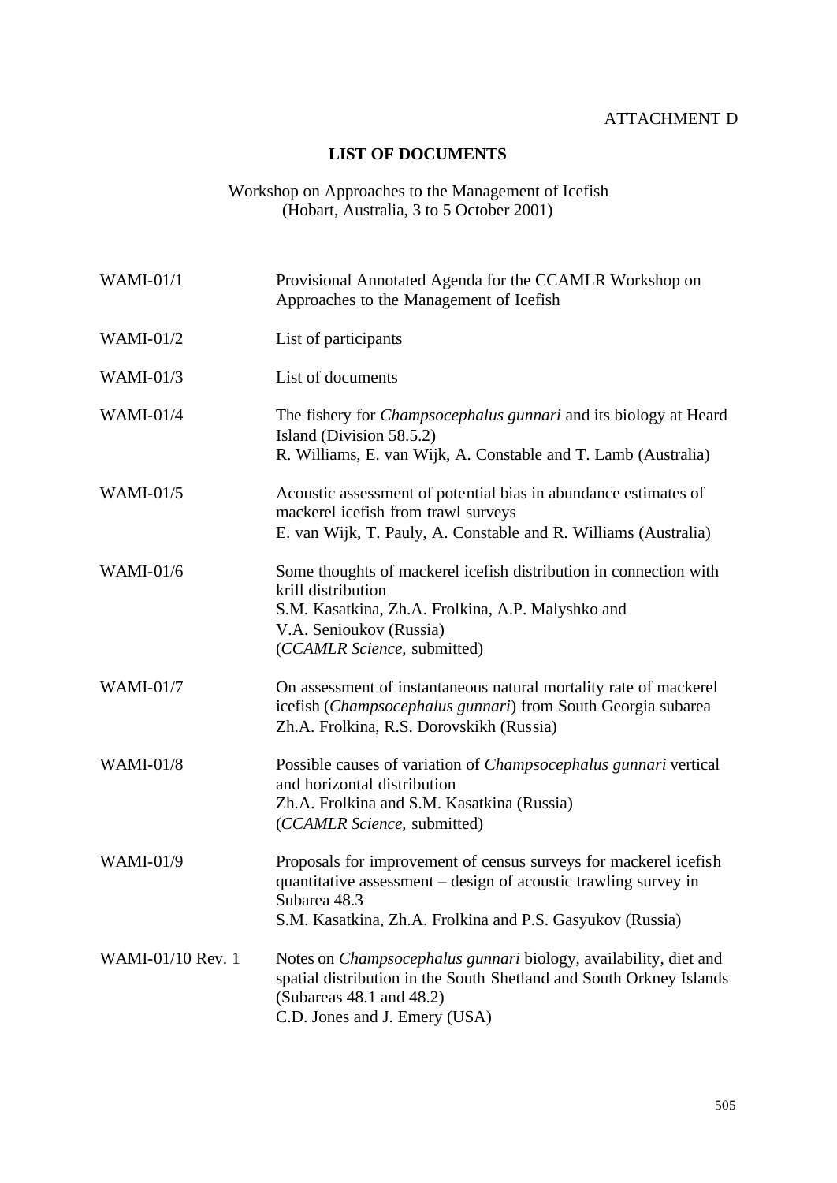ATTACHMENT D

## LIST OF DOCUMENTS

Workshop on Approaches to the Management of Icefish
(Hobart, Australia, 3 to 5 October 2001)

| | |
|---|---|
| WAMI-01/1 | Provisional Annotated Agenda for the CCAMLR Workshop on Approaches to the Management of Icefish |
| WAMI-01/2 | List of participants |
| WAMI-01/3 | List of documents |
| WAMI-01/4 | The fishery for *Champsocephalus gunnari* and its biology at Heard Island (Division 58.5.2)<br>R. Williams, E. van Wijk, A. Constable and T. Lamb (Australia) |
| WAMI-01/5 | Acoustic assessment of potential bias in abundance estimates of mackerel icefish from trawl surveys<br>E. van Wijk, T. Pauly, A. Constable and R. Williams (Australia) |
| WAMI-01/6 | Some thoughts of mackerel icefish distribution in connection with krill distribution<br>S.M. Kasatkina, Zh.A. Frolkina, A.P. Malyshko and V.A. Senioukov (Russia)<br>(*CCAMLR Science*, submitted) |
| WAMI-01/7 | On assessment of instantaneous natural mortality rate of mackerel icefish (*Champsocephalus gunnari*) from South Georgia subarea<br>Zh.A. Frolkina, R.S. Dorovskikh (Russia) |
| WAMI-01/8 | Possible causes of variation of *Champsocephalus gunnari* vertical and horizontal distribution<br>Zh.A. Frolkina and S.M. Kasatkina (Russia)<br>(*CCAMLR Science*, submitted) |
| WAMI-01/9 | Proposals for improvement of census surveys for mackerel icefish quantitative assessment – design of acoustic trawling survey in Subarea 48.3<br>S.M. Kasatkina, Zh.A. Frolkina and P.S. Gasyukov (Russia) |
| WAMI-01/10 Rev. 1 | Notes on *Champsocephalus gunnari* biology, availability, diet and spatial distribution in the South Shetland and South Orkney Islands (Subareas 48.1 and 48.2)<br>C.D. Jones and J. Emery (USA) |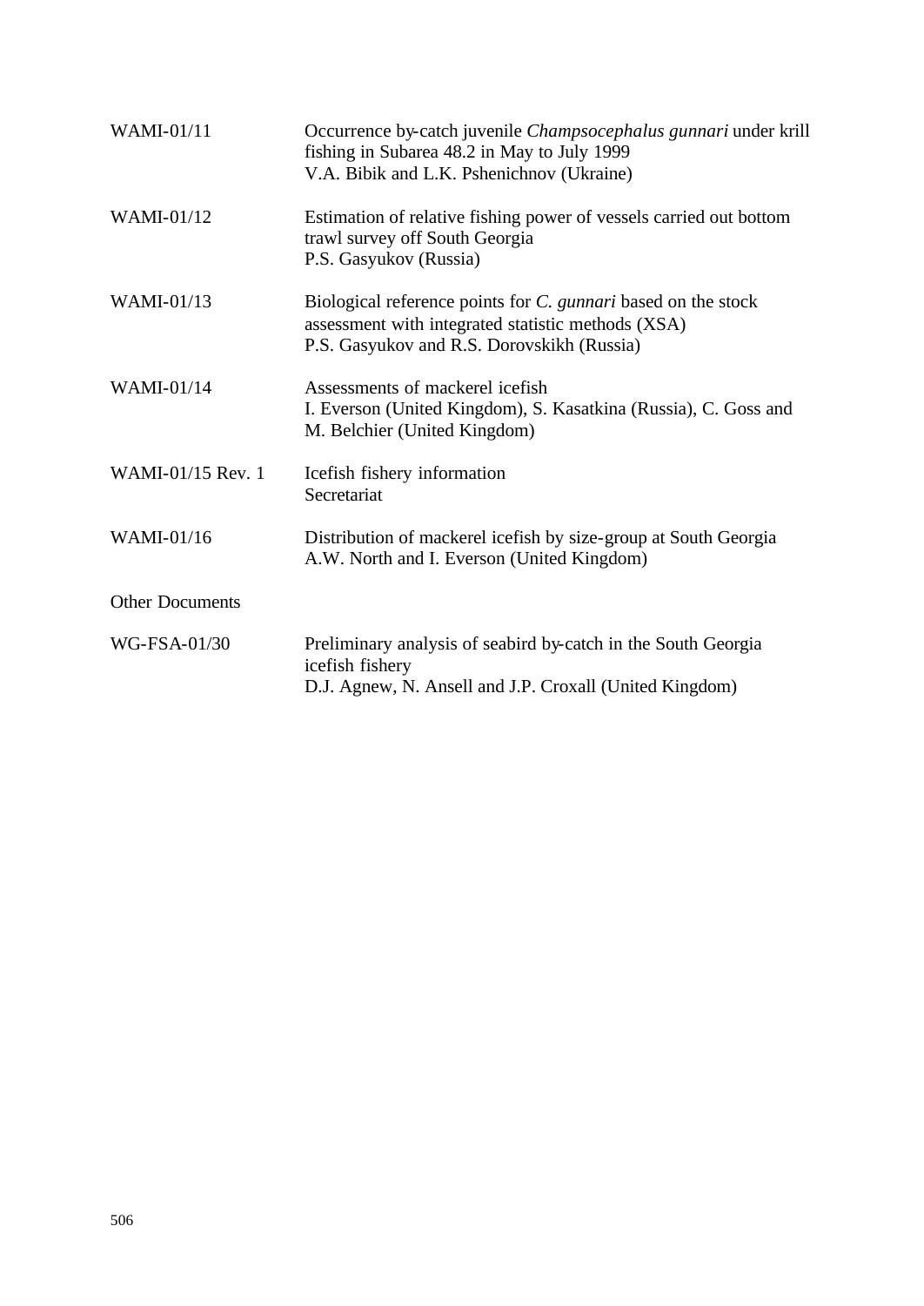| | |
|---|---|
| WAMI-01/11 | Occurrence by-catch juvenile *Champsocephalus gunnari* under krill fishing in Subarea 48.2 in May to July 1999<br>V.A. Bibik and L.K. Pshenichnov (Ukraine) |
| WAMI-01/12 | Estimation of relative fishing power of vessels carried out bottom trawl survey off South Georgia<br>P.S. Gasyukov (Russia) |
| WAMI-01/13 | Biological reference points for *C. gunnari* based on the stock assessment with integrated statistic methods (XSA)<br>P.S. Gasyukov and R.S. Dorovskikh (Russia) |
| WAMI-01/14 | Assessments of mackerel icefish<br>I. Everson (United Kingdom), S. Kasatkina (Russia), C. Goss and M. Belchier (United Kingdom) |
| WAMI-01/15 Rev. 1 | Icefish fishery information<br>Secretariat |
| WAMI-01/16 | Distribution of mackerel icefish by size-group at South Georgia<br>A.W. North and I. Everson (United Kingdom) |

Other Documents

| | |
|---|---|
| WG-FSA-01/30 | Preliminary analysis of seabird by-catch in the South Georgia icefish fishery<br>D.J. Agnew, N. Ansell and J.P. Croxall (United Kingdom) |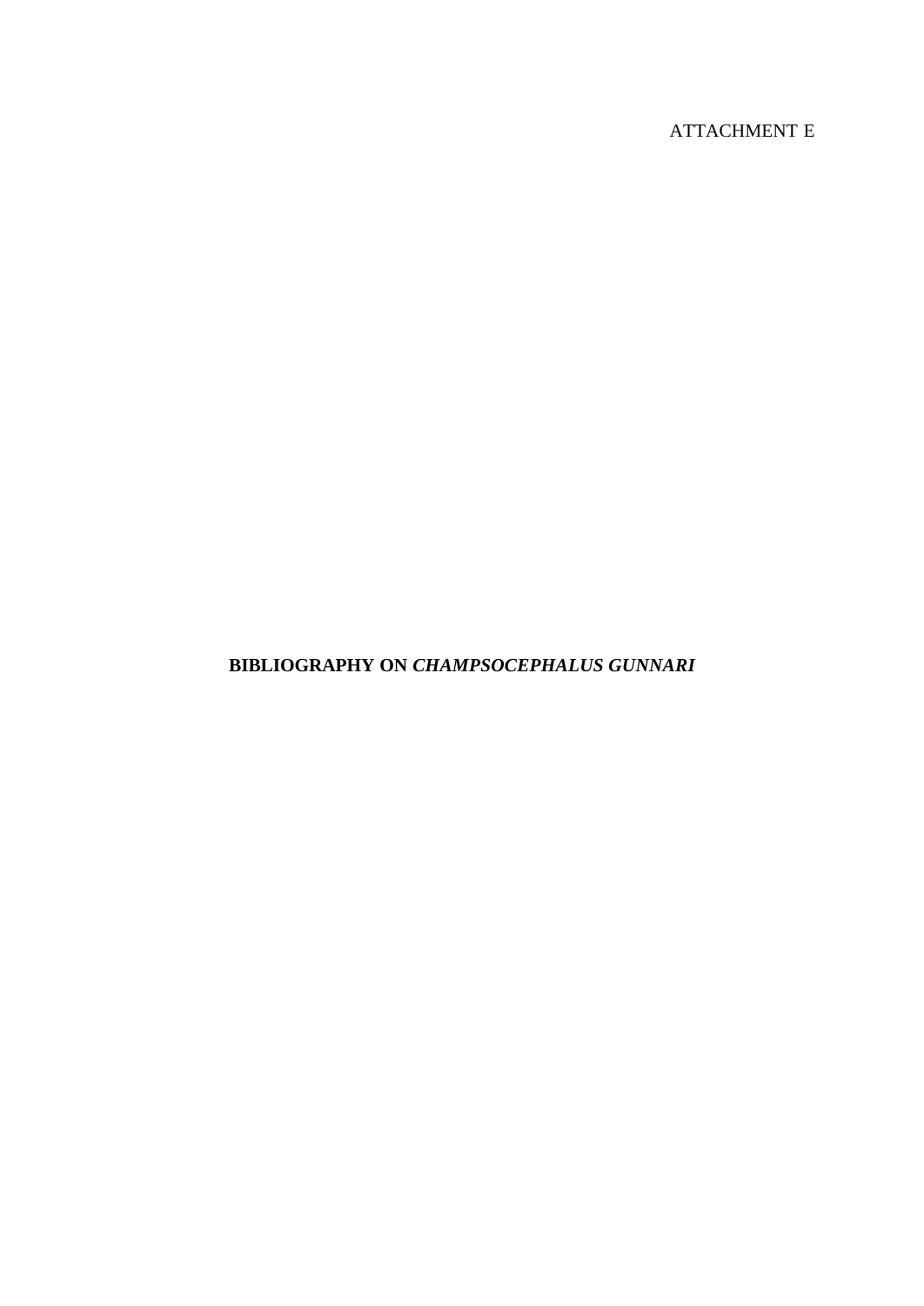ATTACHMENT E

# BIBLIOGRAPHY ON *CHAMPSOCEPHALUS GUNNARI*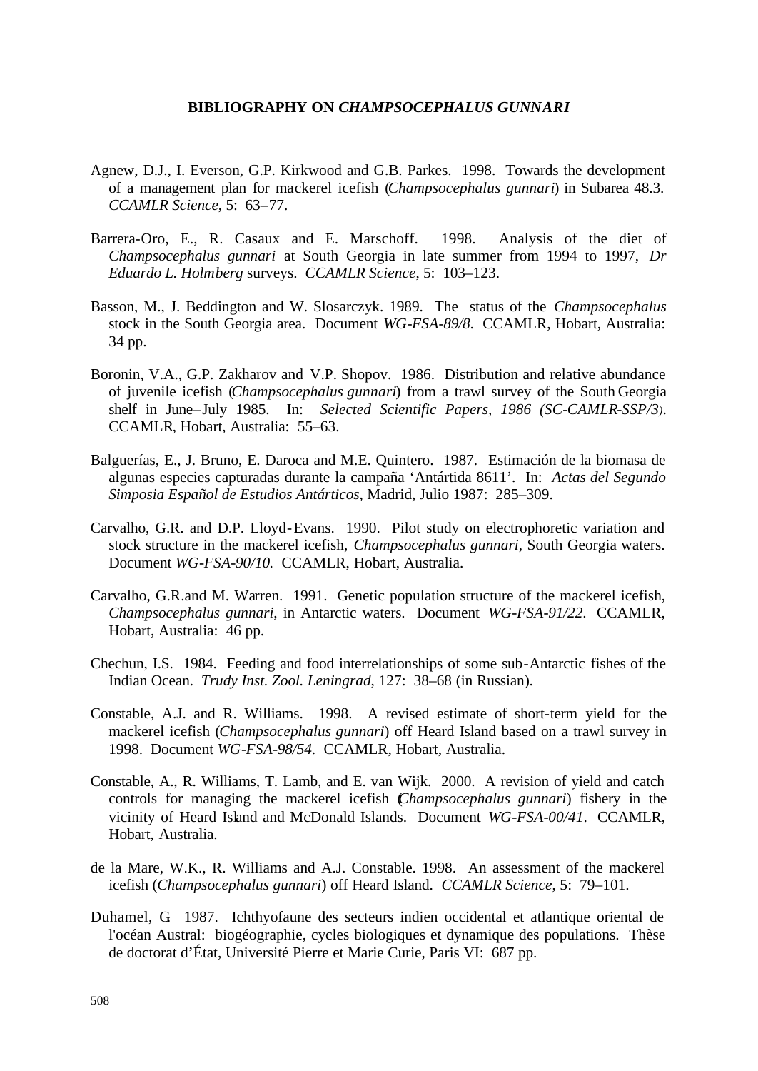## BIBLIOGRAPHY ON *CHAMPSOCEPHALUS GUNNARI*

Agnew, D.J., I. Everson, G.P. Kirkwood and G.B. Parkes. 1998. Towards the development of a management plan for mackerel icefish (*Champsocephalus gunnari*) in Subarea 48.3. *CCAMLR Science*, 5: 63–77.

Barrera-Oro, E., R. Casaux and E. Marschoff. 1998. Analysis of the diet of *Champsocephalus gunnari* at South Georgia in late summer from 1994 to 1997, *Dr Eduardo L. Holmberg* surveys. *CCAMLR Science*, 5: 103–123.

Basson, M., J. Beddington and W. Slosarczyk. 1989. The status of the *Champsocephalus* stock in the South Georgia area. Document *WG-FSA-89/8*. CCAMLR, Hobart, Australia: 34 pp.

Boronin, V.A., G.P. Zakharov and V.P. Shopov. 1986. Distribution and relative abundance of juvenile icefish (*Champsocephalus gunnari*) from a trawl survey of the South Georgia shelf in June–July 1985. In: *Selected Scientific Papers, 1986 (SC-CAMLR-SSP/3)*. CCAMLR, Hobart, Australia: 55–63.

Balguerías, E., J. Bruno, E. Daroca and M.E. Quintero. 1987. Estimación de la biomasa de algunas especies capturadas durante la campaña 'Antártida 8611'. In: *Actas del Segundo Simposia Español de Estudios Antárticos*, Madrid, Julio 1987: 285–309.

Carvalho, G.R. and D.P. Lloyd-Evans. 1990. Pilot study on electrophoretic variation and stock structure in the mackerel icefish, *Champsocephalus gunnari*, South Georgia waters. Document *WG-FSA-90/10*. CCAMLR, Hobart, Australia.

Carvalho, G.R.and M. Warren. 1991. Genetic population structure of the mackerel icefish, *Champsocephalus gunnari*, in Antarctic waters. Document *WG-FSA-91/22*. CCAMLR, Hobart, Australia: 46 pp.

Chechun, I.S. 1984. Feeding and food interrelationships of some sub-Antarctic fishes of the Indian Ocean. *Trudy Inst. Zool. Leningrad*, 127: 38–68 (in Russian).

Constable, A.J. and R. Williams. 1998. A revised estimate of short-term yield for the mackerel icefish (*Champsocephalus gunnari*) off Heard Island based on a trawl survey in 1998. Document *WG-FSA-98/54*. CCAMLR, Hobart, Australia.

Constable, A., R. Williams, T. Lamb, and E. van Wijk. 2000. A revision of yield and catch controls for managing the mackerel icefish (*Champsocephalus gunnari*) fishery in the vicinity of Heard Island and McDonald Islands. Document *WG-FSA-00/41*. CCAMLR, Hobart, Australia.

de la Mare, W.K., R. Williams and A.J. Constable. 1998. An assessment of the mackerel icefish (*Champsocephalus gunnari*) off Heard Island. *CCAMLR Science*, 5: 79–101.

Duhamel, G 1987. Ichthyofaune des secteurs indien occidental et atlantique oriental de l'océan Austral: biogéographie, cycles biologiques et dynamique des populations. Thèse de doctorat d'État, Université Pierre et Marie Curie, Paris VI: 687 pp.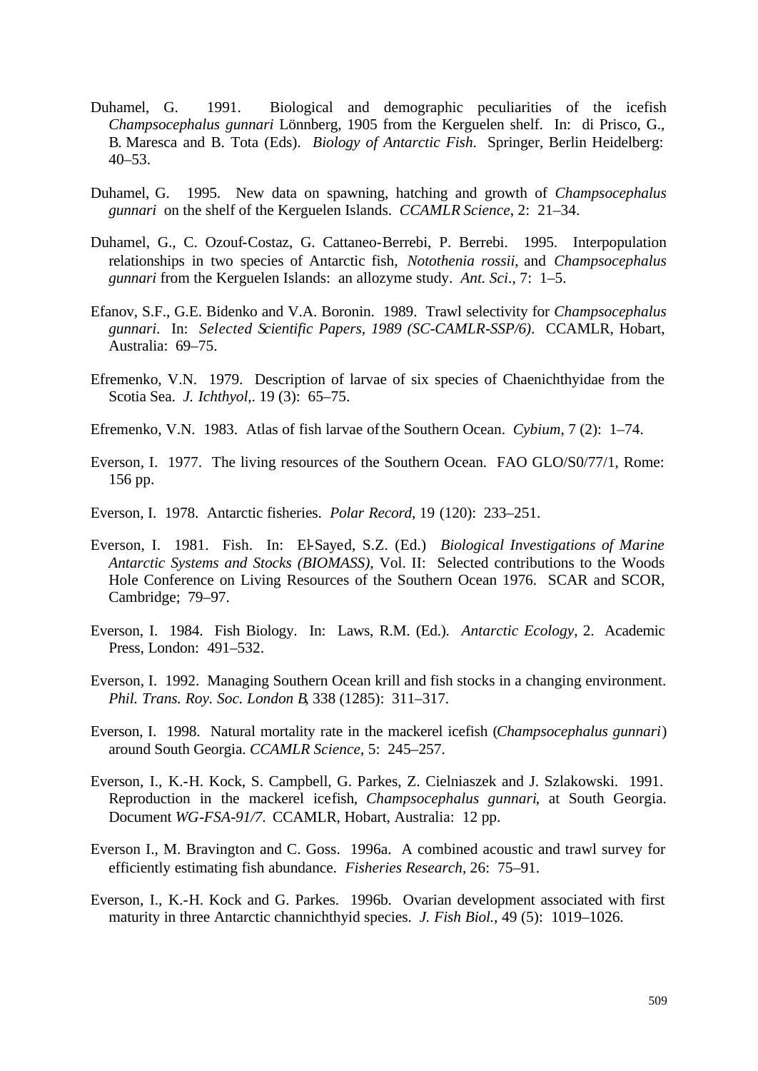Duhamel, G. 1991. Biological and demographic peculiarities of the icefish *Champsocephalus gunnari* Lönnberg, 1905 from the Kerguelen shelf. In: di Prisco, G., B. Maresca and B. Tota (Eds). *Biology of Antarctic Fish*. Springer, Berlin Heidelberg: 40–53.

Duhamel, G. 1995. New data on spawning, hatching and growth of *Champsocephalus gunnari* on the shelf of the Kerguelen Islands. *CCAMLR Science*, 2: 21–34.

Duhamel, G., C. Ozouf-Costaz, G. Cattaneo-Berrebi, P. Berrebi. 1995. Interpopulation relationships in two species of Antarctic fish, *Notothenia rossii*, and *Champsocephalus gunnari* from the Kerguelen Islands: an allozyme study. *Ant. Sci*., 7: 1–5.

Efanov, S.F., G.E. Bidenko and V.A. Boronin. 1989. Trawl selectivity for *Champsocephalus gunnari*. In: *Selected Scientific Papers, 1989 (SC-CAMLR-SSP/6)*. CCAMLR, Hobart, Australia: 69–75.

Efremenko, V.N. 1979. Description of larvae of six species of Chaenichthyidae from the Scotia Sea. *J. Ichthyol*,. 19 (3): 65–75.

Efremenko, V.N. 1983. Atlas of fish larvae of the Southern Ocean. *Cybium*, 7 (2): 1–74.

Everson, I. 1977. The living resources of the Southern Ocean. FAO GLO/S0/77/1, Rome: 156 pp.

Everson, I. 1978. Antarctic fisheries. *Polar Record*, 19 (120): 233–251.

Everson, I. 1981. Fish. In: El-Sayed, S.Z. (Ed.) *Biological Investigations of Marine Antarctic Systems and Stocks (BIOMASS)*, Vol. II: Selected contributions to the Woods Hole Conference on Living Resources of the Southern Ocean 1976. SCAR and SCOR, Cambridge; 79–97.

Everson, I. 1984. Fish Biology. In: Laws, R.M. (Ed.). *Antarctic Ecology*, 2. Academic Press, London: 491–532.

Everson, I. 1992. Managing Southern Ocean krill and fish stocks in a changing environment. *Phil. Trans. Roy. Soc. London B*, 338 (1285): 311–317.

Everson, I. 1998. Natural mortality rate in the mackerel icefish (*Champsocephalus gunnari*) around South Georgia. *CCAMLR Science*, 5: 245–257.

Everson, I., K.-H. Kock, S. Campbell, G. Parkes, Z. Cielniaszek and J. Szlakowski. 1991. Reproduction in the mackerel icefish, *Champsocephalus gunnari*, at South Georgia. Document *WG-FSA-91/7*. CCAMLR, Hobart, Australia: 12 pp.

Everson I., M. Bravington and C. Goss. 1996a. A combined acoustic and trawl survey for efficiently estimating fish abundance. *Fisheries Research*, 26: 75–91.

Everson, I., K.-H. Kock and G. Parkes. 1996b. Ovarian development associated with first maturity in three Antarctic channichthyid species. *J. Fish Biol.*, 49 (5): 1019–1026.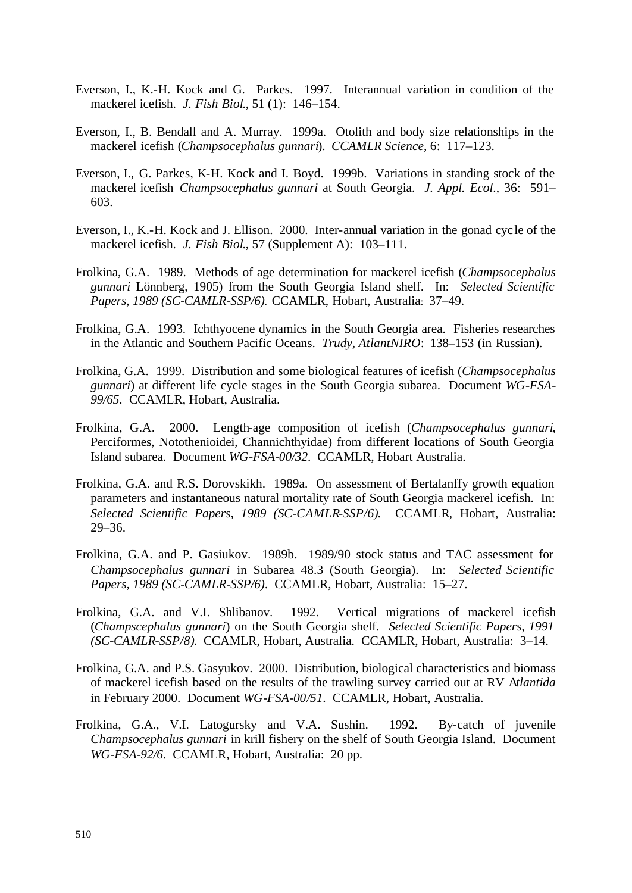Everson, I., K.-H. Kock and G. Parkes. 1997. Interannual variation in condition of the mackerel icefish. *J. Fish Biol.*, 51 (1): 146–154.

Everson, I., B. Bendall and A. Murray. 1999a. Otolith and body size relationships in the mackerel icefish (*Champsocephalus gunnari*). *CCAMLR Science*, 6: 117–123.

Everson, I., G. Parkes, K-H. Kock and I. Boyd. 1999b. Variations in standing stock of the mackerel icefish *Champsocephalus gunnari* at South Georgia. *J. Appl. Ecol.*, 36: 591–603.

Everson, I., K.-H. Kock and J. Ellison. 2000. Inter-annual variation in the gonad cycle of the mackerel icefish. *J. Fish Biol.*, 57 (Supplement A): 103–111.

Frolkina, G.A. 1989. Methods of age determination for mackerel icefish (*Champsocephalus gunnari* Lönnberg, 1905) from the South Georgia Island shelf. In: *Selected Scientific Papers, 1989 (SC-CAMLR-SSP/6).* CCAMLR, Hobart, Australia: 37–49.

Frolkina, G.A. 1993. Ichthyocene dynamics in the South Georgia area. Fisheries researches in the Atlantic and Southern Pacific Oceans. *Trudy, AtlantNIRO*: 138–153 (in Russian).

Frolkina, G.A. 1999. Distribution and some biological features of icefish (*Champsocephalus gunnari*) at different life cycle stages in the South Georgia subarea. Document *WG-FSA-99/65*. CCAMLR, Hobart, Australia.

Frolkina, G.A. 2000. Length-age composition of icefish (*Champsocephalus gunnari*, Perciformes, Notothenioidei, Channichthyidae) from different locations of South Georgia Island subarea. Document *WG-FSA-00/32*. CCAMLR, Hobart Australia.

Frolkina, G.A. and R.S. Dorovskikh. 1989a. On assessment of Bertalanffy growth equation parameters and instantaneous natural mortality rate of South Georgia mackerel icefish. In: *Selected Scientific Papers, 1989 (SC-CAMLR-SSP/6).* CCAMLR, Hobart, Australia: 29–36.

Frolkina, G.A. and P. Gasiukov. 1989b. 1989/90 stock status and TAC assessment for *Champsocephalus gunnari* in Subarea 48.3 (South Georgia). In: *Selected Scientific Papers, 1989 (SC-CAMLR-SSP/6)*. CCAMLR, Hobart, Australia: 15–27.

Frolkina, G.A. and V.I. Shlibanov. 1992. Vertical migrations of mackerel icefish (*Champscephalus gunnari*) on the South Georgia shelf. *Selected Scientific Papers, 1991 (SC-CAMLR-SSP/8).* CCAMLR, Hobart, Australia. CCAMLR, Hobart, Australia: 3–14.

Frolkina, G.A. and P.S. Gasyukov. 2000. Distribution, biological characteristics and biomass of mackerel icefish based on the results of the trawling survey carried out at RV *Atlantida* in February 2000. Document *WG-FSA-00/51*. CCAMLR, Hobart, Australia.

Frolkina, G.A., V.I. Latogursky and V.A. Sushin. 1992. By-catch of juvenile *Champsocephalus gunnari* in krill fishery on the shelf of South Georgia Island. Document *WG-FSA-92/6*. CCAMLR, Hobart, Australia: 20 pp.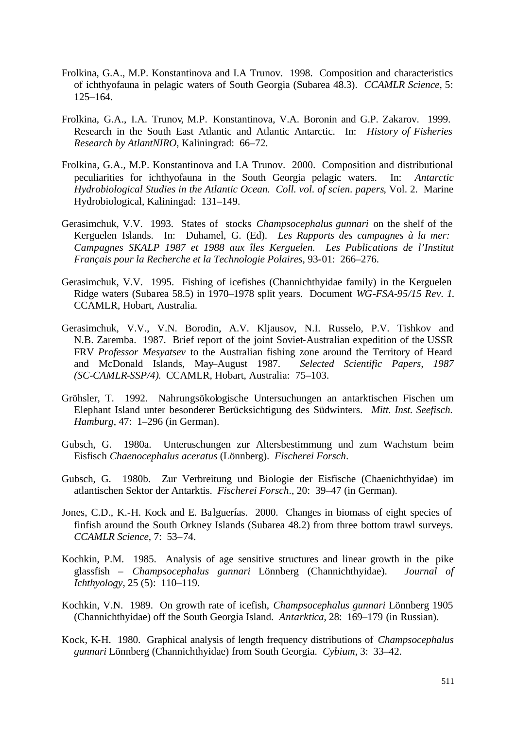Frolkina, G.A., M.P. Konstantinova and I.A Trunov. 1998. Composition and characteristics of ichthyofauna in pelagic waters of South Georgia (Subarea 48.3). *CCAMLR Science*, 5: 125–164.

Frolkina, G.A., I.A. Trunov, M.P. Konstantinova, V.A. Boronin and G.P. Zakarov. 1999. Research in the South East Atlantic and Atlantic Antarctic. In: *History of Fisheries Research by AtlantNIRO*, Kaliningrad: 66–72.

Frolkina, G.A., M.P. Konstantinova and I.A Trunov. 2000. Composition and distributional peculiarities for ichthyofauna in the South Georgia pelagic waters. In: *Antarctic Hydrobiological Studies in the Atlantic Ocean. Coll. vol. of scien. papers*, Vol. 2. Marine Hydrobiological, Kaliningad: 131–149.

Gerasimchuk, V.V. 1993. States of stocks *Champsocephalus gunnari* on the shelf of the Kerguelen Islands. In: Duhamel, G. (Ed). *Les Rapports des campagnes à la mer: Campagnes SKALP 1987 et 1988 aux îles Kerguelen. Les Publications de l'Institut Français pour la Recherche et la Technologie Polaires*, 93-01: 266–276.

Gerasimchuk, V.V. 1995. Fishing of icefishes (Channichthyidae family) in the Kerguelen Ridge waters (Subarea 58.5) in 1970–1978 split years. Document *WG-FSA-95/15 Rev. 1.* CCAMLR, Hobart, Australia.

Gerasimchuk, V.V., V.N. Borodin, A.V. Kljausov, N.I. Russelo, P.V. Tishkov and N.B. Zaremba. 1987. Brief report of the joint Soviet-Australian expedition of the USSR FRV *Professor Mesyatsev* to the Australian fishing zone around the Territory of Heard and McDonald Islands, May–August 1987. *Selected Scientific Papers, 1987 (SC-CAMLR-SSP/4).* CCAMLR, Hobart, Australia: 75–103.

Gröhsler, T. 1992. Nahrungsökologische Untersuchungen an antarktischen Fischen um Elephant Island unter besonderer Berücksichtigung des Südwinters. *Mitt. Inst. Seefisch. Hamburg*, 47: 1–296 (in German).

Gubsch, G. 1980a. Unteruschungen zur Altersbestimmung und zum Wachstum beim Eisfisch *Chaenocephalus aceratus* (Lönnberg). *Fischerei Forsch*.

Gubsch, G. 1980b. Zur Verbreitung und Biologie der Eisfische (Chaenichthyidae) im atlantischen Sektor der Antarktis. *Fischerei Forsch*., 20: 39–47 (in German).

Jones, C.D., K.-H. Kock and E. Balguerías. 2000. Changes in biomass of eight species of finfish around the South Orkney Islands (Subarea 48.2) from three bottom trawl surveys. *CCAMLR Science*, 7: 53–74.

Kochkin, P.M. 1985. Analysis of age sensitive structures and linear growth in the pike glassfish – *Champsocephalus gunnari* Lönnberg (Channichthyidae). *Journal of Ichthyology*, 25 (5): 110–119.

Kochkin, V.N. 1989. On growth rate of icefish, *Champsocephalus gunnari* Lönnberg 1905 (Channichthyidae) off the South Georgia Island. *Antarktica*, 28: 169–179 (in Russian).

Kock, K-H. 1980. Graphical analysis of length frequency distributions of *Champsocephalus gunnari* Lönnberg (Channichthyidae) from South Georgia. *Cybium*, 3: 33–42.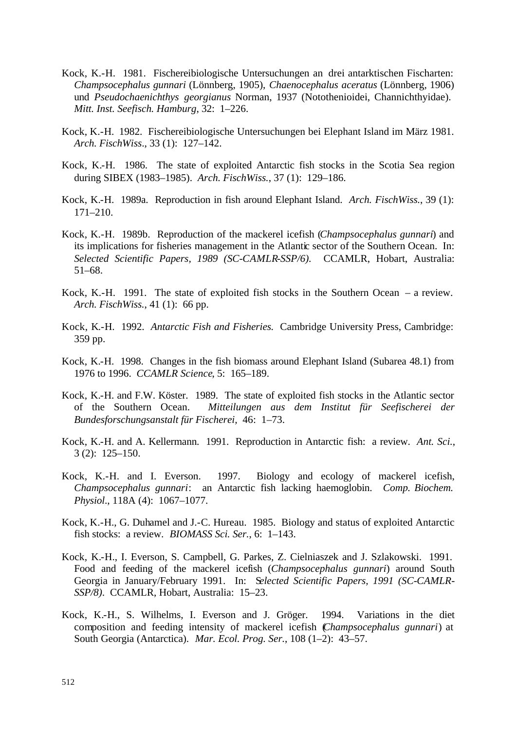Kock, K.-H. 1981. Fischereibiologische Untersuchungen an drei antarktischen Fischarten: *Champsocephalus gunnari* (Lönnberg, 1905), *Chaenocephalus aceratus* (Lönnberg, 1906) und *Pseudochaenichthys georgianus* Norman, 1937 (Notothenioidei, Channichthyidae). *Mitt. Inst. Seefisch. Hamburg*, 32: 1–226.

Kock, K.-H. 1982. Fischereibiologische Untersuchungen bei Elephant Island im März 1981. *Arch. FischWiss.*, 33 (1): 127–142.

Kock, K.-H. 1986. The state of exploited Antarctic fish stocks in the Scotia Sea region during SIBEX (1983–1985). *Arch. FischWiss.*, 37 (1): 129–186.

Kock, K.-H. 1989a. Reproduction in fish around Elephant Island. *Arch. FischWiss.*, 39 (1): 171–210.

Kock, K.-H. 1989b. Reproduction of the mackerel icefish (*Champsocephalus gunnari*) and its implications for fisheries management in the Atlantic sector of the Southern Ocean. In: *Selected Scientific Papers, 1989 (SC-CAMLR-SSP/6)*. CCAMLR, Hobart, Australia: 51–68.

Kock, K.-H. 1991. The state of exploited fish stocks in the Southern Ocean – a review. *Arch. FischWiss.*, 41 (1): 66 pp.

Kock, K.-H. 1992. *Antarctic Fish and Fisheries.* Cambridge University Press, Cambridge: 359 pp.

Kock, K.-H. 1998. Changes in the fish biomass around Elephant Island (Subarea 48.1) from 1976 to 1996. *CCAMLR Science*, 5: 165–189.

Kock, K.-H. and F.W. Köster. 1989. The state of exploited fish stocks in the Atlantic sector of the Southern Ocean. *Mitteilungen aus dem Institut für Seefischerei der Bundesforschungsanstalt für Fischerei*, 46: 1–73.

Kock, K.-H. and A. Kellermann. 1991. Reproduction in Antarctic fish: a review. *Ant. Sci.*, 3 (2): 125–150.

Kock, K.-H. and I. Everson. 1997. Biology and ecology of mackerel icefish, *Champsocephalus gunnari*: an Antarctic fish lacking haemoglobin. *Comp. Biochem. Physiol.*, 118A (4): 1067–1077.

Kock, K.-H., G. Duhamel and J.-C. Hureau. 1985. Biology and status of exploited Antarctic fish stocks: a review. *BIOMASS Sci. Ser.*, 6: 1–143.

Kock, K.-H., I. Everson, S. Campbell, G. Parkes, Z. Cielniaszek and J. Szlakowski. 1991. Food and feeding of the mackerel icefish (*Champsocephalus gunnari*) around South Georgia in January/February 1991. In: *Selected Scientific Papers, 1991 (SC-CAMLR-SSP/8)*. CCAMLR, Hobart, Australia: 15–23.

Kock, K.-H., S. Wilhelms, I. Everson and J. Gröger. 1994. Variations in the diet composition and feeding intensity of mackerel icefish (*Champsocephalus gunnari*) at South Georgia (Antarctica). *Mar. Ecol. Prog. Ser.*, 108 (1–2): 43–57.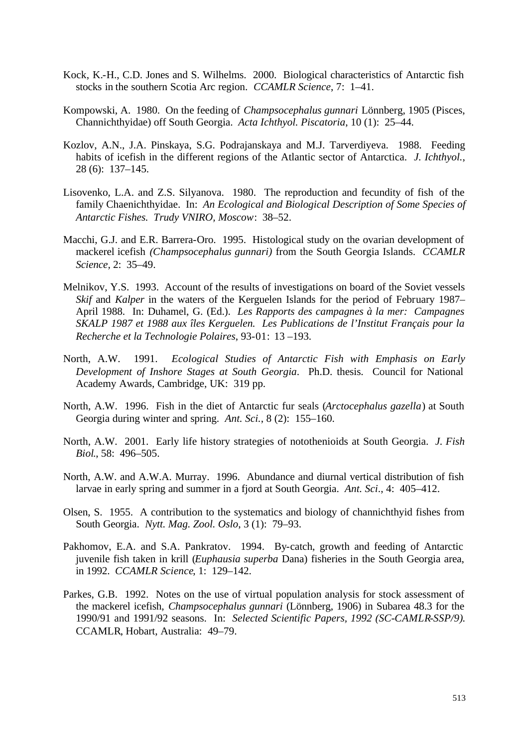Kock, K.-H., C.D. Jones and S. Wilhelms. 2000. Biological characteristics of Antarctic fish stocks in the southern Scotia Arc region. *CCAMLR Science*, 7: 1–41.

Kompowski, A. 1980. On the feeding of *Champsocephalus gunnari* Lönnberg, 1905 (Pisces, Channichthyidae) off South Georgia. *Acta Ichthyol. Piscatoria*, 10 (1): 25–44.

Kozlov, A.N., J.A. Pinskaya, S.G. Podrajanskaya and M.J. Tarverdiyeva. 1988. Feeding habits of icefish in the different regions of the Atlantic sector of Antarctica. *J. Ichthyol.*, 28 (6): 137–145.

Lisovenko, L.A. and Z.S. Silyanova. 1980. The reproduction and fecundity of fish of the family Chaenichthyidae. In: *An Ecological and Biological Description of Some Species of Antarctic Fishes. Trudy VNIRO, Moscow*: 38–52.

Macchi, G.J. and E.R. Barrera-Oro. 1995. Histological study on the ovarian development of mackerel icefish *(Champsocephalus gunnari)* from the South Georgia Islands. *CCAMLR Science*, 2: 35–49.

Melnikov, Y.S. 1993. Account of the results of investigations on board of the Soviet vessels *Skif* and *Kalper* in the waters of the Kerguelen Islands for the period of February 1987–April 1988. In: Duhamel, G. (Ed.). *Les Rapports des campagnes à la mer: Campagnes SKALP 1987 et 1988 aux îles Kerguelen. Les Publications de l'Institut Français pour la Recherche et la Technologie Polaires*, 93-01: 13 –193.

North, A.W. 1991. *Ecological Studies of Antarctic Fish with Emphasis on Early Development of Inshore Stages at South Georgia*. Ph.D. thesis. Council for National Academy Awards, Cambridge, UK: 319 pp.

North, A.W. 1996. Fish in the diet of Antarctic fur seals (*Arctocephalus gazella*) at South Georgia during winter and spring. *Ant. Sci.*, 8 (2): 155–160.

North, A.W. 2001. Early life history strategies of notothenioids at South Georgia. *J. Fish Biol.*, 58: 496–505.

North, A.W. and A.W.A. Murray. 1996. Abundance and diurnal vertical distribution of fish larvae in early spring and summer in a fjord at South Georgia. *Ant. Sci*., 4: 405–412.

Olsen, S. 1955. A contribution to the systematics and biology of channichthyid fishes from South Georgia. *Nytt. Mag. Zool. Oslo*, 3 (1): 79–93.

Pakhomov, E.A. and S.A. Pankratov. 1994. By-catch, growth and feeding of Antarctic juvenile fish taken in krill (*Euphausia superba* Dana) fisheries in the South Georgia area, in 1992. *CCAMLR Science*, 1: 129–142.

Parkes, G.B. 1992. Notes on the use of virtual population analysis for stock assessment of the mackerel icefish, *Champsocephalus gunnari* (Lönnberg, 1906) in Subarea 48.3 for the 1990/91 and 1991/92 seasons. In: *Selected Scientific Papers, 1992 (SC-CAMLR-SSP/9).* CCAMLR, Hobart, Australia: 49–79.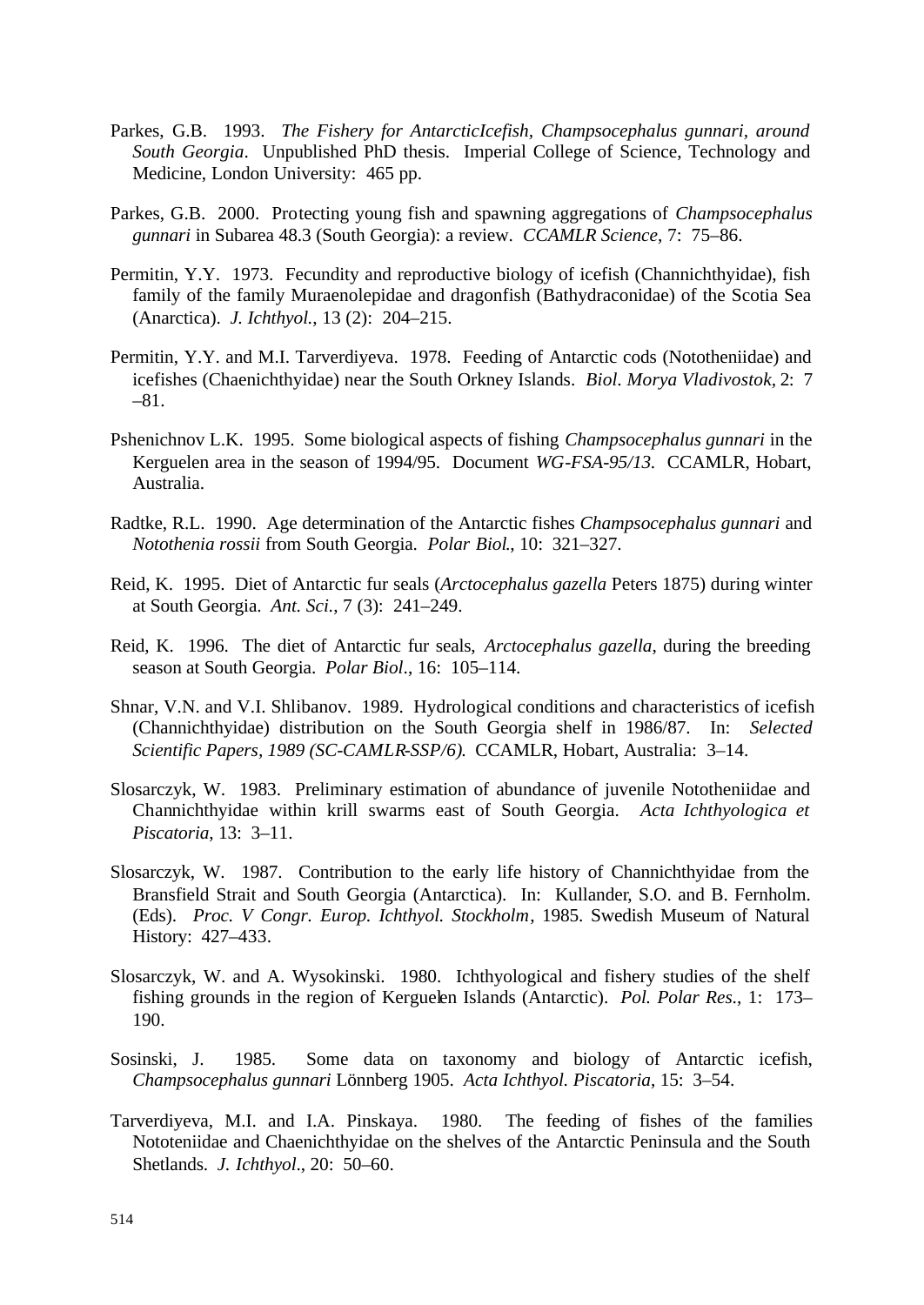Parkes, G.B. 1993. *The Fishery for AntarcticIcefish, Champsocephalus gunnari, around South Georgia*. Unpublished PhD thesis. Imperial College of Science, Technology and Medicine, London University: 465 pp.

Parkes, G.B. 2000. Protecting young fish and spawning aggregations of *Champsocephalus gunnari* in Subarea 48.3 (South Georgia): a review. *CCAMLR Science*, 7: 75–86.

Permitin, Y.Y. 1973. Fecundity and reproductive biology of icefish (Channichthyidae), fish family of the family Muraenolepidae and dragonfish (Bathydraconidae) of the Scotia Sea (Anarctica). *J. Ichthyol.*, 13 (2): 204–215.

Permitin, Y.Y. and M.I. Tarverdiyeva. 1978. Feeding of Antarctic cods (Nototheniidae) and icefishes (Chaenichthyidae) near the South Orkney Islands. *Biol. Morya Vladivostok*, 2: 7–81.

Pshenichnov L.K. 1995. Some biological aspects of fishing *Champsocephalus gunnari* in the Kerguelen area in the season of 1994/95. Document *WG-FSA-95/13*. CCAMLR, Hobart, Australia.

Radtke, R.L. 1990. Age determination of the Antarctic fishes *Champsocephalus gunnari* and *Notothenia rossii* from South Georgia. *Polar Biol.*, 10: 321–327.

Reid, K. 1995. Diet of Antarctic fur seals (*Arctocephalus gazella* Peters 1875) during winter at South Georgia. *Ant. Sci.*, 7 (3): 241–249.

Reid, K. 1996. The diet of Antarctic fur seals, *Arctocephalus gazella*, during the breeding season at South Georgia. *Polar Biol.*, 16: 105–114.

Shnar, V.N. and V.I. Shlibanov. 1989. Hydrological conditions and characteristics of icefish (Channichthyidae) distribution on the South Georgia shelf in 1986/87. In: *Selected Scientific Papers, 1989 (SC-CAMLR-SSP/6).* CCAMLR, Hobart, Australia: 3–14.

Slosarczyk, W. 1983. Preliminary estimation of abundance of juvenile Nototheniidae and Channichthyidae within krill swarms east of South Georgia. *Acta Ichthyologica et Piscatoria*, 13: 3–11.

Slosarczyk, W. 1987. Contribution to the early life history of Channichthyidae from the Bransfield Strait and South Georgia (Antarctica). In: Kullander, S.O. and B. Fernholm. (Eds). *Proc. V Congr. Europ. Ichthyol. Stockholm*, 1985. Swedish Museum of Natural History: 427–433.

Slosarczyk, W. and A. Wysokinski. 1980. Ichthyological and fishery studies of the shelf fishing grounds in the region of Kerguelen Islands (Antarctic). *Pol. Polar Res.*, 1: 173–190.

Sosinski, J. 1985. Some data on taxonomy and biology of Antarctic icefish, *Champsocephalus gunnari* Lönnberg 1905. *Acta Ichthyol. Piscatoria*, 15: 3–54.

Tarverdiyeva, M.I. and I.A. Pinskaya. 1980. The feeding of fishes of the families Nototeniidae and Chaenichthyidae on the shelves of the Antarctic Peninsula and the South Shetlands. *J. Ichthyol.*, 20: 50–60.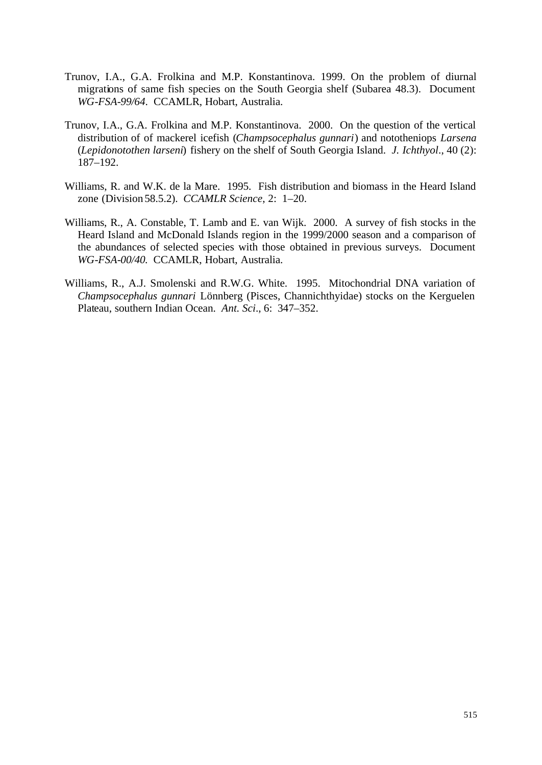Trunov, I.A., G.A. Frolkina and M.P. Konstantinova. 1999. On the problem of diurnal migrations of same fish species on the South Georgia shelf (Subarea 48.3). Document *WG-FSA-99/64*. CCAMLR, Hobart, Australia.

Trunov, I.A., G.A. Frolkina and M.P. Konstantinova. 2000. On the question of the vertical distribution of of mackerel icefish (*Champsocephalus gunnari*) and nototheniops *Larsena* (*Lepidonotothen larseni*) fishery on the shelf of South Georgia Island. *J. Ichthyol*., 40 (2): 187–192.

Williams, R. and W.K. de la Mare. 1995. Fish distribution and biomass in the Heard Island zone (Division 58.5.2). *CCAMLR Science*, 2: 1–20.

Williams, R., A. Constable, T. Lamb and E. van Wijk. 2000. A survey of fish stocks in the Heard Island and McDonald Islands region in the 1999/2000 season and a comparison of the abundances of selected species with those obtained in previous surveys. Document *WG-FSA-00/40*. CCAMLR, Hobart, Australia.

Williams, R., A.J. Smolenski and R.W.G. White. 1995. Mitochondrial DNA variation of *Champsocephalus gunnari* Lönnberg (Pisces, Channichthyidae) stocks on the Kerguelen Plateau, southern Indian Ocean. *Ant. Sci*., 6: 347–352.